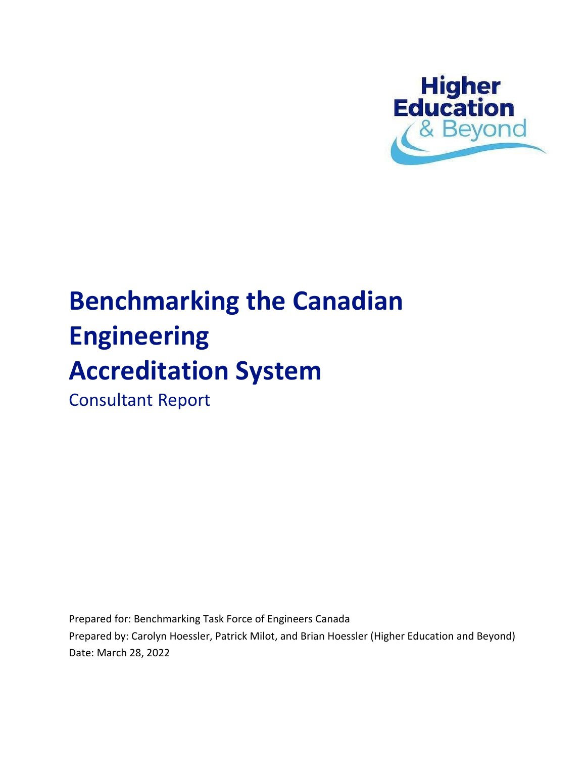Higher Education & Beyond

# Benchmarking the Canadian Engineering Accreditation System

Consultant Report

Prepared for: Benchmarking Task Force of Engineers Canada

Prepared by: Carolyn Hoessler, Patrick Milot, and Brian Hoessler (Higher Education and Beyond)

Date: March 28, 2022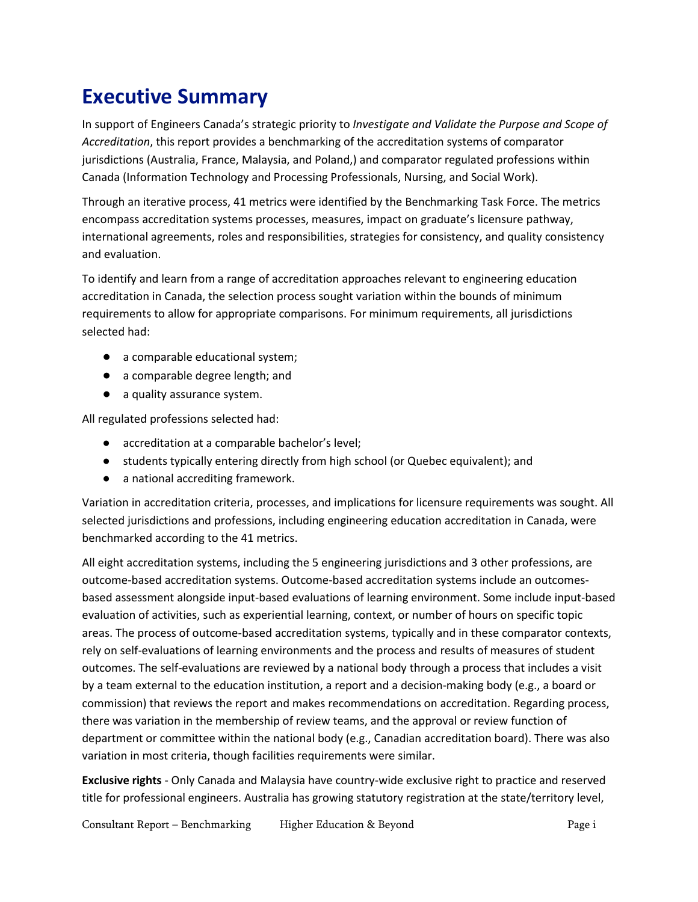# Executive Summary

In support of Engineers Canada's strategic priority to *Investigate and Validate the Purpose and Scope of Accreditation*, this report provides a benchmarking of the accreditation systems of comparator jurisdictions (Australia, France, Malaysia, and Poland,) and comparator regulated professions within Canada (Information Technology and Processing Professionals, Nursing, and Social Work).

Through an iterative process, 41 metrics were identified by the Benchmarking Task Force. The metrics encompass accreditation systems processes, measures, impact on graduate's licensure pathway, international agreements, roles and responsibilities, strategies for consistency, and quality consistency and evaluation.

To identify and learn from a range of accreditation approaches relevant to engineering education accreditation in Canada, the selection process sought variation within the bounds of minimum requirements to allow for appropriate comparisons. For minimum requirements, all jurisdictions selected had:

- a comparable educational system;
- a comparable degree length; and
- a quality assurance system.

All regulated professions selected had:

- accreditation at a comparable bachelor's level;
- students typically entering directly from high school (or Quebec equivalent); and
- a national accrediting framework.

Variation in accreditation criteria, processes, and implications for licensure requirements was sought. All selected jurisdictions and professions, including engineering education accreditation in Canada, were benchmarked according to the 41 metrics.

All eight accreditation systems, including the 5 engineering jurisdictions and 3 other professions, are outcome-based accreditation systems. Outcome-based accreditation systems include an outcomes-based assessment alongside input-based evaluations of learning environment. Some include input-based evaluation of activities, such as experiential learning, context, or number of hours on specific topic areas. The process of outcome-based accreditation systems, typically and in these comparator contexts, rely on self-evaluations of learning environments and the process and results of measures of student outcomes. The self-evaluations are reviewed by a national body through a process that includes a visit by a team external to the education institution, a report and a decision-making body (e.g., a board or commission) that reviews the report and makes recommendations on accreditation. Regarding process, there was variation in the membership of review teams, and the approval or review function of department or committee within the national body (e.g., Canadian accreditation board). There was also variation in most criteria, though facilities requirements were similar.

**Exclusive rights** - Only Canada and Malaysia have country-wide exclusive right to practice and reserved title for professional engineers. Australia has growing statutory registration at the state/territory level,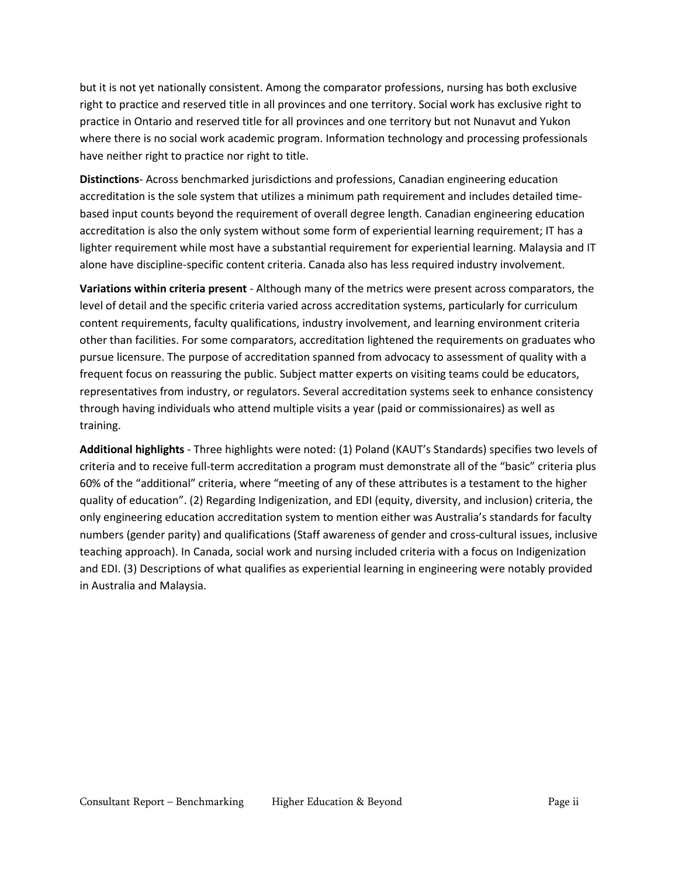but it is not yet nationally consistent. Among the comparator professions, nursing has both exclusive right to practice and reserved title in all provinces and one territory. Social work has exclusive right to practice in Ontario and reserved title for all provinces and one territory but not Nunavut and Yukon where there is no social work academic program. Information technology and processing professionals have neither right to practice nor right to title.

**Distinctions**- Across benchmarked jurisdictions and professions, Canadian engineering education accreditation is the sole system that utilizes a minimum path requirement and includes detailed time-based input counts beyond the requirement of overall degree length. Canadian engineering education accreditation is also the only system without some form of experiential learning requirement; IT has a lighter requirement while most have a substantial requirement for experiential learning. Malaysia and IT alone have discipline-specific content criteria. Canada also has less required industry involvement.

**Variations within criteria present** - Although many of the metrics were present across comparators, the level of detail and the specific criteria varied across accreditation systems, particularly for curriculum content requirements, faculty qualifications, industry involvement, and learning environment criteria other than facilities. For some comparators, accreditation lightened the requirements on graduates who pursue licensure. The purpose of accreditation spanned from advocacy to assessment of quality with a frequent focus on reassuring the public. Subject matter experts on visiting teams could be educators, representatives from industry, or regulators. Several accreditation systems seek to enhance consistency through having individuals who attend multiple visits a year (paid or commissionaires) as well as training.

**Additional highlights** - Three highlights were noted: (1) Poland (KAUT's Standards) specifies two levels of criteria and to receive full-term accreditation a program must demonstrate all of the "basic" criteria plus 60% of the "additional" criteria, where "meeting of any of these attributes is a testament to the higher quality of education". (2) Regarding Indigenization, and EDI (equity, diversity, and inclusion) criteria, the only engineering education accreditation system to mention either was Australia's standards for faculty numbers (gender parity) and qualifications (Staff awareness of gender and cross-cultural issues, inclusive teaching approach). In Canada, social work and nursing included criteria with a focus on Indigenization and EDI. (3) Descriptions of what qualifies as experiential learning in engineering were notably provided in Australia and Malaysia.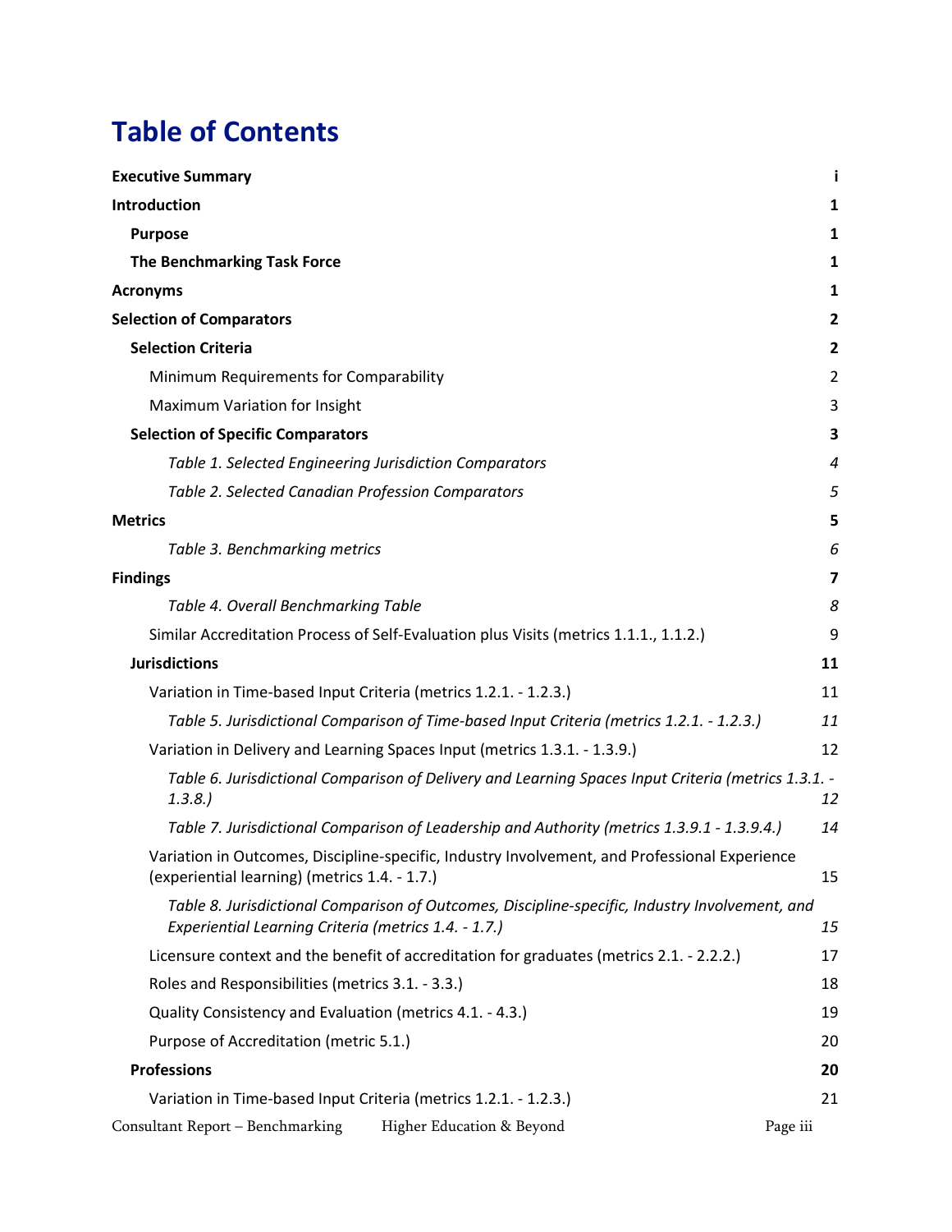# Table of Contents

| | |
|---|---|
| **Executive Summary** | **i** |
| **Introduction** | **1** |
| **Purpose** | **1** |
| **The Benchmarking Task Force** | **1** |
| **Acronyms** | **1** |
| **Selection of Comparators** | **2** |
| **Selection Criteria** | **2** |
| Minimum Requirements for Comparability | 2 |
| Maximum Variation for Insight | 3 |
| **Selection of Specific Comparators** | **3** |
| *Table 1. Selected Engineering Jurisdiction Comparators* | *4* |
| *Table 2. Selected Canadian Profession Comparators* | *5* |
| **Metrics** | **5** |
| *Table 3. Benchmarking metrics* | *6* |
| **Findings** | **7** |
| *Table 4. Overall Benchmarking Table* | *8* |
| Similar Accreditation Process of Self-Evaluation plus Visits (metrics 1.1.1., 1.1.2.) | 9 |
| **Jurisdictions** | **11** |
| Variation in Time-based Input Criteria (metrics 1.2.1. - 1.2.3.) | 11 |
| *Table 5. Jurisdictional Comparison of Time-based Input Criteria (metrics 1.2.1. - 1.2.3.)* | *11* |
| Variation in Delivery and Learning Spaces Input (metrics 1.3.1. - 1.3.9.) | 12 |
| *Table 6. Jurisdictional Comparison of Delivery and Learning Spaces Input Criteria (metrics 1.3.1. - 1.3.8.)* | *12* |
| *Table 7. Jurisdictional Comparison of Leadership and Authority (metrics 1.3.9.1 - 1.3.9.4.)* | *14* |
| Variation in Outcomes, Discipline-specific, Industry Involvement, and Professional Experience (experiential learning) (metrics 1.4. - 1.7.) | 15 |
| *Table 8. Jurisdictional Comparison of Outcomes, Discipline-specific, Industry Involvement, and Experiential Learning Criteria (metrics 1.4. - 1.7.)* | *15* |
| Licensure context and the benefit of accreditation for graduates (metrics 2.1. - 2.2.2.) | 17 |
| Roles and Responsibilities (metrics 3.1. - 3.3.) | 18 |
| Quality Consistency and Evaluation (metrics 4.1. - 4.3.) | 19 |
| Purpose of Accreditation (metric 5.1.) | 20 |
| **Professions** | **20** |
| Variation in Time-based Input Criteria (metrics 1.2.1. - 1.2.3.) | 21 |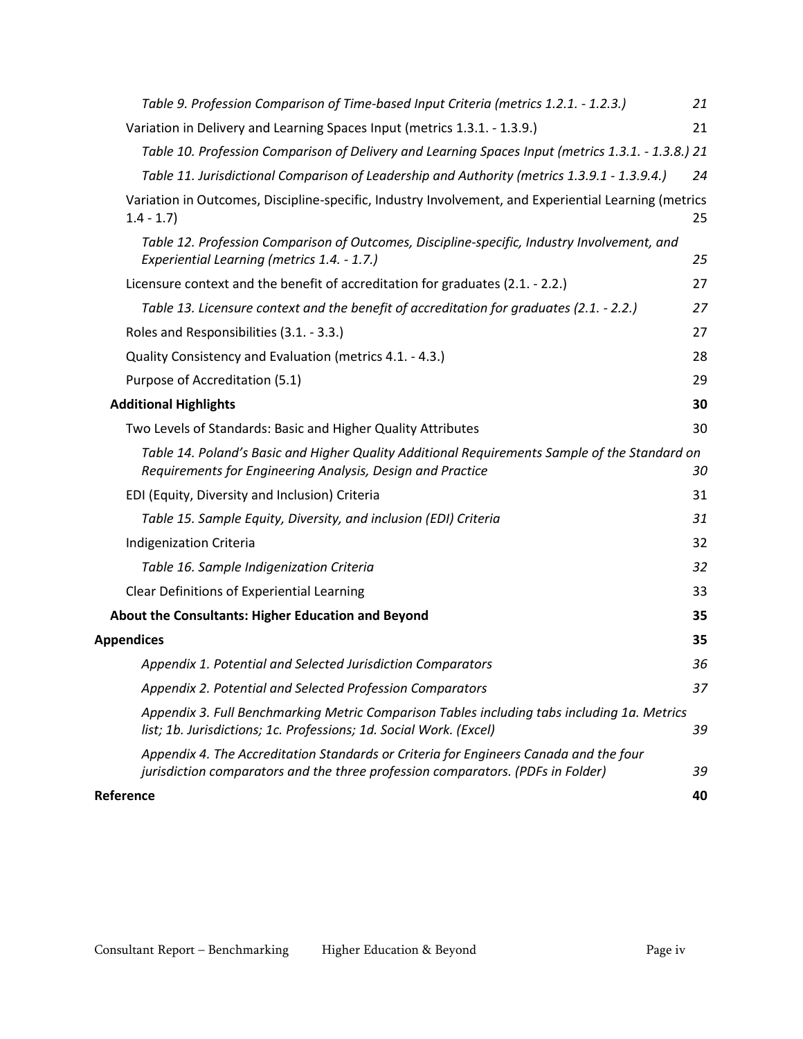*Table 9. Profession Comparison of Time-based Input Criteria (metrics 1.2.1. - 1.2.3.)* 21

Variation in Delivery and Learning Spaces Input (metrics 1.3.1. - 1.3.9.) 21

*Table 10. Profession Comparison of Delivery and Learning Spaces Input (metrics 1.3.1. - 1.3.8.)* 21

*Table 11. Jurisdictional Comparison of Leadership and Authority (metrics 1.3.9.1 - 1.3.9.4.)* 24

Variation in Outcomes, Discipline-specific, Industry Involvement, and Experiential Learning (metrics 1.4 - 1.7) 25

*Table 12. Profession Comparison of Outcomes, Discipline-specific, Industry Involvement, and Experiential Learning (metrics 1.4. - 1.7.)* 25

Licensure context and the benefit of accreditation for graduates (2.1. - 2.2.) 27

*Table 13. Licensure context and the benefit of accreditation for graduates (2.1. - 2.2.)* 27

Roles and Responsibilities (3.1. - 3.3.) 27

Quality Consistency and Evaluation (metrics 4.1. - 4.3.) 28

Purpose of Accreditation (5.1) 29

**Additional Highlights** **30**

Two Levels of Standards: Basic and Higher Quality Attributes 30

*Table 14. Poland's Basic and Higher Quality Additional Requirements Sample of the Standard on Requirements for Engineering Analysis, Design and Practice* 30

EDI (Equity, Diversity and Inclusion) Criteria 31

*Table 15. Sample Equity, Diversity, and inclusion (EDI) Criteria* 31

Indigenization Criteria 32

*Table 16. Sample Indigenization Criteria* 32

Clear Definitions of Experiential Learning 33

**About the Consultants: Higher Education and Beyond** **35**

**Appendices** **35**

*Appendix 1. Potential and Selected Jurisdiction Comparators* 36

*Appendix 2. Potential and Selected Profession Comparators* 37

*Appendix 3. Full Benchmarking Metric Comparison Tables including tabs including 1a. Metrics list; 1b. Jurisdictions; 1c. Professions; 1d. Social Work. (Excel)* 39

*Appendix 4. The Accreditation Standards or Criteria for Engineers Canada and the four jurisdiction comparators and the three profession comparators. (PDFs in Folder)* 39

**Reference** **40**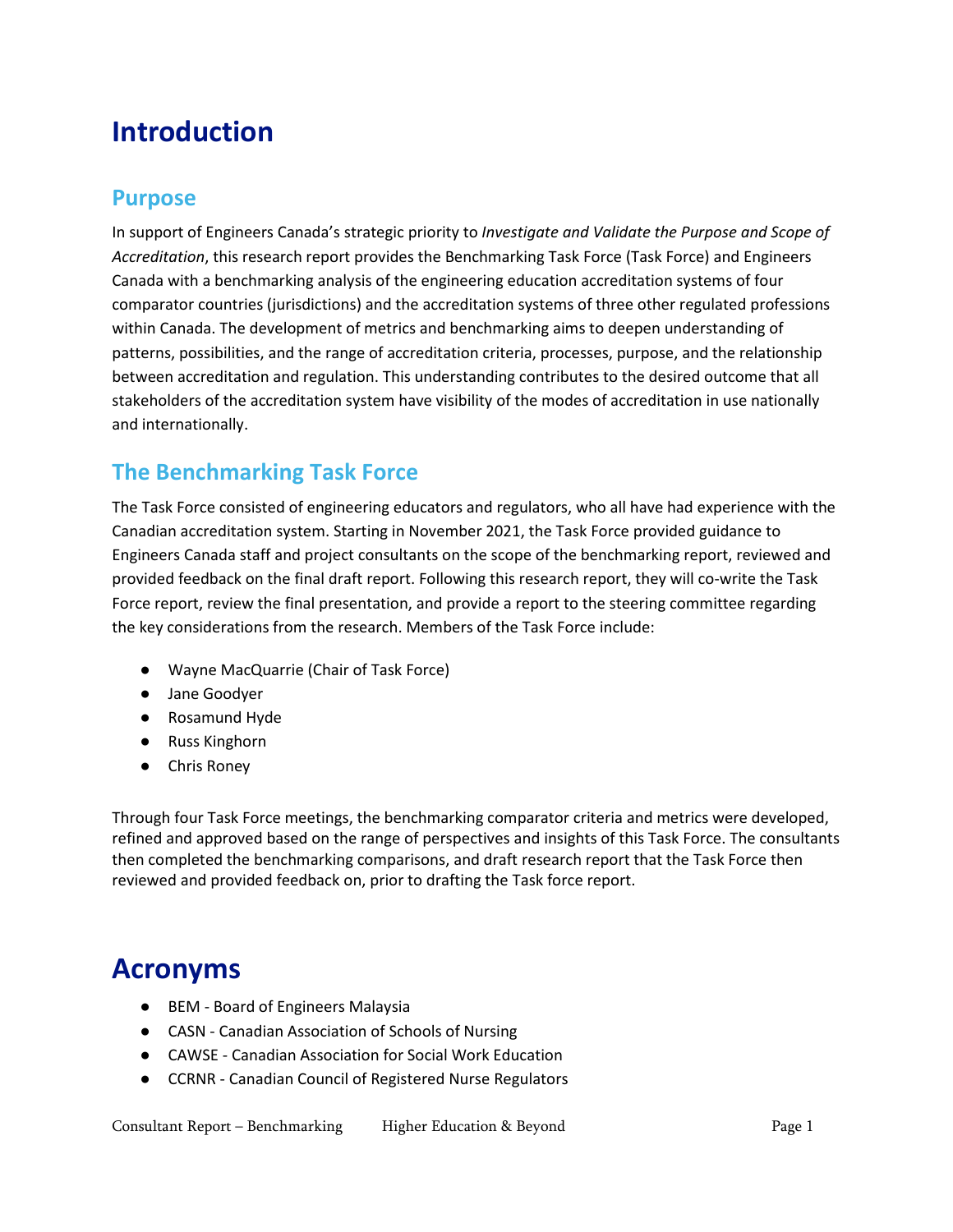# Introduction

## Purpose

In support of Engineers Canada's strategic priority to *Investigate and Validate the Purpose and Scope of Accreditation*, this research report provides the Benchmarking Task Force (Task Force) and Engineers Canada with a benchmarking analysis of the engineering education accreditation systems of four comparator countries (jurisdictions) and the accreditation systems of three other regulated professions within Canada. The development of metrics and benchmarking aims to deepen understanding of patterns, possibilities, and the range of accreditation criteria, processes, purpose, and the relationship between accreditation and regulation. This understanding contributes to the desired outcome that all stakeholders of the accreditation system have visibility of the modes of accreditation in use nationally and internationally.

## The Benchmarking Task Force

The Task Force consisted of engineering educators and regulators, who all have had experience with the Canadian accreditation system. Starting in November 2021, the Task Force provided guidance to Engineers Canada staff and project consultants on the scope of the benchmarking report, reviewed and provided feedback on the final draft report. Following this research report, they will co-write the Task Force report, review the final presentation, and provide a report to the steering committee regarding the key considerations from the research. Members of the Task Force include:

- Wayne MacQuarrie (Chair of Task Force)
- Jane Goodyer
- Rosamund Hyde
- Russ Kinghorn
- Chris Roney

Through four Task Force meetings, the benchmarking comparator criteria and metrics were developed, refined and approved based on the range of perspectives and insights of this Task Force. The consultants then completed the benchmarking comparisons, and draft research report that the Task Force then reviewed and provided feedback on, prior to drafting the Task force report.

# Acronyms

- BEM - Board of Engineers Malaysia
- CASN - Canadian Association of Schools of Nursing
- CAWSE - Canadian Association for Social Work Education
- CCRNR - Canadian Council of Registered Nurse Regulators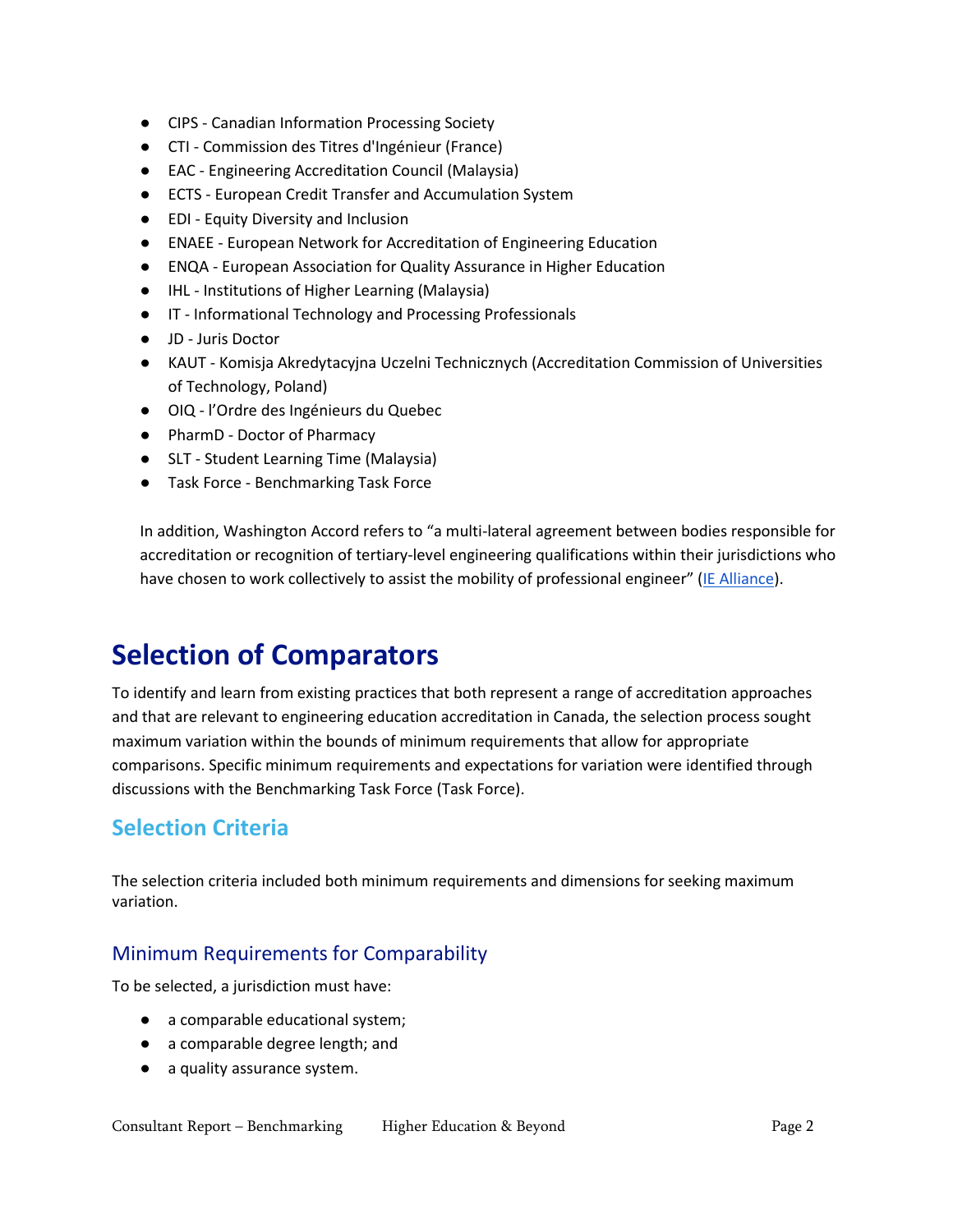- CIPS - Canadian Information Processing Society
- CTI - Commission des Titres d'Ingénieur (France)
- EAC - Engineering Accreditation Council (Malaysia)
- ECTS - European Credit Transfer and Accumulation System
- EDI - Equity Diversity and Inclusion
- ENAEE - European Network for Accreditation of Engineering Education
- ENQA - European Association for Quality Assurance in Higher Education
- IHL - Institutions of Higher Learning (Malaysia)
- IT - Informational Technology and Processing Professionals
- JD - Juris Doctor
- KAUT - Komisja Akredytacyjna Uczelni Technicznych (Accreditation Commission of Universities of Technology, Poland)
- OIQ - l'Ordre des Ingénieurs du Quebec
- PharmD - Doctor of Pharmacy
- SLT - Student Learning Time (Malaysia)
- Task Force - Benchmarking Task Force

In addition, Washington Accord refers to "a multi-lateral agreement between bodies responsible for accreditation or recognition of tertiary-level engineering qualifications within their jurisdictions who have chosen to work collectively to assist the mobility of professional engineer" (IE Alliance).

# Selection of Comparators

To identify and learn from existing practices that both represent a range of accreditation approaches and that are relevant to engineering education accreditation in Canada, the selection process sought maximum variation within the bounds of minimum requirements that allow for appropriate comparisons. Specific minimum requirements and expectations for variation were identified through discussions with the Benchmarking Task Force (Task Force).

## Selection Criteria

The selection criteria included both minimum requirements and dimensions for seeking maximum variation.

### Minimum Requirements for Comparability

To be selected, a jurisdiction must have:

- a comparable educational system;
- a comparable degree length; and
- a quality assurance system.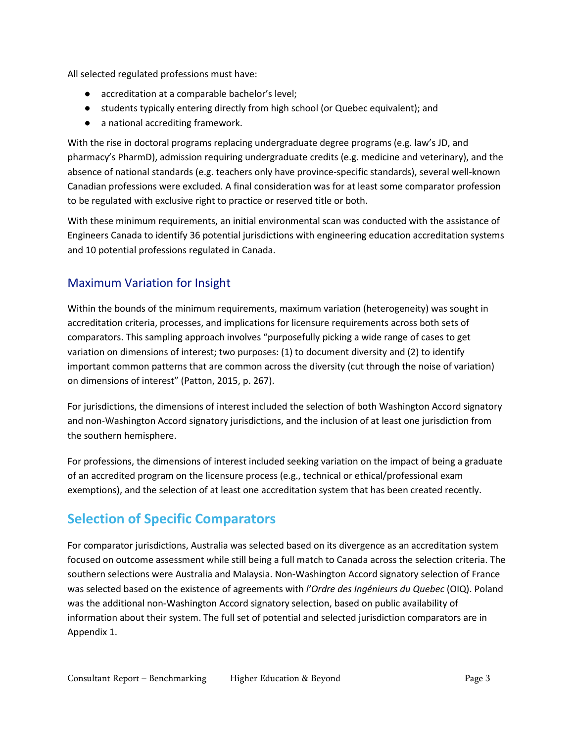All selected regulated professions must have:

- accreditation at a comparable bachelor's level;
- students typically entering directly from high school (or Quebec equivalent); and
- a national accrediting framework.

With the rise in doctoral programs replacing undergraduate degree programs (e.g. law's JD, and pharmacy's PharmD), admission requiring undergraduate credits (e.g. medicine and veterinary), and the absence of national standards (e.g. teachers only have province-specific standards), several well-known Canadian professions were excluded. A final consideration was for at least some comparator profession to be regulated with exclusive right to practice or reserved title or both.

With these minimum requirements, an initial environmental scan was conducted with the assistance of Engineers Canada to identify 36 potential jurisdictions with engineering education accreditation systems and 10 potential professions regulated in Canada.

### Maximum Variation for Insight

Within the bounds of the minimum requirements, maximum variation (heterogeneity) was sought in accreditation criteria, processes, and implications for licensure requirements across both sets of comparators. This sampling approach involves "purposefully picking a wide range of cases to get variation on dimensions of interest; two purposes: (1) to document diversity and (2) to identify important common patterns that are common across the diversity (cut through the noise of variation) on dimensions of interest" (Patton, 2015, p. 267).

For jurisdictions, the dimensions of interest included the selection of both Washington Accord signatory and non-Washington Accord signatory jurisdictions, and the inclusion of at least one jurisdiction from the southern hemisphere.

For professions, the dimensions of interest included seeking variation on the impact of being a graduate of an accredited program on the licensure process (e.g., technical or ethical/professional exam exemptions), and the selection of at least one accreditation system that has been created recently.

## Selection of Specific Comparators

For comparator jurisdictions, Australia was selected based on its divergence as an accreditation system focused on outcome assessment while still being a full match to Canada across the selection criteria. The southern selections were Australia and Malaysia. Non-Washington Accord signatory selection of France was selected based on the existence of agreements with *l'Ordre des Ingénieurs du Quebec* (OIQ). Poland was the additional non-Washington Accord signatory selection, based on public availability of information about their system. The full set of potential and selected jurisdiction comparators are in Appendix 1.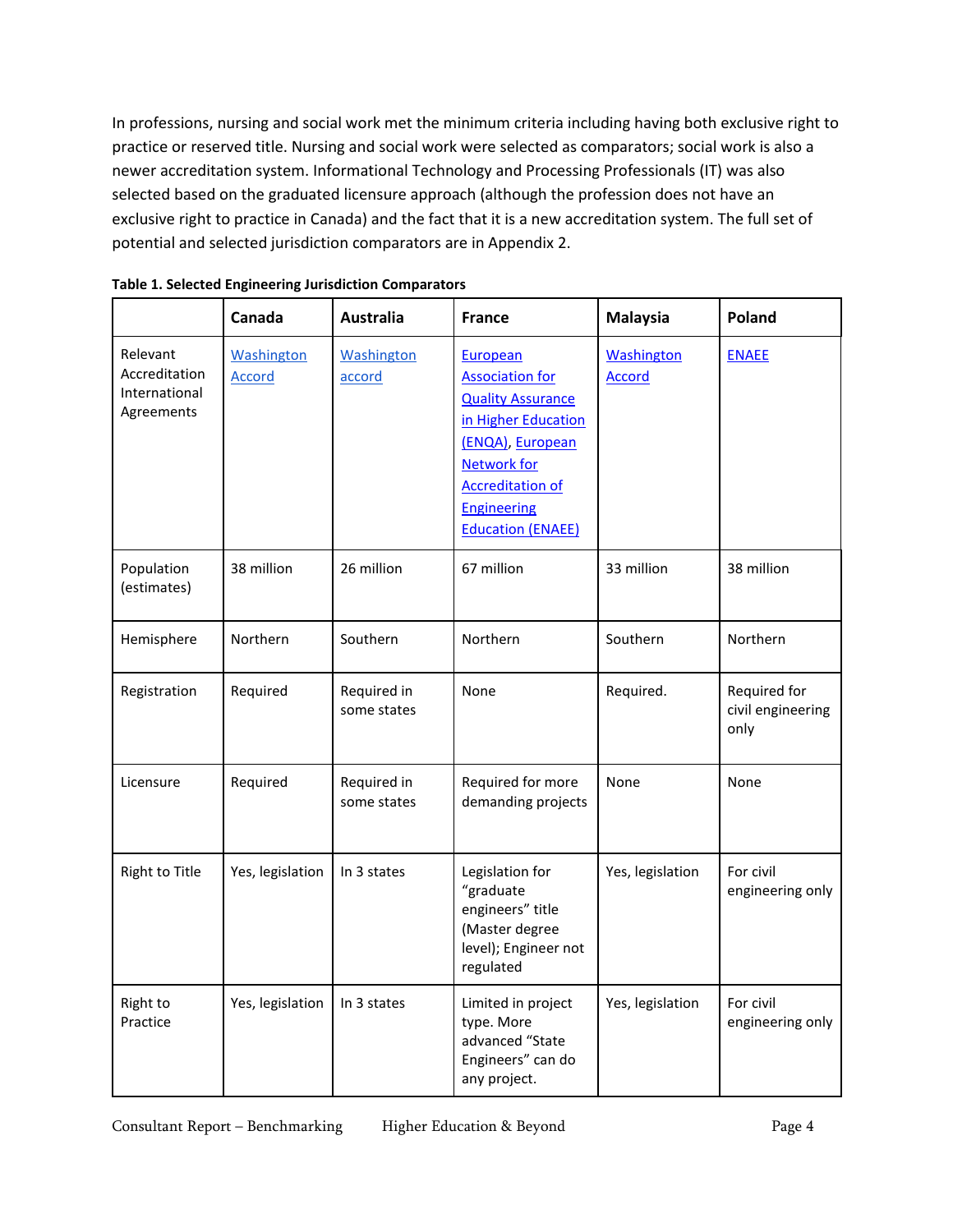In professions, nursing and social work met the minimum criteria including having both exclusive right to practice or reserved title. Nursing and social work were selected as comparators; social work is also a newer accreditation system. Informational Technology and Processing Professionals (IT) was also selected based on the graduated licensure approach (although the profession does not have an exclusive right to practice in Canada) and the fact that it is a new accreditation system. The full set of potential and selected jurisdiction comparators are in Appendix 2.

**Table 1. Selected Engineering Jurisdiction Comparators**

| | Canada | Australia | France | Malaysia | Poland |
|---|---|---|---|---|---|
| Relevant Accreditation International Agreements | Washington Accord | Washington accord | European Association for Quality Assurance in Higher Education (ENQA), European Network for Accreditation of Engineering Education (ENAEE) | Washington Accord | ENAEE |
| Population (estimates) | 38 million | 26 million | 67 million | 33 million | 38 million |
| Hemisphere | Northern | Southern | Northern | Southern | Northern |
| Registration | Required | Required in some states | None | Required. | Required for civil engineering only |
| Licensure | Required | Required in some states | Required for more demanding projects | None | None |
| Right to Title | Yes, legislation | In 3 states | Legislation for "graduate engineers" title (Master degree level); Engineer not regulated | Yes, legislation | For civil engineering only |
| Right to Practice | Yes, legislation | In 3 states | Limited in project type. More advanced "State Engineers" can do any project. | Yes, legislation | For civil engineering only |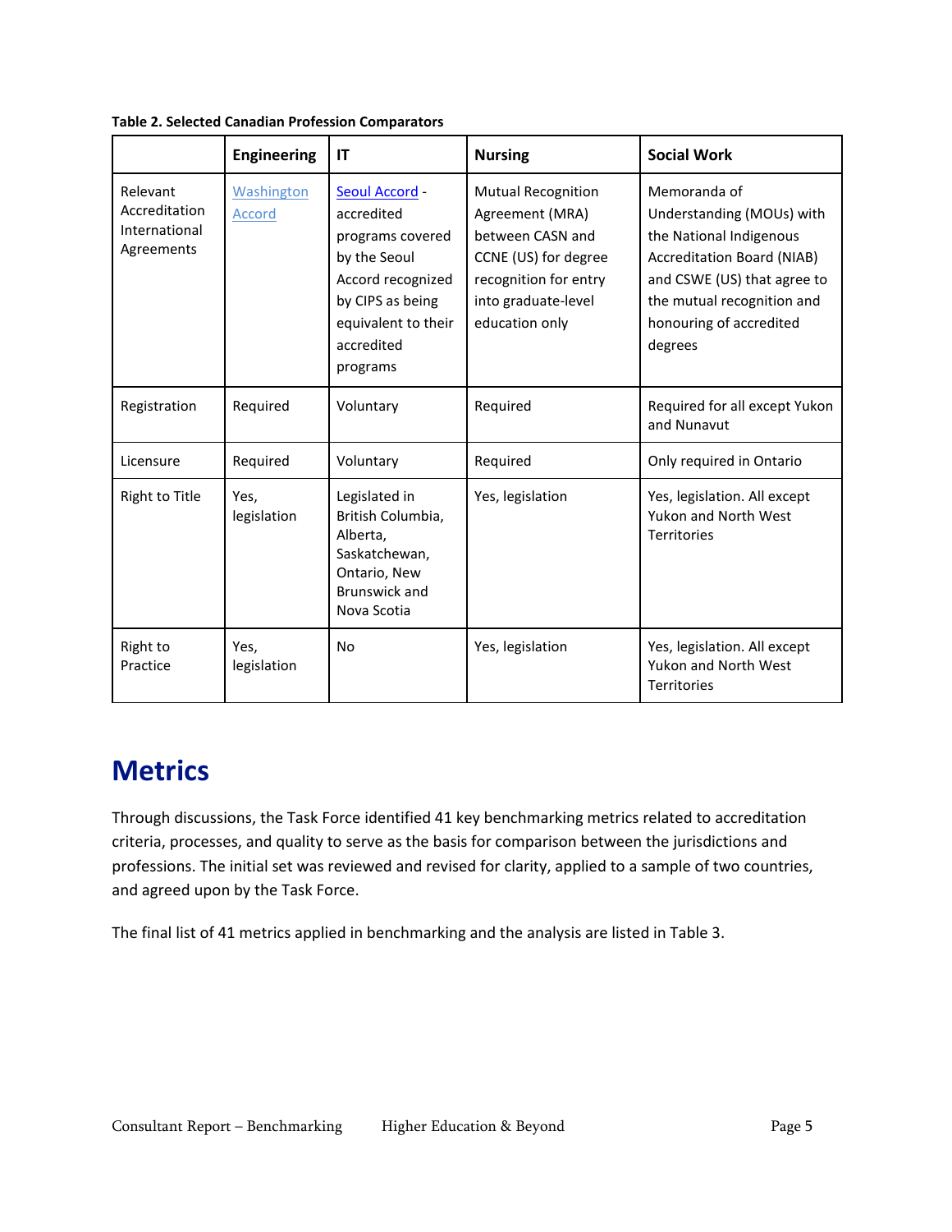**Table 2. Selected Canadian Profession Comparators**

| | Engineering | IT | Nursing | Social Work |
|---|---|---|---|---|
| Relevant Accreditation International Agreements | [Washington Accord]() | [Seoul Accord]() - accredited programs covered by the Seoul Accord recognized by CIPS as being equivalent to their accredited programs | Mutual Recognition Agreement (MRA) between CASN and CCNE (US) for degree recognition for entry into graduate-level education only | Memoranda of Understanding (MOUs) with the National Indigenous Accreditation Board (NIAB) and CSWE (US) that agree to the mutual recognition and honouring of accredited degrees |
| Registration | Required | Voluntary | Required | Required for all except Yukon and Nunavut |
| Licensure | Required | Voluntary | Required | Only required in Ontario |
| Right to Title | Yes, legislation | Legislated in British Columbia, Alberta, Saskatchewan, Ontario, New Brunswick and Nova Scotia | Yes, legislation | Yes, legislation. All except Yukon and North West Territories |
| Right to Practice | Yes, legislation | No | Yes, legislation | Yes, legislation. All except Yukon and North West Territories |

# Metrics

Through discussions, the Task Force identified 41 key benchmarking metrics related to accreditation criteria, processes, and quality to serve as the basis for comparison between the jurisdictions and professions. The initial set was reviewed and revised for clarity, applied to a sample of two countries, and agreed upon by the Task Force.

The final list of 41 metrics applied in benchmarking and the analysis are listed in Table 3.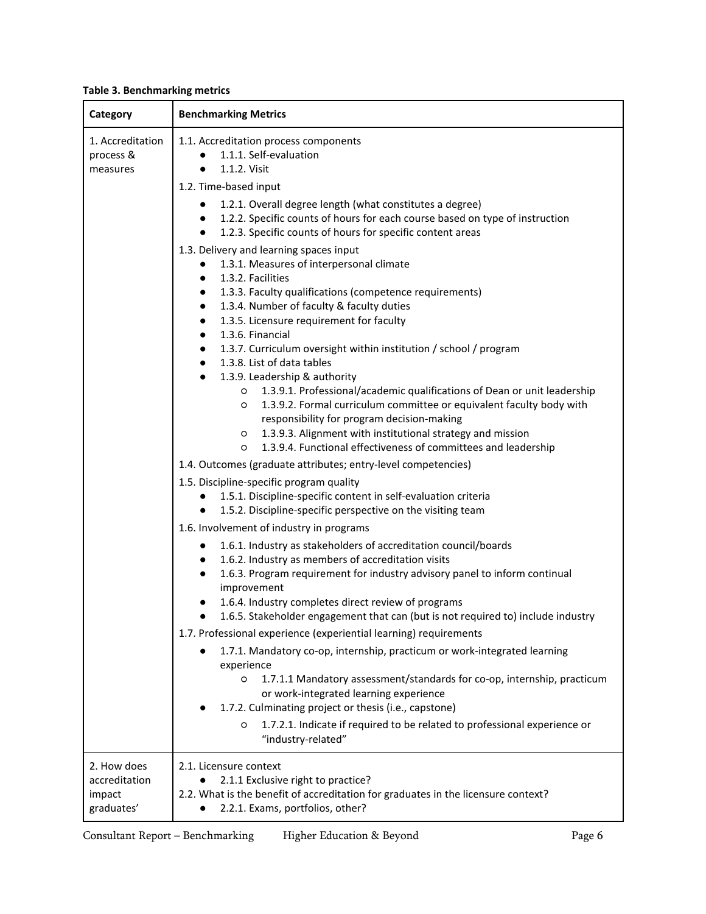**Table 3. Benchmarking metrics**

| Category | Benchmarking Metrics |
|---|---|
| 1. Accreditation process & measures | 1.1. Accreditation process components<br>● 1.1.1. Self-evaluation<br>● 1.1.2. Visit<br>1.2. Time-based input<br>● 1.2.1. Overall degree length (what constitutes a degree)<br>● 1.2.2. Specific counts of hours for each course based on type of instruction<br>● 1.2.3. Specific counts of hours for specific content areas<br>1.3. Delivery and learning spaces input<br>● 1.3.1. Measures of interpersonal climate<br>● 1.3.2. Facilities<br>● 1.3.3. Faculty qualifications (competence requirements)<br>● 1.3.4. Number of faculty & faculty duties<br>● 1.3.5. Licensure requirement for faculty<br>● 1.3.6. Financial<br>● 1.3.7. Curriculum oversight within institution / school / program<br>● 1.3.8. List of data tables<br>● 1.3.9. Leadership & authority<br>○ 1.3.9.1. Professional/academic qualifications of Dean or unit leadership<br>○ 1.3.9.2. Formal curriculum committee or equivalent faculty body with responsibility for program decision-making<br>○ 1.3.9.3. Alignment with institutional strategy and mission<br>○ 1.3.9.4. Functional effectiveness of committees and leadership<br>1.4. Outcomes (graduate attributes; entry-level competencies)<br>1.5. Discipline-specific program quality<br>● 1.5.1. Discipline-specific content in self-evaluation criteria<br>● 1.5.2. Discipline-specific perspective on the visiting team<br>1.6. Involvement of industry in programs<br>● 1.6.1. Industry as stakeholders of accreditation council/boards<br>● 1.6.2. Industry as members of accreditation visits<br>● 1.6.3. Program requirement for industry advisory panel to inform continual improvement<br>● 1.6.4. Industry completes direct review of programs<br>● 1.6.5. Stakeholder engagement that can (but is not required to) include industry<br>1.7. Professional experience (experiential learning) requirements<br>● 1.7.1. Mandatory co-op, internship, practicum or work-integrated learning experience<br>○ 1.7.1.1 Mandatory assessment/standards for co-op, internship, practicum or work-integrated learning experience<br>● 1.7.2. Culminating project or thesis (i.e., capstone)<br>○ 1.7.2.1. Indicate if required to be related to professional experience or "industry-related" |
| 2. How does accreditation impact graduates' | 2.1. Licensure context<br>● 2.1.1 Exclusive right to practice?<br>2.2. What is the benefit of accreditation for graduates in the licensure context?<br>● 2.2.1. Exams, portfolios, other? |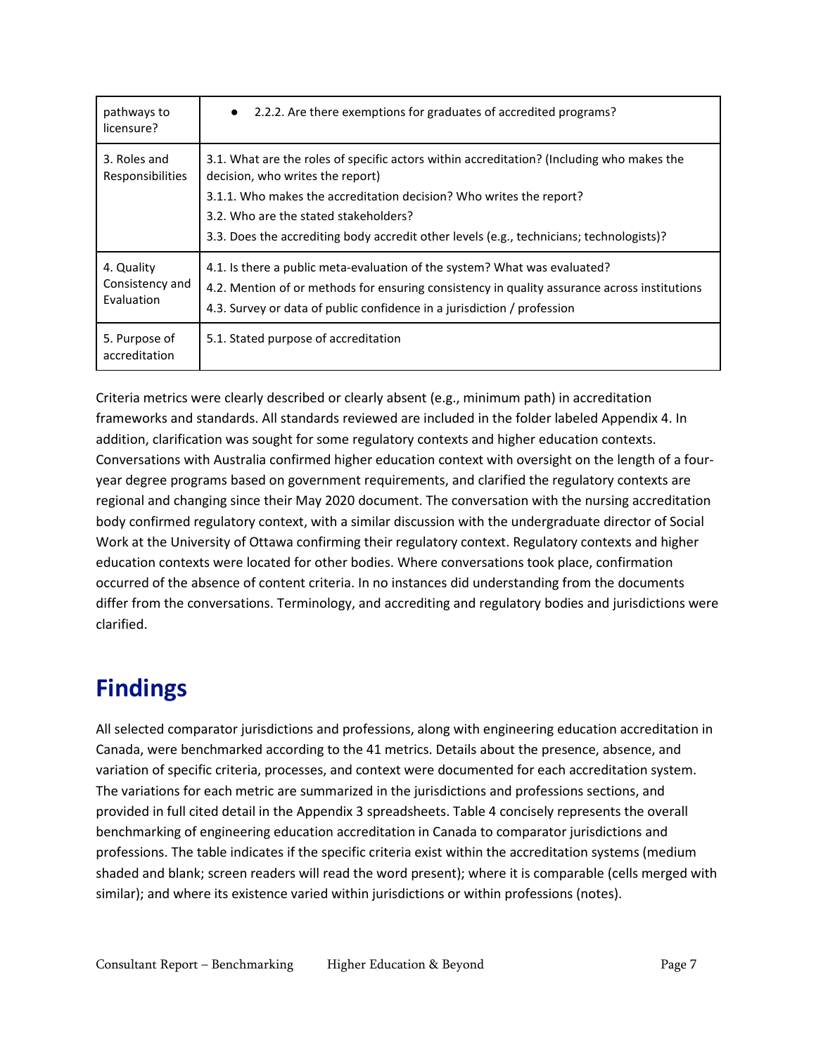| pathways to licensure? | • 2.2.2. Are there exemptions for graduates of accredited programs? |
|---|---|
| 3. Roles and Responsibilities | 3.1. What are the roles of specific actors within accreditation? (Including who makes the decision, who writes the report)<br>3.1.1. Who makes the accreditation decision? Who writes the report?<br>3.2. Who are the stated stakeholders?<br>3.3. Does the accrediting body accredit other levels (e.g., technicians; technologists)? |
| 4. Quality Consistency and Evaluation | 4.1. Is there a public meta-evaluation of the system? What was evaluated?<br>4.2. Mention of or methods for ensuring consistency in quality assurance across institutions<br>4.3. Survey or data of public confidence in a jurisdiction / profession |
| 5. Purpose of accreditation | 5.1. Stated purpose of accreditation |

Criteria metrics were clearly described or clearly absent (e.g., minimum path) in accreditation frameworks and standards. All standards reviewed are included in the folder labeled Appendix 4. In addition, clarification was sought for some regulatory contexts and higher education contexts. Conversations with Australia confirmed higher education context with oversight on the length of a four-year degree programs based on government requirements, and clarified the regulatory contexts are regional and changing since their May 2020 document. The conversation with the nursing accreditation body confirmed regulatory context, with a similar discussion with the undergraduate director of Social Work at the University of Ottawa confirming their regulatory context. Regulatory contexts and higher education contexts were located for other bodies. Where conversations took place, confirmation occurred of the absence of content criteria. In no instances did understanding from the documents differ from the conversations. Terminology, and accrediting and regulatory bodies and jurisdictions were clarified.

# Findings

All selected comparator jurisdictions and professions, along with engineering education accreditation in Canada, were benchmarked according to the 41 metrics. Details about the presence, absence, and variation of specific criteria, processes, and context were documented for each accreditation system. The variations for each metric are summarized in the jurisdictions and professions sections, and provided in full cited detail in the Appendix 3 spreadsheets. Table 4 concisely represents the overall benchmarking of engineering education accreditation in Canada to comparator jurisdictions and professions. The table indicates if the specific criteria exist within the accreditation systems (medium shaded and blank; screen readers will read the word present); where it is comparable (cells merged with similar); and where its existence varied within jurisdictions or within professions (notes).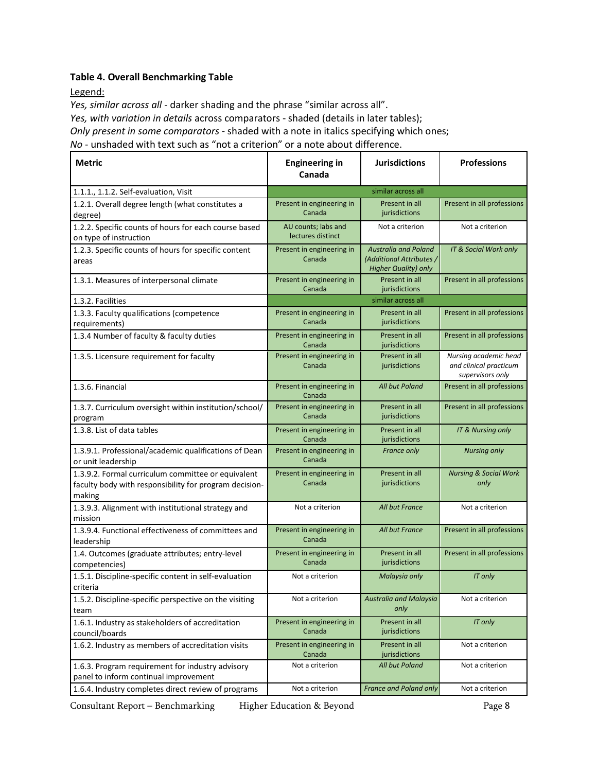**Table 4. Overall Benchmarking Table**

Legend:

*Yes, similar across all* - darker shading and the phrase "similar across all".

*Yes, with variation in details* across comparators - shaded (details in later tables);

*Only present in some comparators* - shaded with a note in italics specifying which ones;

*No* - unshaded with text such as "not a criterion" or a note about difference.

| Metric | Engineering in Canada | Jurisdictions | Professions |
|---|---|---|---|
| 1.1.1., 1.1.2. Self-evaluation, Visit | similar across all | | |
| 1.2.1. Overall degree length (what constitutes a degree) | Present in engineering in Canada | Present in all jurisdictions | Present in all professions |
| 1.2.2. Specific counts of hours for each course based on type of instruction | AU counts; labs and lectures distinct | Not a criterion | Not a criterion |
| 1.2.3. Specific counts of hours for specific content areas | Present in engineering in Canada | *Australia and Poland (Additional Attributes / Higher Quality) only* | *IT & Social Work only* |
| 1.3.1. Measures of interpersonal climate | Present in engineering in Canada | Present in all jurisdictions | Present in all professions |
| 1.3.2. Facilities | similar across all | | |
| 1.3.3. Faculty qualifications (competence requirements) | Present in engineering in Canada | Present in all jurisdictions | Present in all professions |
| 1.3.4 Number of faculty & faculty duties | Present in engineering in Canada | Present in all jurisdictions | Present in all professions |
| 1.3.5. Licensure requirement for faculty | Present in engineering in Canada | Present in all jurisdictions | *Nursing academic head and clinical practicum supervisors only* |
| 1.3.6. Financial | Present in engineering in Canada | *All but Poland* | Present in all professions |
| 1.3.7. Curriculum oversight within institution/school/program | Present in engineering in Canada | Present in all jurisdictions | Present in all professions |
| 1.3.8. List of data tables | Present in engineering in Canada | Present in all jurisdictions | *IT & Nursing only* |
| 1.3.9.1. Professional/academic qualifications of Dean or unit leadership | Present in engineering in Canada | *France only* | *Nursing only* |
| 1.3.9.2. Formal curriculum committee or equivalent faculty body with responsibility for program decision-making | Present in engineering in Canada | Present in all jurisdictions | *Nursing & Social Work only* |
| 1.3.9.3. Alignment with institutional strategy and mission | Not a criterion | *All but France* | Not a criterion |
| 1.3.9.4. Functional effectiveness of committees and leadership | Present in engineering in Canada | *All but France* | Present in all professions |
| 1.4. Outcomes (graduate attributes; entry-level competencies) | Present in engineering in Canada | Present in all jurisdictions | Present in all professions |
| 1.5.1. Discipline-specific content in self-evaluation criteria | Not a criterion | *Malaysia only* | *IT only* |
| 1.5.2. Discipline-specific perspective on the visiting team | Not a criterion | *Australia and Malaysia only* | Not a criterion |
| 1.6.1. Industry as stakeholders of accreditation council/boards | Present in engineering in Canada | Present in all jurisdictions | *IT only* |
| 1.6.2. Industry as members of accreditation visits | Present in engineering in Canada | Present in all jurisdictions | Not a criterion |
| 1.6.3. Program requirement for industry advisory panel to inform continual improvement | Not a criterion | *All but Poland* | Not a criterion |
| 1.6.4. Industry completes direct review of programs | Not a criterion | *France and Poland only* | Not a criterion |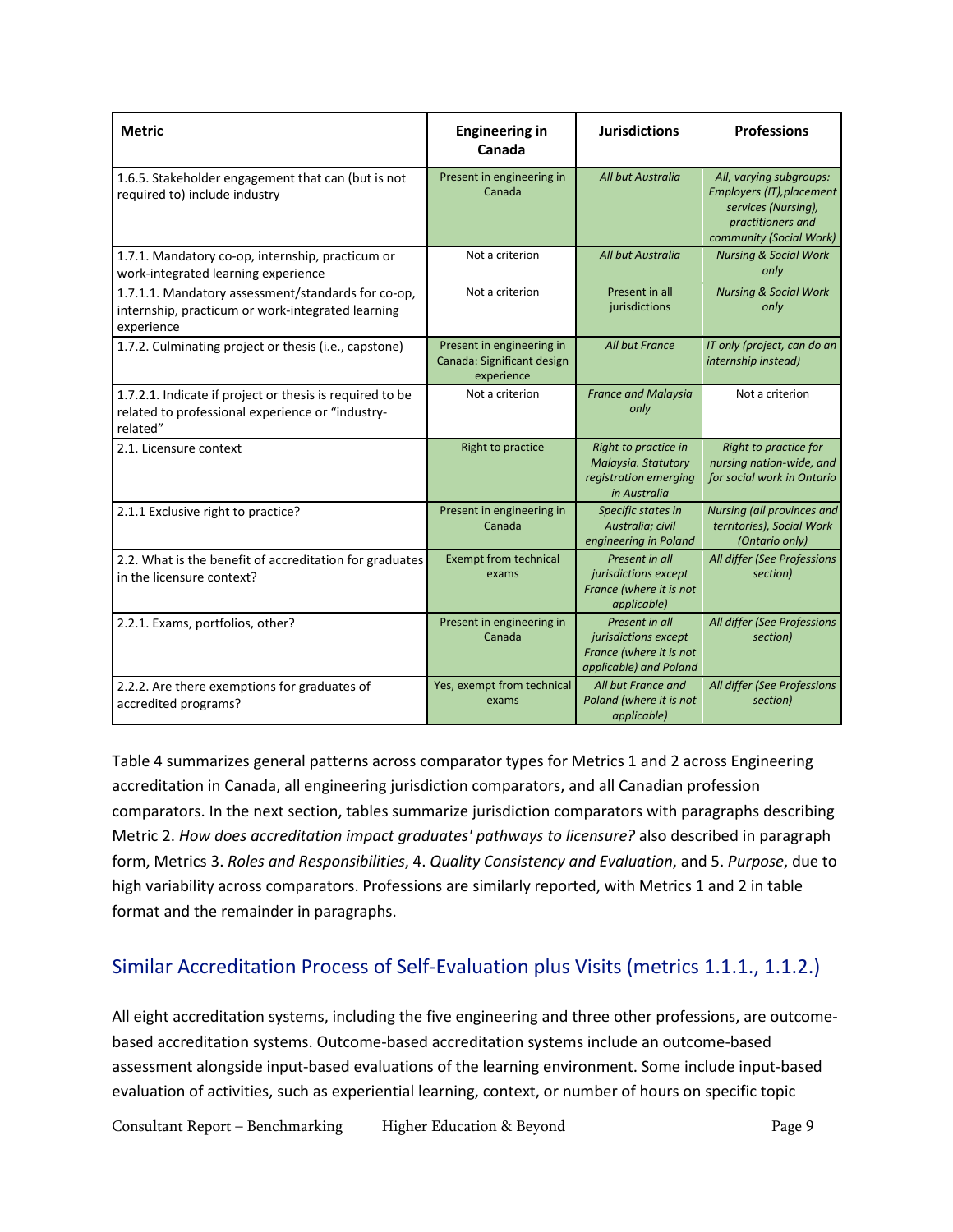| Metric | Engineering in Canada | Jurisdictions | Professions |
| --- | --- | --- | --- |
| 1.6.5. Stakeholder engagement that can (but is not required to) include industry | Present in engineering in Canada | *All but Australia* | *All, varying subgroups: Employers (IT),placement services (Nursing), practitioners and community (Social Work)* |
| 1.7.1. Mandatory co-op, internship, practicum or work-integrated learning experience | Not a criterion | *All but Australia* | *Nursing & Social Work only* |
| 1.7.1.1. Mandatory assessment/standards for co-op, internship, practicum or work-integrated learning experience | Not a criterion | Present in all jurisdictions | *Nursing & Social Work only* |
| 1.7.2. Culminating project or thesis (i.e., capstone) | Present in engineering in Canada: Significant design experience | *All but France* | *IT only (project, can do an internship instead)* |
| 1.7.2.1. Indicate if project or thesis is required to be related to professional experience or "industry-related" | Not a criterion | *France and Malaysia only* | Not a criterion |
| 2.1. Licensure context | Right to practice | *Right to practice in Malaysia. Statutory registration emerging in Australia* | *Right to practice for nursing nation-wide, and for social work in Ontario* |
| 2.1.1 Exclusive right to practice? | Present in engineering in Canada | *Specific states in Australia; civil engineering in Poland* | *Nursing (all provinces and territories), Social Work (Ontario only)* |
| 2.2. What is the benefit of accreditation for graduates in the licensure context? | Exempt from technical exams | *Present in all jurisdictions except France (where it is not applicable)* | *All differ (See Professions section)* |
| 2.2.1. Exams, portfolios, other? | Present in engineering in Canada | *Present in all jurisdictions except France (where it is not applicable) and Poland* | *All differ (See Professions section)* |
| 2.2.2. Are there exemptions for graduates of accredited programs? | Yes, exempt from technical exams | *All but France and Poland (where it is not applicable)* | *All differ (See Professions section)* |

Table 4 summarizes general patterns across comparator types for Metrics 1 and 2 across Engineering accreditation in Canada, all engineering jurisdiction comparators, and all Canadian profession comparators. In the next section, tables summarize jurisdiction comparators with paragraphs describing Metric 2. *How does accreditation impact graduates' pathways to licensure?* also described in paragraph form, Metrics 3. *Roles and Responsibilities*, 4. *Quality Consistency and Evaluation*, and 5. *Purpose*, due to high variability across comparators. Professions are similarly reported, with Metrics 1 and 2 in table format and the remainder in paragraphs.

## Similar Accreditation Process of Self-Evaluation plus Visits (metrics 1.1.1., 1.1.2.)

All eight accreditation systems, including the five engineering and three other professions, are outcome-based accreditation systems. Outcome-based accreditation systems include an outcome-based assessment alongside input-based evaluations of the learning environment. Some include input-based evaluation of activities, such as experiential learning, context, or number of hours on specific topic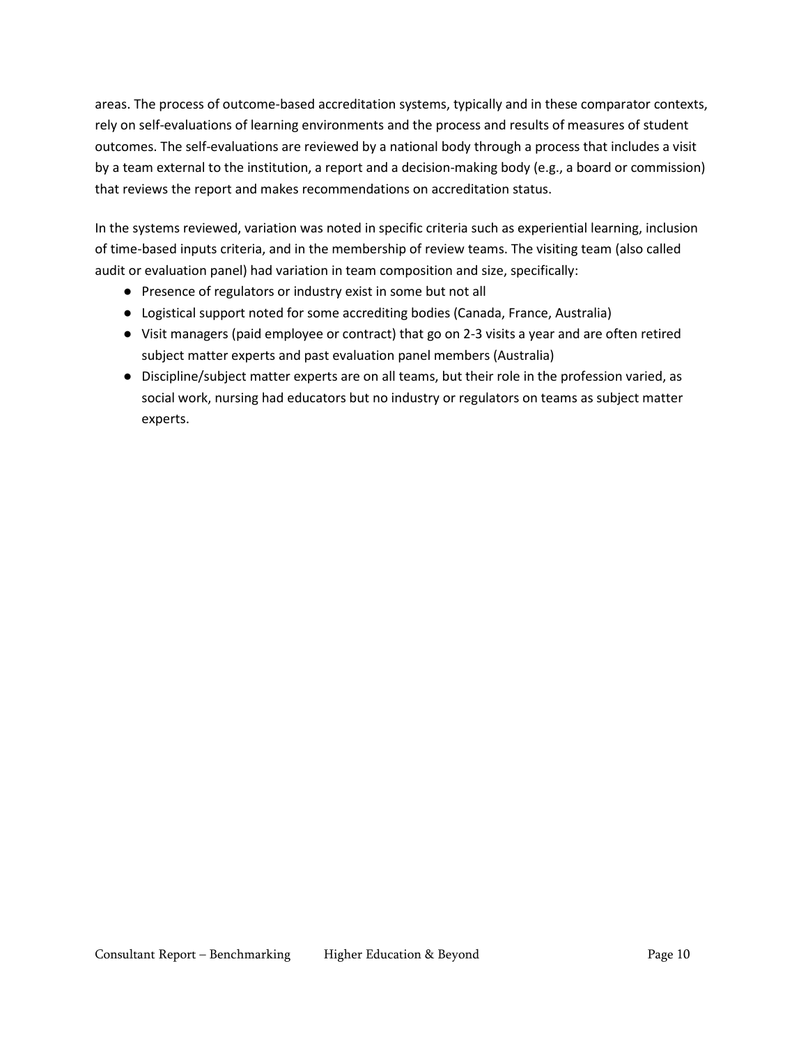areas. The process of outcome-based accreditation systems, typically and in these comparator contexts, rely on self-evaluations of learning environments and the process and results of measures of student outcomes. The self-evaluations are reviewed by a national body through a process that includes a visit by a team external to the institution, a report and a decision-making body (e.g., a board or commission) that reviews the report and makes recommendations on accreditation status.

In the systems reviewed, variation was noted in specific criteria such as experiential learning, inclusion of time-based inputs criteria, and in the membership of review teams. The visiting team (also called audit or evaluation panel) had variation in team composition and size, specifically:

- Presence of regulators or industry exist in some but not all
- Logistical support noted for some accrediting bodies (Canada, France, Australia)
- Visit managers (paid employee or contract) that go on 2-3 visits a year and are often retired subject matter experts and past evaluation panel members (Australia)
- Discipline/subject matter experts are on all teams, but their role in the profession varied, as social work, nursing had educators but no industry or regulators on teams as subject matter experts.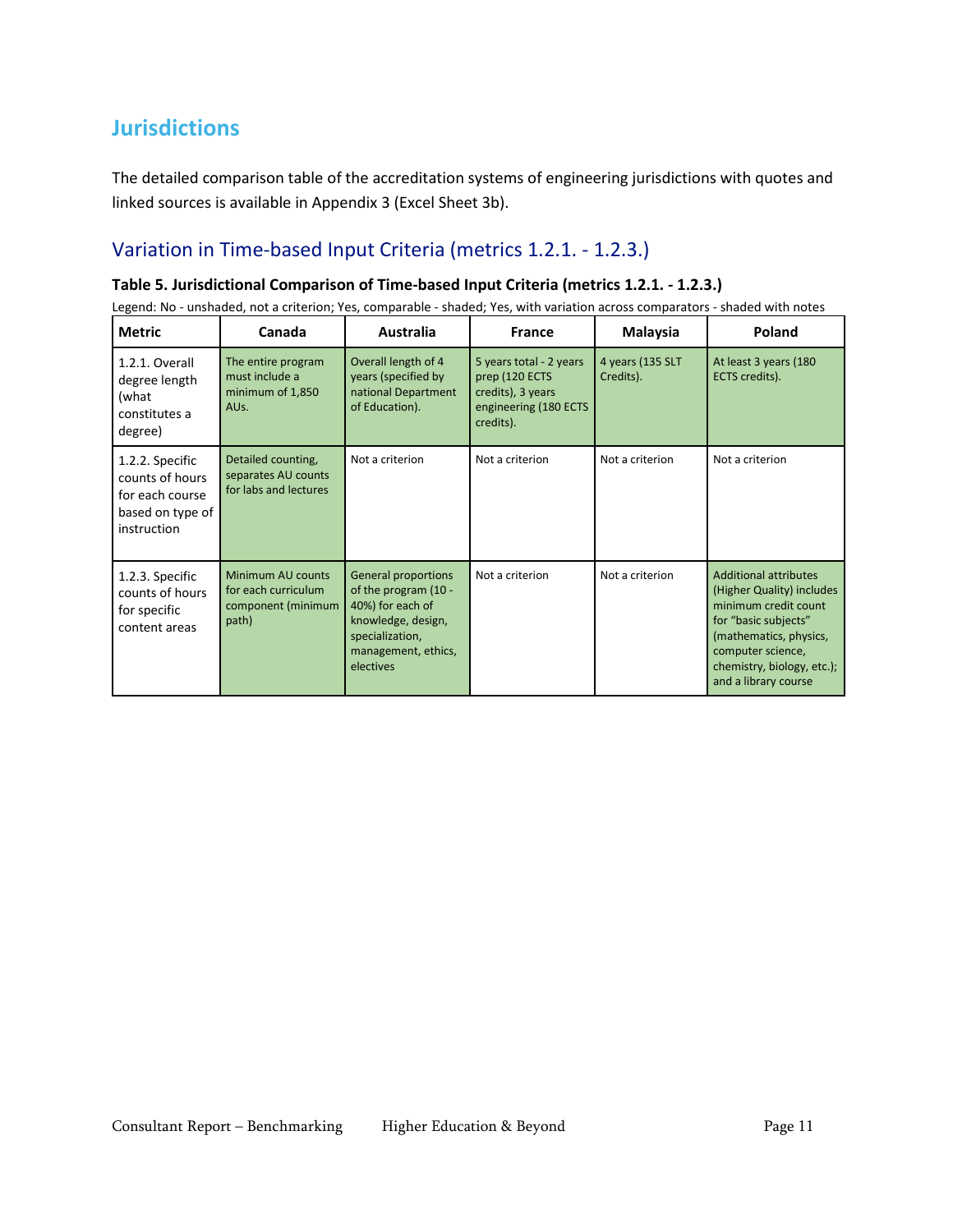## Jurisdictions

The detailed comparison table of the accreditation systems of engineering jurisdictions with quotes and linked sources is available in Appendix 3 (Excel Sheet 3b).

### Variation in Time-based Input Criteria (metrics 1.2.1. - 1.2.3.)

**Table 5. Jurisdictional Comparison of Time-based Input Criteria (metrics 1.2.1. - 1.2.3.)**

Legend: No - unshaded, not a criterion; Yes, comparable - shaded; Yes, with variation across comparators - shaded with notes

| Metric | Canada | Australia | France | Malaysia | Poland |
|---|---|---|---|---|---|
| 1.2.1. Overall degree length (what constitutes a degree) | The entire program must include a minimum of 1,850 AUs. | Overall length of 4 years (specified by national Department of Education). | 5 years total - 2 years prep (120 ECTS credits), 3 years engineering (180 ECTS credits). | 4 years (135 SLT Credits). | At least 3 years (180 ECTS credits). |
| 1.2.2. Specific counts of hours for each course based on type of instruction | Detailed counting, separates AU counts for labs and lectures | Not a criterion | Not a criterion | Not a criterion | Not a criterion |
| 1.2.3. Specific counts of hours for specific content areas | Minimum AU counts for each curriculum component (minimum path) | General proportions of the program (10 - 40%) for each of knowledge, design, specialization, management, ethics, electives | Not a criterion | Not a criterion | Additional attributes (Higher Quality) includes minimum credit count for "basic subjects" (mathematics, physics, computer science, chemistry, biology, etc.); and a library course |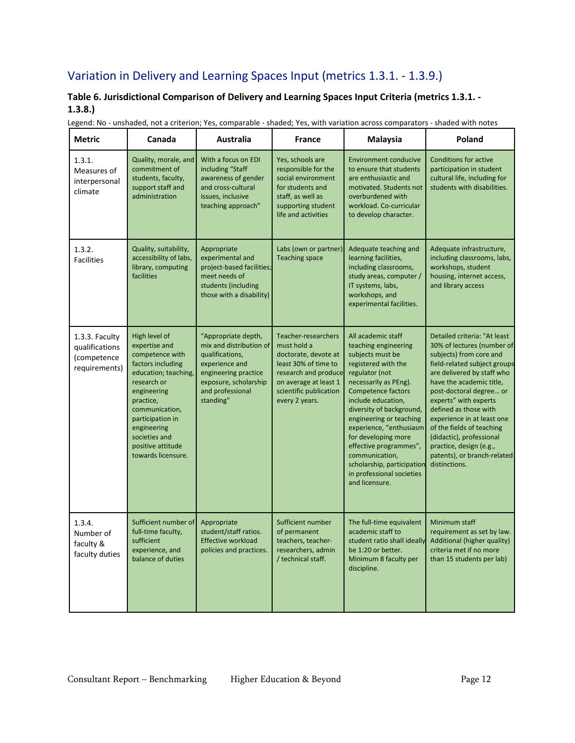## Variation in Delivery and Learning Spaces Input (metrics 1.3.1. - 1.3.9.)

**Table 6. Jurisdictional Comparison of Delivery and Learning Spaces Input Criteria (metrics 1.3.1. - 1.3.8.)**

Legend: No - unshaded, not a criterion; Yes, comparable - shaded; Yes, with variation across comparators - shaded with notes

| Metric | Canada | Australia | France | Malaysia | Poland |
|---|---|---|---|---|---|
| 1.3.1. Measures of interpersonal climate | Quality, morale, and commitment of students, faculty, support staff and administration | With a focus on EDI including "Staff awareness of gender and cross-cultural issues, inclusive teaching approach" | Yes, schools are responsible for the social environment for students and staff, as well as supporting student life and activities | Environment conducive to ensure that students are enthusiastic and motivated. Students not overburdened with workload. Co-curricular to develop character. | Conditions for active participation in student cultural life, including for students with disabilities. |
| 1.3.2. Facilities | Quality, suitability, accessibility of labs, library, computing facilities | Appropriate experimental and project-based facilities; meet needs of students (including those with a disability) | Labs (own or partner) Teaching space | Adequate teaching and learning facilities, including classrooms, study areas, computer / IT systems, labs, workshops, and experimental facilities. | Adequate infrastructure, including classrooms, labs, workshops, student housing, internet access, and library access |
| 1.3.3. Faculty qualifications (competence requirements) | High level of expertise and competence with factors including education; teaching, research or engineering practice, communication, participation in engineering societies and positive attitude towards licensure. | "Appropriate depth, mix and distribution of qualifications, experience and engineering practice exposure, scholarship and professional standing" | Teacher-researchers must hold a doctorate, devote at least 30% of time to research and produce on average at least 1 scientific publication every 2 years. | All academic staff teaching engineering subjects must be registered with the regulator (not necessarily as PEng). Competence factors include education, diversity of background, engineering or teaching experience, "enthusiasm for developing more effective programmes", communication, scholarship, participation in professional societies and licensure. | Detailed criteria: "At least 30% of lectures (number of subjects) from core and field-related subject groups are delivered by staff who have the academic title, post-doctoral degree… or experts" with experts defined as those with experience in at least one of the fields of teaching (didactic), professional practice, design (e.g., patents), or branch-related distinctions. |
| 1.3.4. Number of faculty & faculty duties | Sufficient number of full-time faculty, sufficient experience, and balance of duties | Appropriate student/staff ratios. Effective workload policies and practices. | Sufficient number of permanent teachers, teacher-researchers, admin / technical staff. | The full-time equivalent academic staff to student ratio shall ideally be 1:20 or better. Minimum 8 faculty per discipline. | Minimum staff requirement as set by law. Additional (higher quality) criteria met if no more than 15 students per lab) |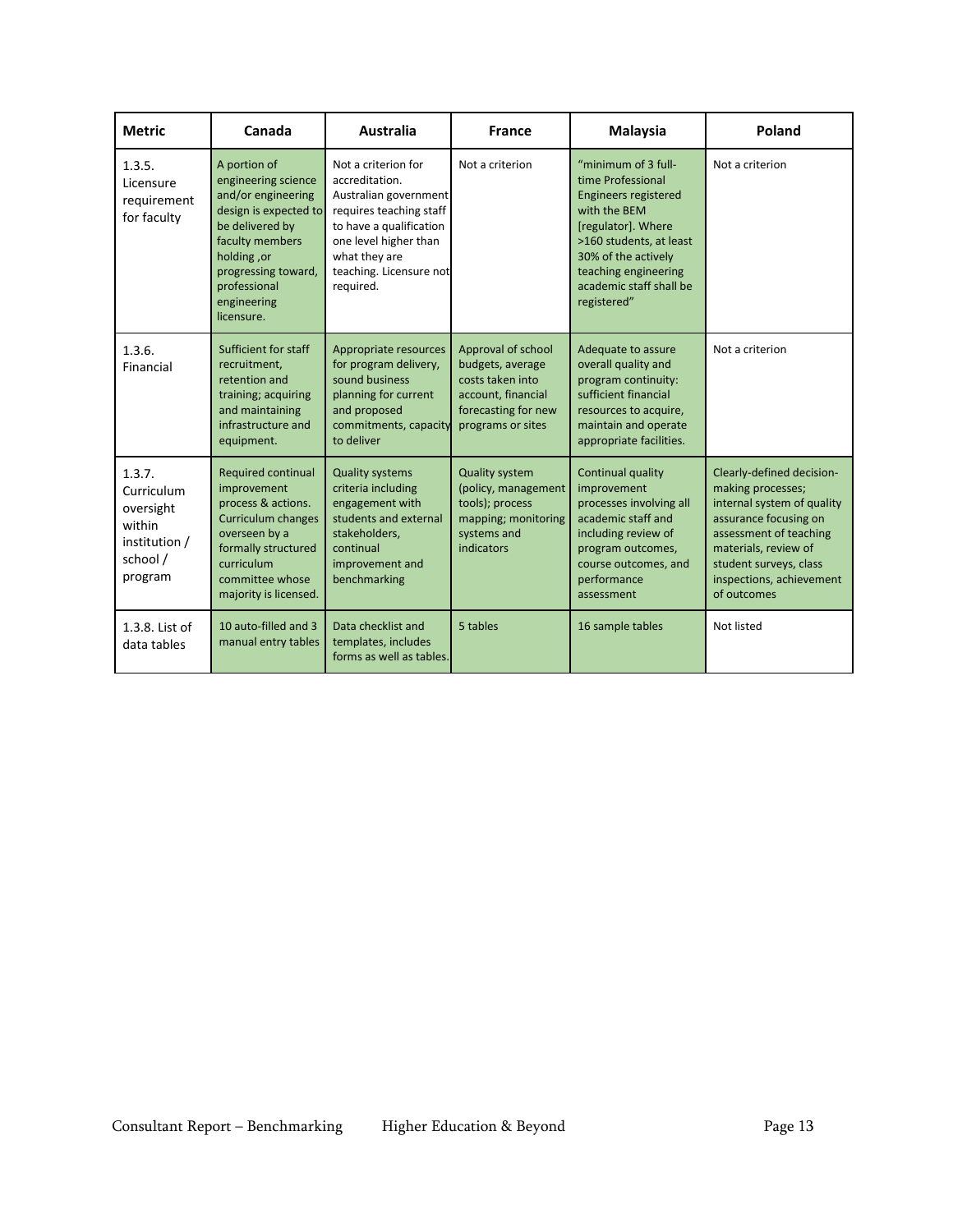| Metric | Canada | Australia | France | Malaysia | Poland |
|---|---|---|---|---|---|
| 1.3.5. Licensure requirement for faculty | A portion of engineering science and/or engineering design is expected to be delivered by faculty members holding ,or progressing toward, professional engineering licensure. | Not a criterion for accreditation. Australian government requires teaching staff to have a qualification one level higher than what they are teaching. Licensure not required. | Not a criterion | "minimum of 3 full-time Professional Engineers registered with the BEM [regulator]. Where >160 students, at least 30% of the actively teaching engineering academic staff shall be registered" | Not a criterion |
| 1.3.6. Financial | Sufficient for staff recruitment, retention and training; acquiring and maintaining infrastructure and equipment. | Appropriate resources for program delivery, sound business planning for current and proposed commitments, capacity to deliver | Approval of school budgets, average costs taken into account, financial forecasting for new programs or sites | Adequate to assure overall quality and program continuity: sufficient financial resources to acquire, maintain and operate appropriate facilities. | Not a criterion |
| 1.3.7. Curriculum oversight within institution / school / program | Required continual improvement process & actions. Curriculum changes overseen by a formally structured curriculum committee whose majority is licensed. | Quality systems criteria including engagement with students and external stakeholders, continual improvement and benchmarking | Quality system (policy, management tools); process mapping; monitoring systems and indicators | Continual quality improvement processes involving all academic staff and including review of program outcomes, course outcomes, and performance assessment | Clearly-defined decision-making processes; internal system of quality assurance focusing on assessment of teaching materials, review of student surveys, class inspections, achievement of outcomes |
| 1.3.8. List of data tables | 10 auto-filled and 3 manual entry tables | Data checklist and templates, includes forms as well as tables. | 5 tables | 16 sample tables | Not listed |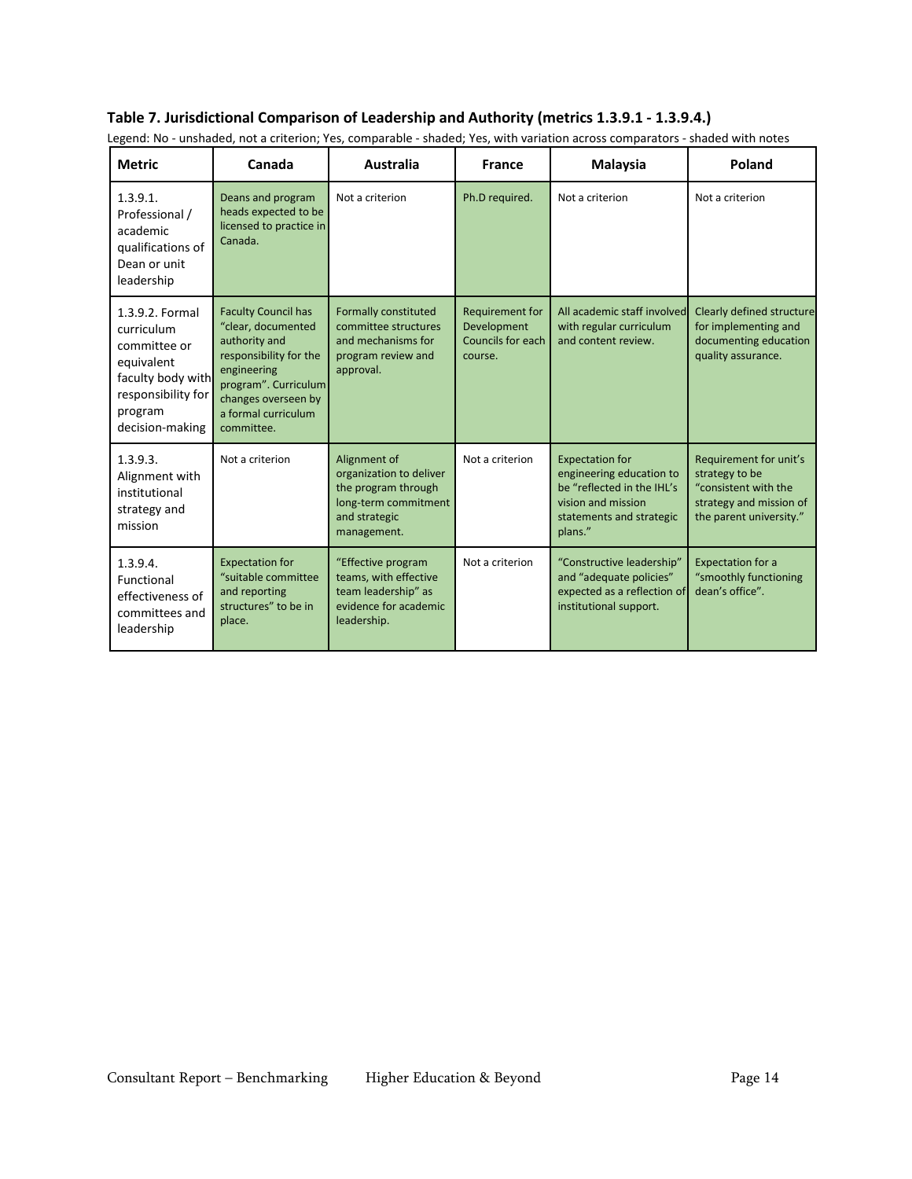**Table 7. Jurisdictional Comparison of Leadership and Authority (metrics 1.3.9.1 - 1.3.9.4.)**

Legend: No - unshaded, not a criterion; Yes, comparable - shaded; Yes, with variation across comparators - shaded with notes

| Metric | Canada | Australia | France | Malaysia | Poland |
|---|---|---|---|---|---|
| 1.3.9.1. Professional / academic qualifications of Dean or unit leadership | Deans and program heads expected to be licensed to practice in Canada. | Not a criterion | Ph.D required. | Not a criterion | Not a criterion |
| 1.3.9.2. Formal curriculum committee or equivalent faculty body with responsibility for program decision-making | Faculty Council has "clear, documented authority and responsibility for the engineering program". Curriculum changes overseen by a formal curriculum committee. | Formally constituted committee structures and mechanisms for program review and approval. | Requirement for Development Councils for each course. | All academic staff involved with regular curriculum and content review. | Clearly defined structure for implementing and documenting education quality assurance. |
| 1.3.9.3. Alignment with institutional strategy and mission | Not a criterion | Alignment of organization to deliver the program through long-term commitment and strategic management. | Not a criterion | Expectation for engineering education to be "reflected in the IHL's vision and mission statements and strategic plans." | Requirement for unit's strategy to be "consistent with the strategy and mission of the parent university." |
| 1.3.9.4. Functional effectiveness of committees and leadership | Expectation for "suitable committee and reporting structures" to be in place. | "Effective program teams, with effective team leadership" as evidence for academic leadership. | Not a criterion | "Constructive leadership" and "adequate policies" expected as a reflection of institutional support. | Expectation for a "smoothly functioning dean's office". |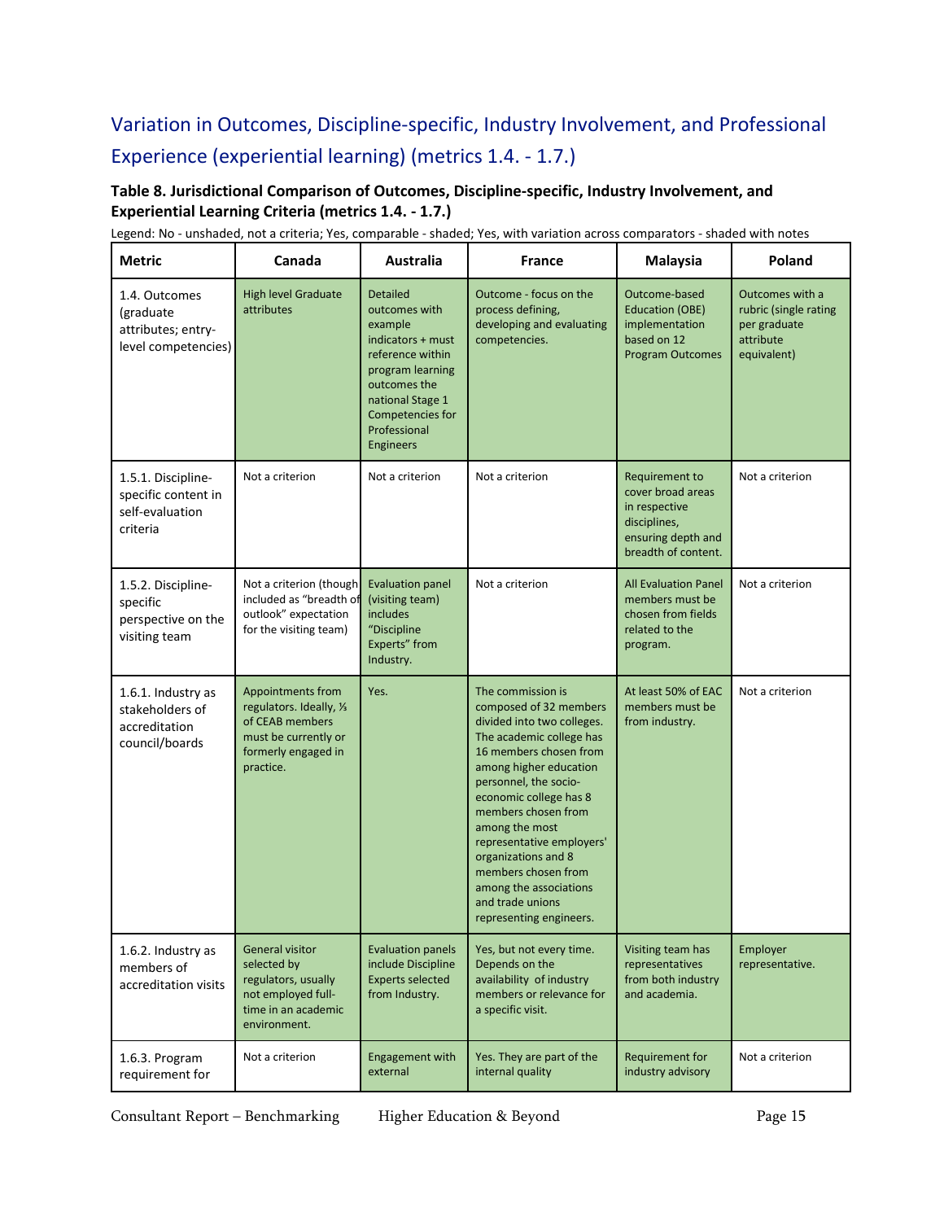## Variation in Outcomes, Discipline-specific, Industry Involvement, and Professional Experience (experiential learning) (metrics 1.4. - 1.7.)

**Table 8. Jurisdictional Comparison of Outcomes, Discipline-specific, Industry Involvement, and Experiential Learning Criteria (metrics 1.4. - 1.7.)**

Legend: No - unshaded, not a criteria; Yes, comparable - shaded; Yes, with variation across comparators - shaded with notes

| Metric | Canada | Australia | France | Malaysia | Poland |
|---|---|---|---|---|---|
| 1.4. Outcomes (graduate attributes; entry-level competencies) | High level Graduate attributes | Detailed outcomes with example indicators + must reference within program learning outcomes the national Stage 1 Competencies for Professional Engineers | Outcome - focus on the process defining, developing and evaluating competencies. | Outcome-based Education (OBE) implementation based on 12 Program Outcomes | Outcomes with a rubric (single rating per graduate attribute equivalent) |
| 1.5.1. Discipline-specific content in self-evaluation criteria | Not a criterion | Not a criterion | Not a criterion | Requirement to cover broad areas in respective disciplines, ensuring depth and breadth of content. | Not a criterion |
| 1.5.2. Discipline-specific perspective on the visiting team | Not a criterion (though included as "breadth of outlook" expectation for the visiting team) | Evaluation panel (visiting team) includes "Discipline Experts" from Industry. | Not a criterion | All Evaluation Panel members must be chosen from fields related to the program. | Not a criterion |
| 1.6.1. Industry as stakeholders of accreditation council/boards | Appointments from regulators. Ideally, ⅓ of CEAB members must be currently or formerly engaged in practice. | Yes. | The commission is composed of 32 members divided into two colleges. The academic college has 16 members chosen from among higher education personnel, the socio-economic college has 8 members chosen from among the most representative employers' organizations and 8 members chosen from among the associations and trade unions representing engineers. | At least 50% of EAC members must be from industry. | Not a criterion |
| 1.6.2. Industry as members of accreditation visits | General visitor selected by regulators, usually not employed full-time in an academic environment. | Evaluation panels include Discipline Experts selected from Industry. | Yes, but not every time. Depends on the availability of industry members or relevance for a specific visit. | Visiting team has representatives from both industry and academia. | Employer representative. |
| 1.6.3. Program requirement for | Not a criterion | Engagement with external | Yes. They are part of the internal quality | Requirement for industry advisory | Not a criterion |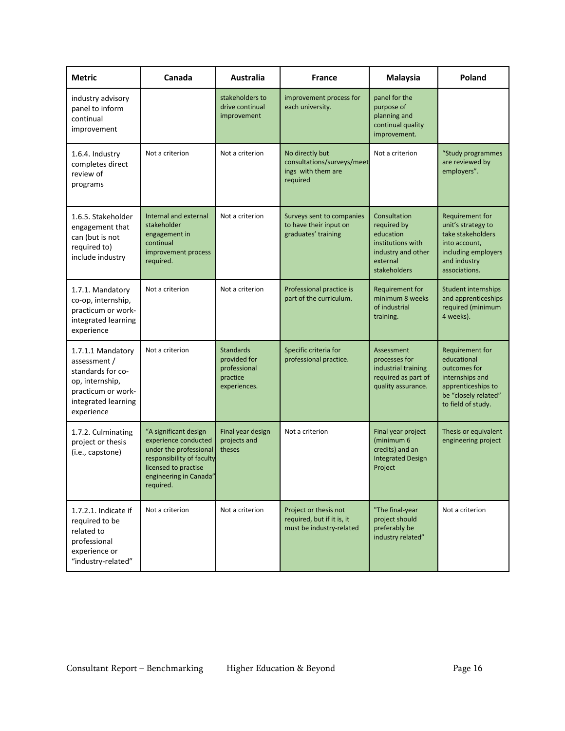| Metric | Canada | Australia | France | Malaysia | Poland |
|---|---|---|---|---|---|
| industry advisory panel to inform continual improvement | | stakeholders to drive continual improvement | improvement process for each university. | panel for the purpose of planning and continual quality improvement. | |
| 1.6.4. Industry completes direct review of programs | Not a criterion | Not a criterion | No directly but consultations/surveys/meetings with them are required | Not a criterion | "Study programmes are reviewed by employers". |
| 1.6.5. Stakeholder engagement that can (but is not required to) include industry | Internal and external stakeholder engagement in continual improvement process required. | Not a criterion | Surveys sent to companies to have their input on graduates' training | Consultation required by education institutions with industry and other external stakeholders | Requirement for unit's strategy to take stakeholders into account, including employers and industry associations. |
| 1.7.1. Mandatory co-op, internship, practicum or work-integrated learning experience | Not a criterion | Not a criterion | Professional practice is part of the curriculum. | Requirement for minimum 8 weeks of industrial training. | Student internships and apprenticeships required (minimum 4 weeks). |
| 1.7.1.1 Mandatory assessment / standards for co-op, internship, practicum or work-integrated learning experience | Not a criterion | Standards provided for professional practice experiences. | Specific criteria for professional practice. | Assessment processes for industrial training required as part of quality assurance. | Requirement for educational outcomes for internships and apprenticeships to be "closely related" to field of study. |
| 1.7.2. Culminating project or thesis (i.e., capstone) | "A significant design experience conducted under the professional responsibility of faculty licensed to practise engineering in Canada" required. | Final year design projects and theses | Not a criterion | Final year project (minimum 6 credits) and an Integrated Design Project | Thesis or equivalent engineering project |
| 1.7.2.1. Indicate if required to be related to professional experience or "industry-related" | Not a criterion | Not a criterion | Project or thesis not required, but if it is, it must be industry-related | "The final-year project should preferably be industry related" | Not a criterion |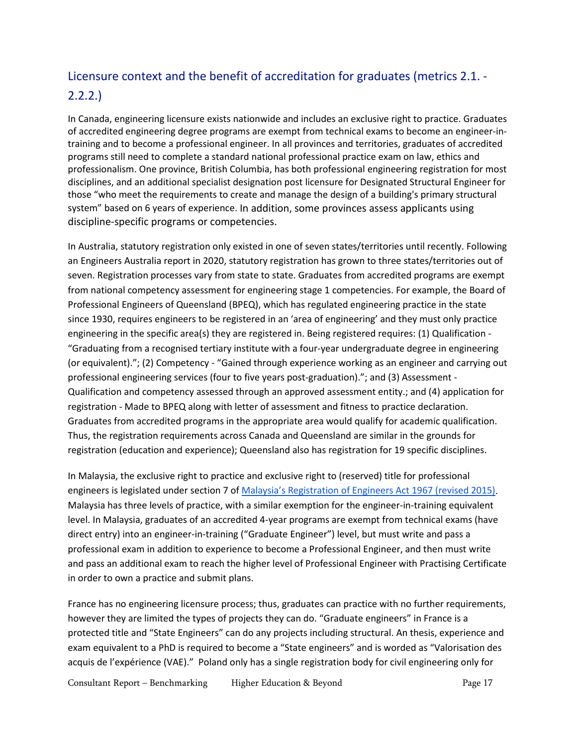## Licensure context and the benefit of accreditation for graduates (metrics 2.1. - 2.2.2.)

In Canada, engineering licensure exists nationwide and includes an exclusive right to practice. Graduates of accredited engineering degree programs are exempt from technical exams to become an engineer-in-training and to become a professional engineer. In all provinces and territories, graduates of accredited programs still need to complete a standard national professional practice exam on law, ethics and professionalism. One province, British Columbia, has both professional engineering registration for most disciplines, and an additional specialist designation post licensure for Designated Structural Engineer for those "who meet the requirements to create and manage the design of a building's primary structural system" based on 6 years of experience. In addition, some provinces assess applicants using discipline-specific programs or competencies.

In Australia, statutory registration only existed in one of seven states/territories until recently. Following an Engineers Australia report in 2020, statutory registration has grown to three states/territories out of seven. Registration processes vary from state to state. Graduates from accredited programs are exempt from national competency assessment for engineering stage 1 competencies. For example, the Board of Professional Engineers of Queensland (BPEQ), which has regulated engineering practice in the state since 1930, requires engineers to be registered in an 'area of engineering' and they must only practice engineering in the specific area(s) they are registered in. Being registered requires: (1) Qualification - "Graduating from a recognised tertiary institute with a four-year undergraduate degree in engineering (or equivalent)."; (2) Competency - "Gained through experience working as an engineer and carrying out professional engineering services (four to five years post-graduation)."; and (3) Assessment - Qualification and competency assessed through an approved assessment entity.; and (4) application for registration - Made to BPEQ along with letter of assessment and fitness to practice declaration. Graduates from accredited programs in the appropriate area would qualify for academic qualification. Thus, the registration requirements across Canada and Queensland are similar in the grounds for registration (education and experience); Queensland also has registration for 19 specific disciplines.

In Malaysia, the exclusive right to practice and exclusive right to (reserved) title for professional engineers is legislated under section 7 of [Malaysia's Registration of Engineers Act 1967 (revised 2015)](). Malaysia has three levels of practice, with a similar exemption for the engineer-in-training equivalent level. In Malaysia, graduates of an accredited 4-year programs are exempt from technical exams (have direct entry) into an engineer-in-training ("Graduate Engineer") level, but must write and pass a professional exam in addition to experience to become a Professional Engineer, and then must write and pass an additional exam to reach the higher level of Professional Engineer with Practising Certificate in order to own a practice and submit plans.

France has no engineering licensure process; thus, graduates can practice with no further requirements, however they are limited the types of projects they can do. "Graduate engineers" in France is a protected title and "State Engineers" can do any projects including structural. An thesis, experience and exam equivalent to a PhD is required to become a "State engineers" and is worded as "Valorisation des acquis de l'expérience (VAE)." Poland only has a single registration body for civil engineering only for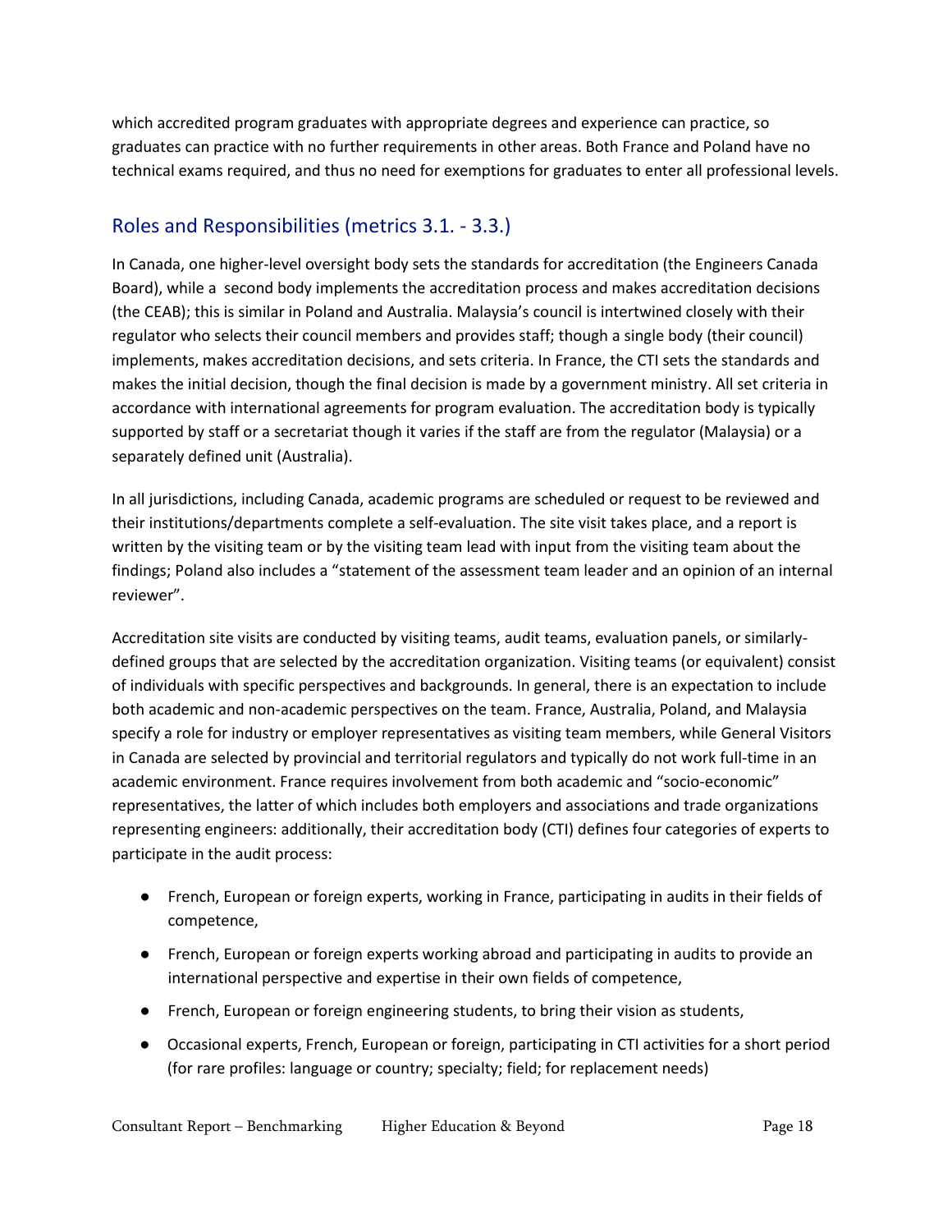which accredited program graduates with appropriate degrees and experience can practice, so graduates can practice with no further requirements in other areas. Both France and Poland have no technical exams required, and thus no need for exemptions for graduates to enter all professional levels.

## Roles and Responsibilities (metrics 3.1. - 3.3.)

In Canada, one higher-level oversight body sets the standards for accreditation (the Engineers Canada Board), while a second body implements the accreditation process and makes accreditation decisions (the CEAB); this is similar in Poland and Australia. Malaysia's council is intertwined closely with their regulator who selects their council members and provides staff; though a single body (their council) implements, makes accreditation decisions, and sets criteria. In France, the CTI sets the standards and makes the initial decision, though the final decision is made by a government ministry. All set criteria in accordance with international agreements for program evaluation. The accreditation body is typically supported by staff or a secretariat though it varies if the staff are from the regulator (Malaysia) or a separately defined unit (Australia).

In all jurisdictions, including Canada, academic programs are scheduled or request to be reviewed and their institutions/departments complete a self-evaluation. The site visit takes place, and a report is written by the visiting team or by the visiting team lead with input from the visiting team about the findings; Poland also includes a "statement of the assessment team leader and an opinion of an internal reviewer".

Accreditation site visits are conducted by visiting teams, audit teams, evaluation panels, or similarly-defined groups that are selected by the accreditation organization. Visiting teams (or equivalent) consist of individuals with specific perspectives and backgrounds. In general, there is an expectation to include both academic and non-academic perspectives on the team. France, Australia, Poland, and Malaysia specify a role for industry or employer representatives as visiting team members, while General Visitors in Canada are selected by provincial and territorial regulators and typically do not work full-time in an academic environment. France requires involvement from both academic and "socio-economic" representatives, the latter of which includes both employers and associations and trade organizations representing engineers: additionally, their accreditation body (CTI) defines four categories of experts to participate in the audit process:

- French, European or foreign experts, working in France, participating in audits in their fields of competence,
- French, European or foreign experts working abroad and participating in audits to provide an international perspective and expertise in their own fields of competence,
- French, European or foreign engineering students, to bring their vision as students,
- Occasional experts, French, European or foreign, participating in CTI activities for a short period (for rare profiles: language or country; specialty; field; for replacement needs)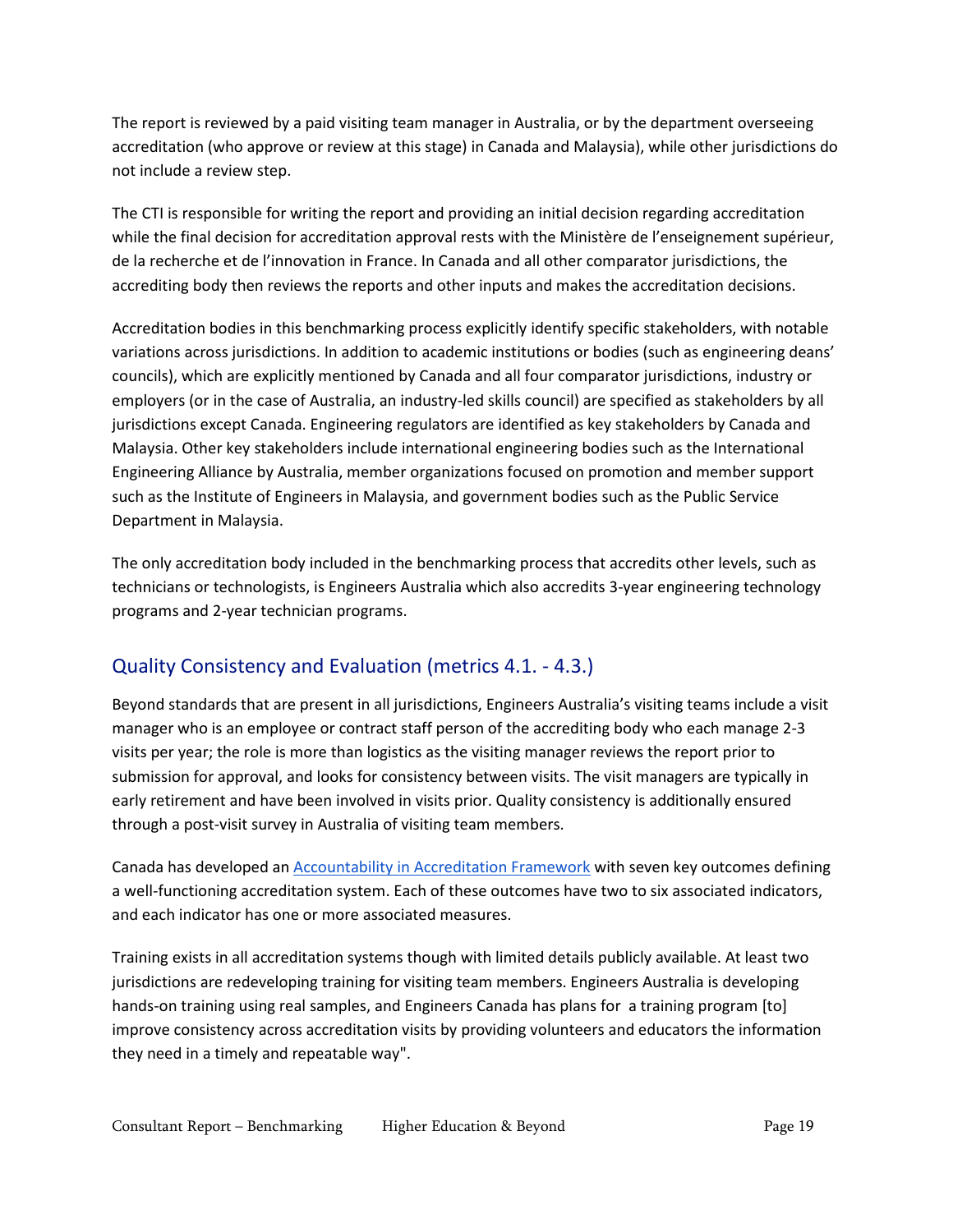The report is reviewed by a paid visiting team manager in Australia, or by the department overseeing accreditation (who approve or review at this stage) in Canada and Malaysia), while other jurisdictions do not include a review step.

The CTI is responsible for writing the report and providing an initial decision regarding accreditation while the final decision for accreditation approval rests with the Ministère de l'enseignement supérieur, de la recherche et de l'innovation in France. In Canada and all other comparator jurisdictions, the accrediting body then reviews the reports and other inputs and makes the accreditation decisions.

Accreditation bodies in this benchmarking process explicitly identify specific stakeholders, with notable variations across jurisdictions. In addition to academic institutions or bodies (such as engineering deans' councils), which are explicitly mentioned by Canada and all four comparator jurisdictions, industry or employers (or in the case of Australia, an industry-led skills council) are specified as stakeholders by all jurisdictions except Canada. Engineering regulators are identified as key stakeholders by Canada and Malaysia. Other key stakeholders include international engineering bodies such as the International Engineering Alliance by Australia, member organizations focused on promotion and member support such as the Institute of Engineers in Malaysia, and government bodies such as the Public Service Department in Malaysia.

The only accreditation body included in the benchmarking process that accredits other levels, such as technicians or technologists, is Engineers Australia which also accredits 3-year engineering technology programs and 2-year technician programs.

## Quality Consistency and Evaluation (metrics 4.1. - 4.3.)

Beyond standards that are present in all jurisdictions, Engineers Australia's visiting teams include a visit manager who is an employee or contract staff person of the accrediting body who each manage 2-3 visits per year; the role is more than logistics as the visiting manager reviews the report prior to submission for approval, and looks for consistency between visits. The visit managers are typically in early retirement and have been involved in visits prior. Quality consistency is additionally ensured through a post-visit survey in Australia of visiting team members.

Canada has developed an Accountability in Accreditation Framework with seven key outcomes defining a well-functioning accreditation system. Each of these outcomes have two to six associated indicators, and each indicator has one or more associated measures.

Training exists in all accreditation systems though with limited details publicly available. At least two jurisdictions are redeveloping training for visiting team members. Engineers Australia is developing hands-on training using real samples, and Engineers Canada has plans for a training program [to] improve consistency across accreditation visits by providing volunteers and educators the information they need in a timely and repeatable way".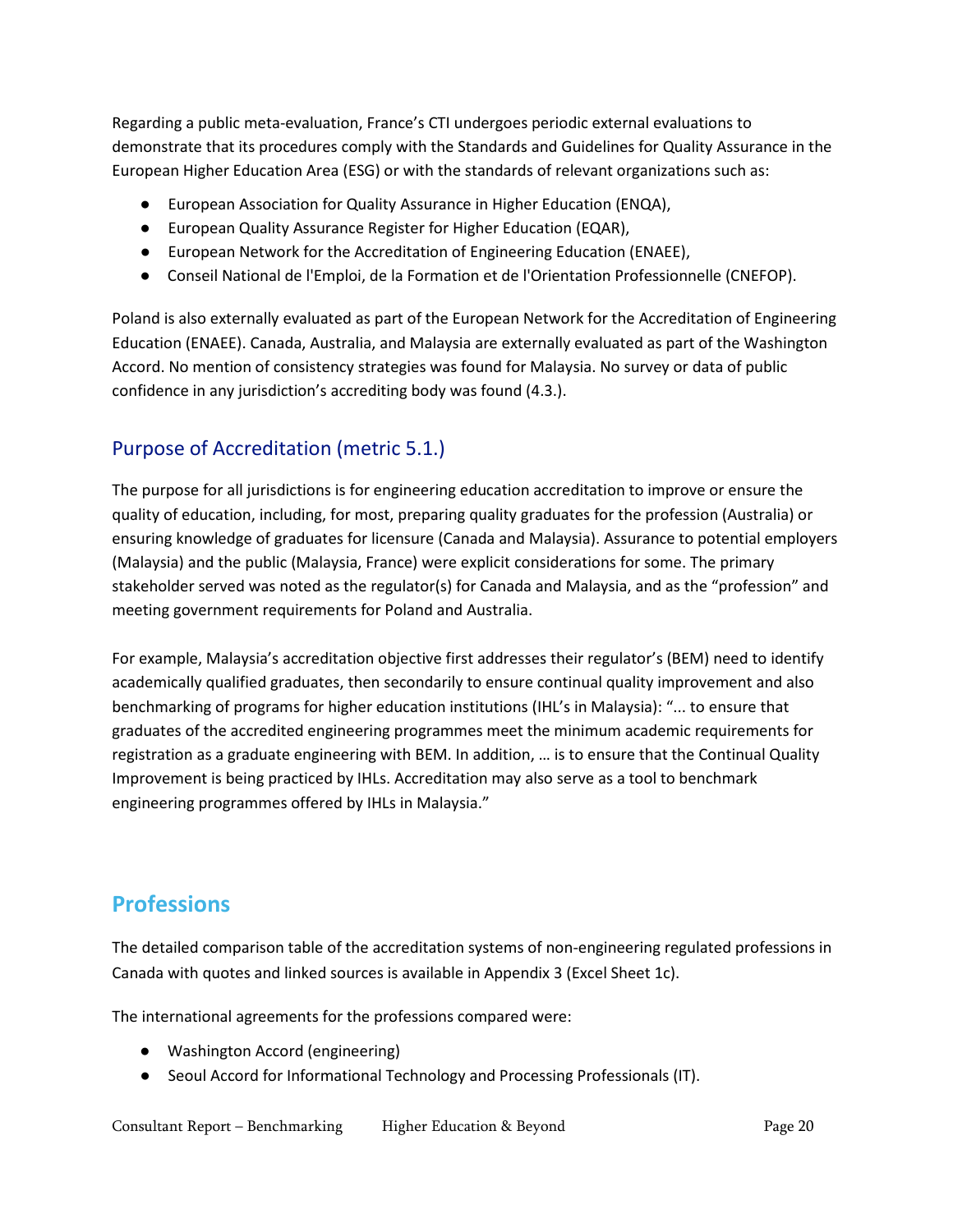Regarding a public meta-evaluation, France's CTI undergoes periodic external evaluations to demonstrate that its procedures comply with the Standards and Guidelines for Quality Assurance in the European Higher Education Area (ESG) or with the standards of relevant organizations such as:

- European Association for Quality Assurance in Higher Education (ENQA),
- European Quality Assurance Register for Higher Education (EQAR),
- European Network for the Accreditation of Engineering Education (ENAEE),
- Conseil National de l'Emploi, de la Formation et de l'Orientation Professionnelle (CNEFOP).

Poland is also externally evaluated as part of the European Network for the Accreditation of Engineering Education (ENAEE). Canada, Australia, and Malaysia are externally evaluated as part of the Washington Accord. No mention of consistency strategies was found for Malaysia. No survey or data of public confidence in any jurisdiction's accrediting body was found (4.3.).

### Purpose of Accreditation (metric 5.1.)

The purpose for all jurisdictions is for engineering education accreditation to improve or ensure the quality of education, including, for most, preparing quality graduates for the profession (Australia) or ensuring knowledge of graduates for licensure (Canada and Malaysia). Assurance to potential employers (Malaysia) and the public (Malaysia, France) were explicit considerations for some. The primary stakeholder served was noted as the regulator(s) for Canada and Malaysia, and as the "profession" and meeting government requirements for Poland and Australia.

For example, Malaysia's accreditation objective first addresses their regulator's (BEM) need to identify academically qualified graduates, then secondarily to ensure continual quality improvement and also benchmarking of programs for higher education institutions (IHL's in Malaysia): "... to ensure that graduates of the accredited engineering programmes meet the minimum academic requirements for registration as a graduate engineering with BEM. In addition, … is to ensure that the Continual Quality Improvement is being practiced by IHLs. Accreditation may also serve as a tool to benchmark engineering programmes offered by IHLs in Malaysia."

## Professions

The detailed comparison table of the accreditation systems of non-engineering regulated professions in Canada with quotes and linked sources is available in Appendix 3 (Excel Sheet 1c).

The international agreements for the professions compared were:

- Washington Accord (engineering)
- Seoul Accord for Informational Technology and Processing Professionals (IT).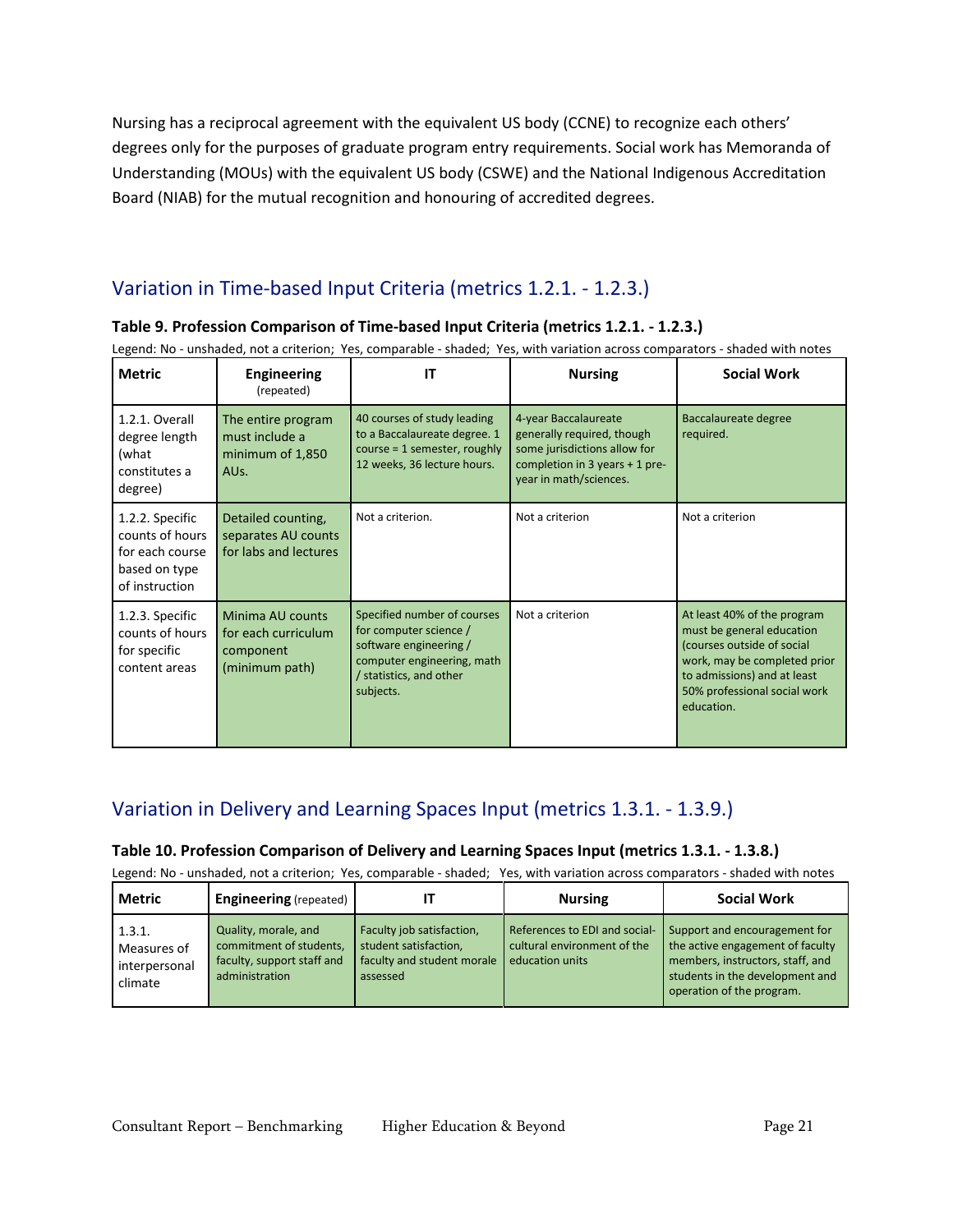Nursing has a reciprocal agreement with the equivalent US body (CCNE) to recognize each others' degrees only for the purposes of graduate program entry requirements. Social work has Memoranda of Understanding (MOUs) with the equivalent US body (CSWE) and the National Indigenous Accreditation Board (NIAB) for the mutual recognition and honouring of accredited degrees.

## Variation in Time-based Input Criteria (metrics 1.2.1. - 1.2.3.)

**Table 9. Profession Comparison of Time-based Input Criteria (metrics 1.2.1. - 1.2.3.)**

Legend: No - unshaded, not a criterion; Yes, comparable - shaded; Yes, with variation across comparators - shaded with notes

| Metric | Engineering (repeated) | IT | Nursing | Social Work |
|---|---|---|---|---|
| 1.2.1. Overall degree length (what constitutes a degree) | The entire program must include a minimum of 1,850 AUs. | 40 courses of study leading to a Baccalaureate degree. 1 course = 1 semester, roughly 12 weeks, 36 lecture hours. | 4-year Baccalaureate generally required, though some jurisdictions allow for completion in 3 years + 1 pre-year in math/sciences. | Baccalaureate degree required. |
| 1.2.2. Specific counts of hours for each course based on type of instruction | Detailed counting, separates AU counts for labs and lectures | Not a criterion. | Not a criterion | Not a criterion |
| 1.2.3. Specific counts of hours for specific content areas | Minima AU counts for each curriculum component (minimum path) | Specified number of courses for computer science / software engineering / computer engineering, math / statistics, and other subjects. | Not a criterion | At least 40% of the program must be general education (courses outside of social work, may be completed prior to admissions) and at least 50% professional social work education. |

## Variation in Delivery and Learning Spaces Input (metrics 1.3.1. - 1.3.9.)

**Table 10. Profession Comparison of Delivery and Learning Spaces Input (metrics 1.3.1. - 1.3.8.)**

Legend: No - unshaded, not a criterion; Yes, comparable - shaded; Yes, with variation across comparators - shaded with notes

| Metric | Engineering (repeated) | IT | Nursing | Social Work |
|---|---|---|---|---|
| 1.3.1. Measures of interpersonal climate | Quality, morale, and commitment of students, faculty, support staff and administration | Faculty job satisfaction, student satisfaction, faculty and student morale assessed | References to EDI and social-cultural environment of the education units | Support and encouragement for the active engagement of faculty members, instructors, staff, and students in the development and operation of the program. |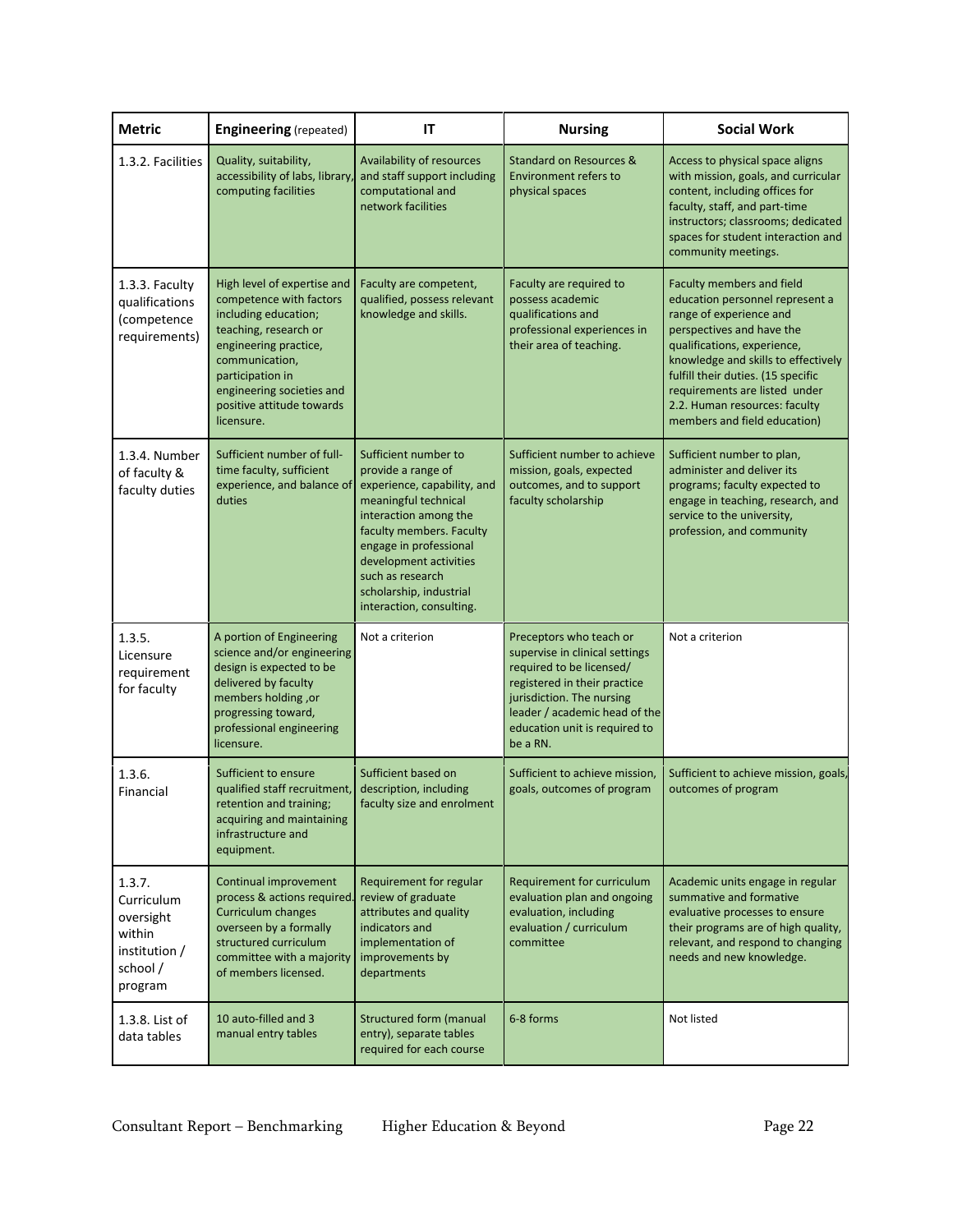| Metric | **Engineering** (repeated) | IT | Nursing | Social Work |
|---|---|---|---|---|
| 1.3.2. Facilities | Quality, suitability, accessibility of labs, library, computing facilities | Availability of resources and staff support including computational and network facilities | Standard on Resources & Environment refers to physical spaces | Access to physical space aligns with mission, goals, and curricular content, including offices for faculty, staff, and part-time instructors; classrooms; dedicated spaces for student interaction and community meetings. |
| 1.3.3. Faculty qualifications (competence requirements) | High level of expertise and competence with factors including education; teaching, research or engineering practice, communication, participation in engineering societies and positive attitude towards licensure. | Faculty are competent, qualified, possess relevant knowledge and skills. | Faculty are required to possess academic qualifications and professional experiences in their area of teaching. | Faculty members and field education personnel represent a range of experience and perspectives and have the qualifications, experience, knowledge and skills to effectively fulfill their duties. (15 specific requirements are listed under 2.2. Human resources: faculty members and field education) |
| 1.3.4. Number of faculty & faculty duties | Sufficient number of full-time faculty, sufficient experience, and balance of duties | Sufficient number to provide a range of experience, capability, and meaningful technical interaction among the faculty members. Faculty engage in professional development activities such as research scholarship, industrial interaction, consulting. | Sufficient number to achieve mission, goals, expected outcomes, and to support faculty scholarship | Sufficient number to plan, administer and deliver its programs; faculty expected to engage in teaching, research, and service to the university, profession, and community |
| 1.3.5. Licensure requirement for faculty | A portion of Engineering science and/or engineering design is expected to be delivered by faculty members holding ,or progressing toward, professional engineering licensure. | Not a criterion | Preceptors who teach or supervise in clinical settings required to be licensed/ registered in their practice jurisdiction. The nursing leader / academic head of the education unit is required to be a RN. | Not a criterion |
| 1.3.6. Financial | Sufficient to ensure qualified staff recruitment, retention and training; acquiring and maintaining infrastructure and equipment. | Sufficient based on description, including faculty size and enrolment | Sufficient to achieve mission, goals, outcomes of program | Sufficient to achieve mission, goals, outcomes of program |
| 1.3.7. Curriculum oversight within institution / school / program | Continual improvement process & actions required. Curriculum changes overseen by a formally structured curriculum committee with a majority of members licensed. | Requirement for regular review of graduate attributes and quality indicators and implementation of improvements by departments | Requirement for curriculum evaluation plan and ongoing evaluation, including evaluation / curriculum committee | Academic units engage in regular summative and formative evaluative processes to ensure their programs are of high quality, relevant, and respond to changing needs and new knowledge. |
| 1.3.8. List of data tables | 10 auto-filled and 3 manual entry tables | Structured form (manual entry), separate tables required for each course | 6-8 forms | Not listed |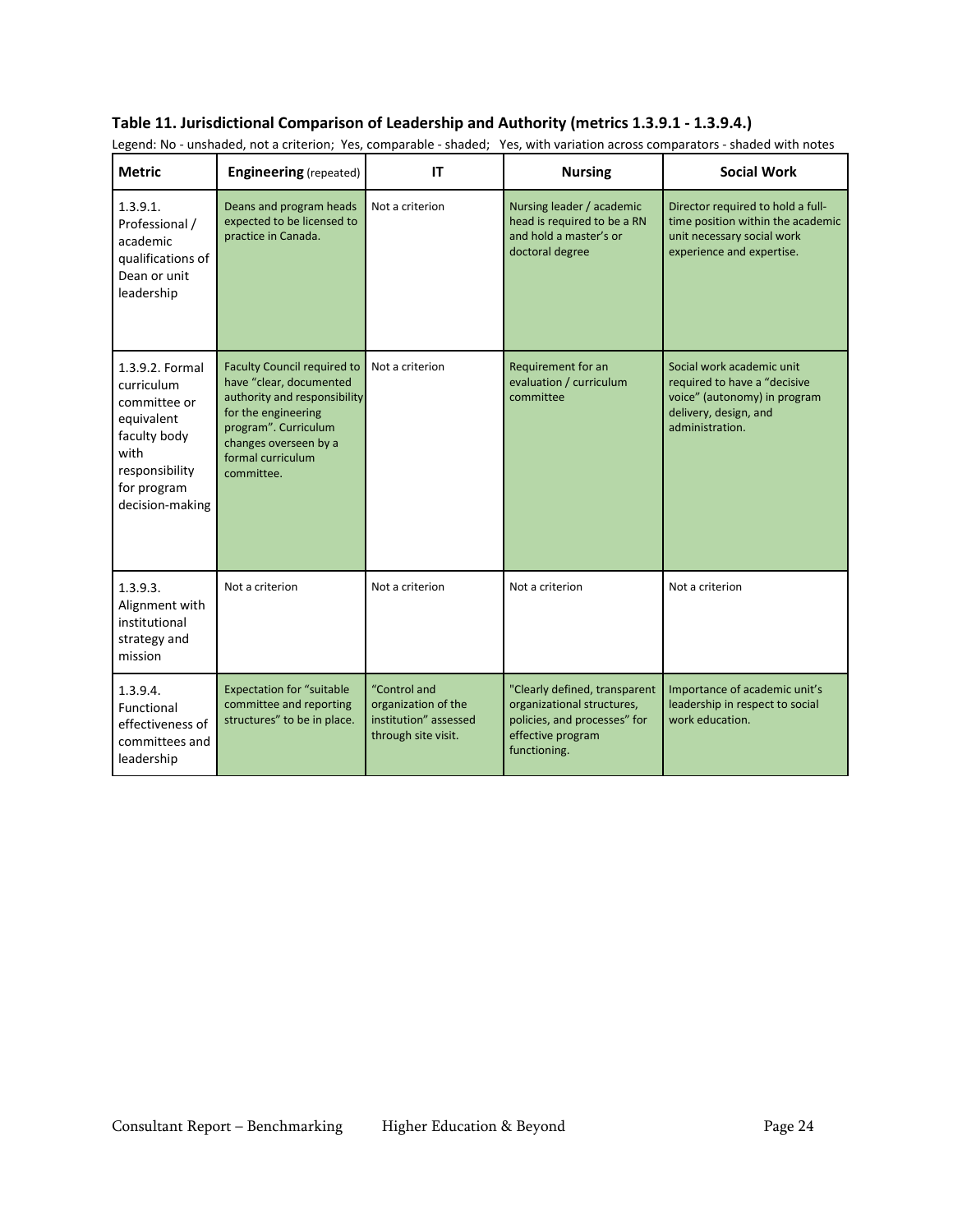**Table 11. Jurisdictional Comparison of Leadership and Authority (metrics 1.3.9.1 - 1.3.9.4.)**

Legend: No - unshaded, not a criterion; Yes, comparable - shaded; Yes, with variation across comparators - shaded with notes

| Metric | **Engineering** (repeated) | IT | Nursing | Social Work |
|---|---|---|---|---|
| 1.3.9.1. Professional / academic qualifications of Dean or unit leadership | Deans and program heads expected to be licensed to practice in Canada. | Not a criterion | Nursing leader / academic head is required to be a RN and hold a master's or doctoral degree | Director required to hold a full-time position within the academic unit necessary social work experience and expertise. |
| 1.3.9.2. Formal curriculum committee or equivalent faculty body with responsibility for program decision-making | Faculty Council required to have "clear, documented authority and responsibility for the engineering program". Curriculum changes overseen by a formal curriculum committee. | Not a criterion | Requirement for an evaluation / curriculum committee | Social work academic unit required to have a "decisive voice" (autonomy) in program delivery, design, and administration. |
| 1.3.9.3. Alignment with institutional strategy and mission | Not a criterion | Not a criterion | Not a criterion | Not a criterion |
| 1.3.9.4. Functional effectiveness of committees and leadership | Expectation for "suitable committee and reporting structures" to be in place. | "Control and organization of the institution" assessed through site visit. | "Clearly defined, transparent organizational structures, policies, and processes" for effective program functioning. | Importance of academic unit's leadership in respect to social work education. |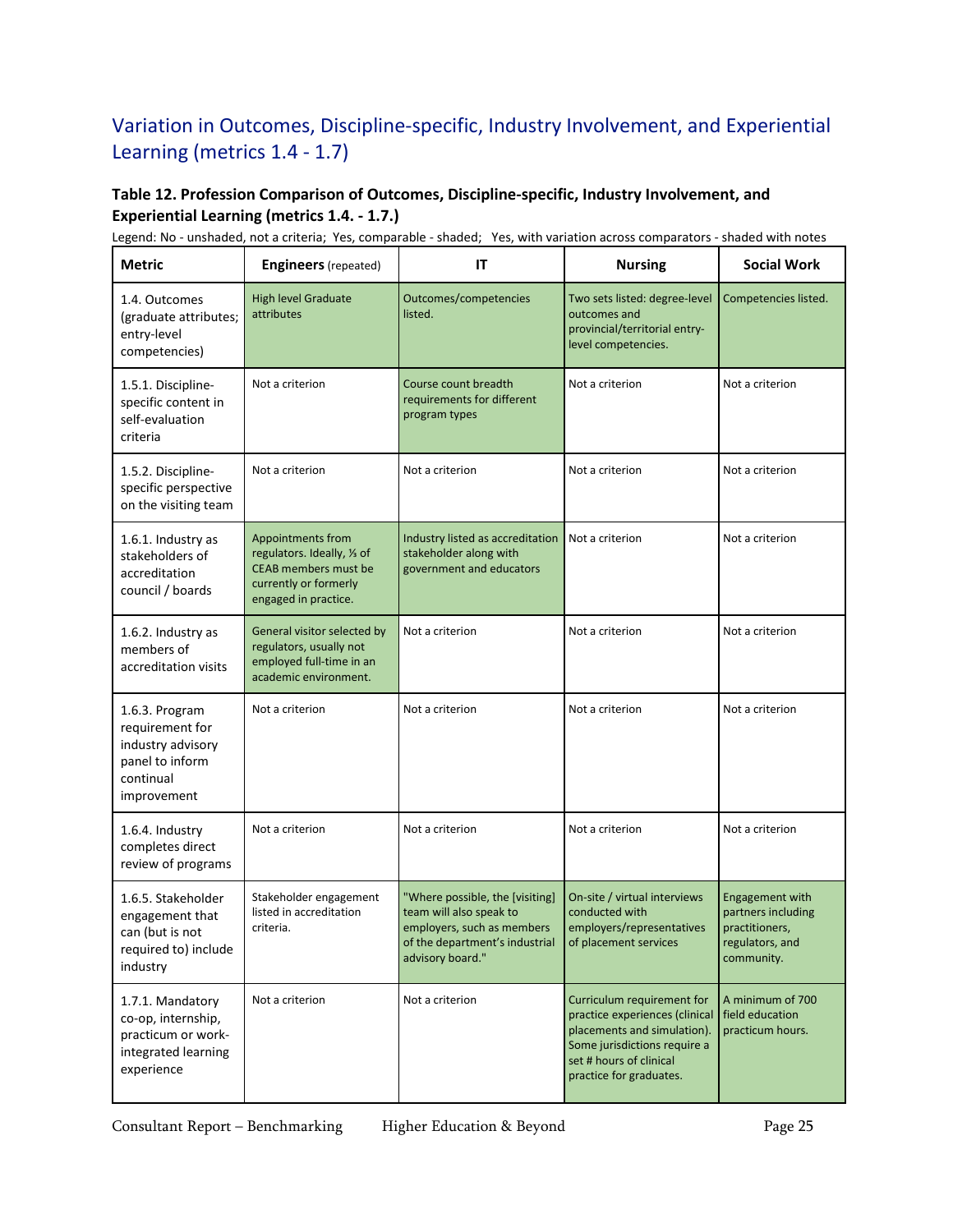## Variation in Outcomes, Discipline-specific, Industry Involvement, and Experiential Learning (metrics 1.4 - 1.7)

**Table 12. Profession Comparison of Outcomes, Discipline-specific, Industry Involvement, and Experiential Learning (metrics 1.4. - 1.7.)**

Legend: No - unshaded, not a criteria; Yes, comparable - shaded; Yes, with variation across comparators - shaded with notes

| Metric | **Engineers** (repeated) | IT | Nursing | Social Work |
|---|---|---|---|---|
| 1.4. Outcomes (graduate attributes; entry-level competencies) | High level Graduate attributes | Outcomes/competencies listed. | Two sets listed: degree-level outcomes and provincial/territorial entry-level competencies. | Competencies listed. |
| 1.5.1. Discipline-specific content in self-evaluation criteria | Not a criterion | Course count breadth requirements for different program types | Not a criterion | Not a criterion |
| 1.5.2. Discipline-specific perspective on the visiting team | Not a criterion | Not a criterion | Not a criterion | Not a criterion |
| 1.6.1. Industry as stakeholders of accreditation council / boards | Appointments from regulators. Ideally, ⅓ of CEAB members must be currently or formerly engaged in practice. | Industry listed as accreditation stakeholder along with government and educators | Not a criterion | Not a criterion |
| 1.6.2. Industry as members of accreditation visits | General visitor selected by regulators, usually not employed full-time in an academic environment. | Not a criterion | Not a criterion | Not a criterion |
| 1.6.3. Program requirement for industry advisory panel to inform continual improvement | Not a criterion | Not a criterion | Not a criterion | Not a criterion |
| 1.6.4. Industry completes direct review of programs | Not a criterion | Not a criterion | Not a criterion | Not a criterion |
| 1.6.5. Stakeholder engagement that can (but is not required to) include industry | Stakeholder engagement listed in accreditation criteria. | "Where possible, the [visiting] team will also speak to employers, such as members of the department's industrial advisory board." | On-site / virtual interviews conducted with employers/representatives of placement services | Engagement with partners including practitioners, regulators, and community. |
| 1.7.1. Mandatory co-op, internship, practicum or work-integrated learning experience | Not a criterion | Not a criterion | Curriculum requirement for practice experiences (clinical placements and simulation). Some jurisdictions require a set # hours of clinical practice for graduates. | A minimum of 700 field education practicum hours. |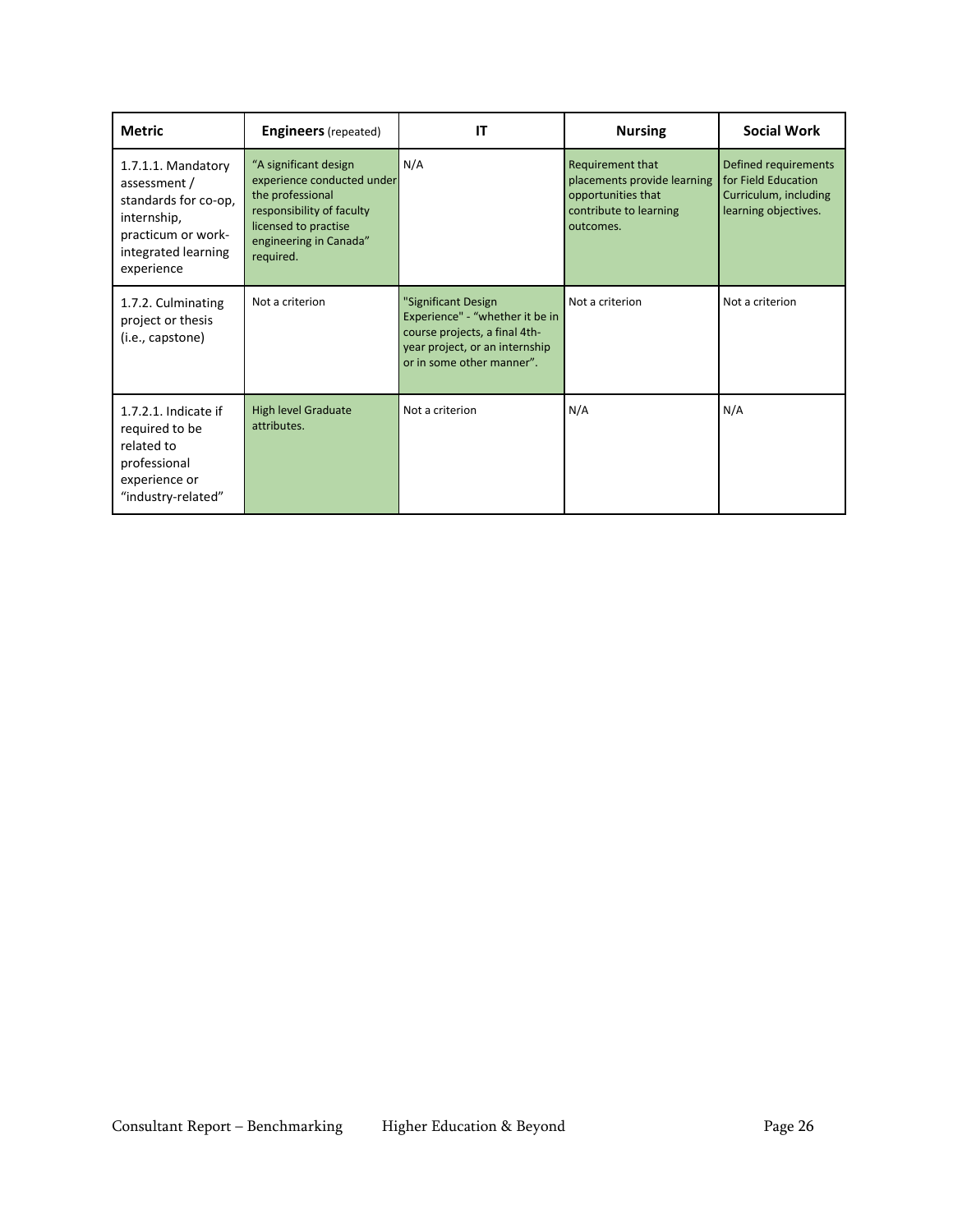| Metric | **Engineers** (repeated) | IT | Nursing | Social Work |
|---|---|---|---|---|
| 1.7.1.1. Mandatory assessment / standards for co-op, internship, practicum or work-integrated learning experience | "A significant design experience conducted under the professional responsibility of faculty licensed to practise engineering in Canada" required. | N/A | Requirement that placements provide learning opportunities that contribute to learning outcomes. | Defined requirements for Field Education Curriculum, including learning objectives. |
| 1.7.2. Culminating project or thesis (i.e., capstone) | Not a criterion | "Significant Design Experience" - "whether it be in course projects, a final 4th-year project, or an internship or in some other manner". | Not a criterion | Not a criterion |
| 1.7.2.1. Indicate if required to be related to professional experience or "industry-related" | High level Graduate attributes. | Not a criterion | N/A | N/A |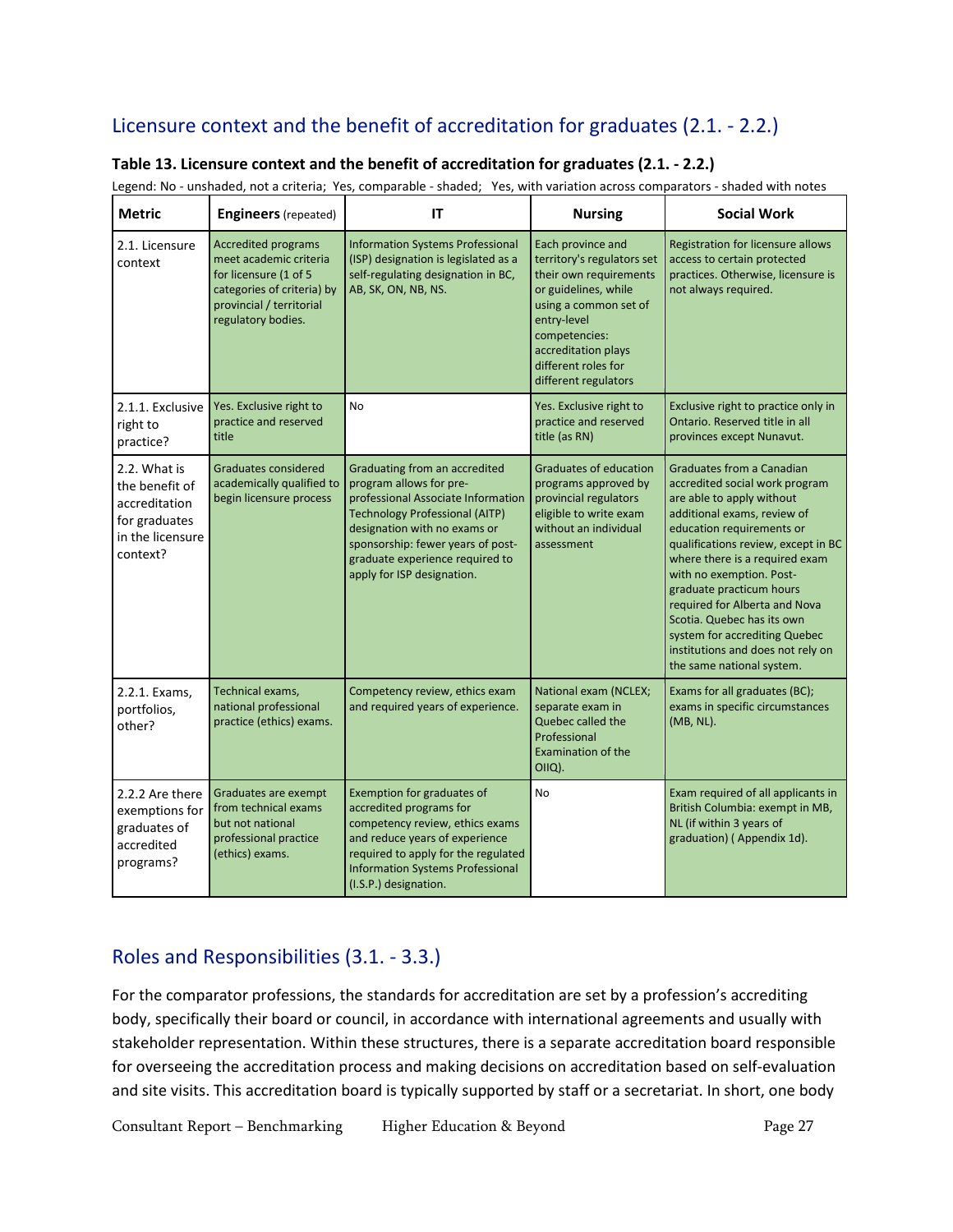## Licensure context and the benefit of accreditation for graduates (2.1. - 2.2.)

**Table 13. Licensure context and the benefit of accreditation for graduates (2.1. - 2.2.)**

Legend: No - unshaded, not a criteria; Yes, comparable - shaded; Yes, with variation across comparators - shaded with notes

| Metric | **Engineers** (repeated) | IT | Nursing | Social Work |
|---|---|---|---|---|
| 2.1. Licensure context | Accredited programs meet academic criteria for licensure (1 of 5 categories of criteria) by provincial / territorial regulatory bodies. | Information Systems Professional (ISP) designation is legislated as a self-regulating designation in BC, AB, SK, ON, NB, NS. | Each province and territory's regulators set their own requirements or guidelines, while using a common set of entry-level competencies: accreditation plays different roles for different regulators | Registration for licensure allows access to certain protected practices. Otherwise, licensure is not always required. |
| 2.1.1. Exclusive right to practice? | Yes. Exclusive right to practice and reserved title | No | Yes. Exclusive right to practice and reserved title (as RN) | Exclusive right to practice only in Ontario. Reserved title in all provinces except Nunavut. |
| 2.2. What is the benefit of accreditation for graduates in the licensure context? | Graduates considered academically qualified to begin licensure process | Graduating from an accredited program allows for pre-professional Associate Information Technology Professional (AITP) designation with no exams or sponsorship: fewer years of post-graduate experience required to apply for ISP designation. | Graduates of education programs approved by provincial regulators eligible to write exam without an individual assessment | Graduates from a Canadian accredited social work program are able to apply without additional exams, review of education requirements or qualifications review, except in BC where there is a required exam with no exemption. Post-graduate practicum hours required for Alberta and Nova Scotia. Quebec has its own system for accrediting Quebec institutions and does not rely on the same national system. |
| 2.2.1. Exams, portfolios, other? | Technical exams, national professional practice (ethics) exams. | Competency review, ethics exam and required years of experience. | National exam (NCLEX; separate exam in Quebec called the Professional Examination of the OIIQ). | Exams for all graduates (BC); exams in specific circumstances (MB, NL). |
| 2.2.2 Are there exemptions for graduates of accredited programs? | Graduates are exempt from technical exams but not national professional practice (ethics) exams. | Exemption for graduates of accredited programs for competency review, ethics exams and reduce years of experience required to apply for the regulated Information Systems Professional (I.S.P.) designation. | No | Exam required of all applicants in British Columbia: exempt in MB, NL (if within 3 years of graduation) ( Appendix 1d). |

## Roles and Responsibilities (3.1. - 3.3.)

For the comparator professions, the standards for accreditation are set by a profession's accrediting body, specifically their board or council, in accordance with international agreements and usually with stakeholder representation. Within these structures, there is a separate accreditation board responsible for overseeing the accreditation process and making decisions on accreditation based on self-evaluation and site visits. This accreditation board is typically supported by staff or a secretariat. In short, one body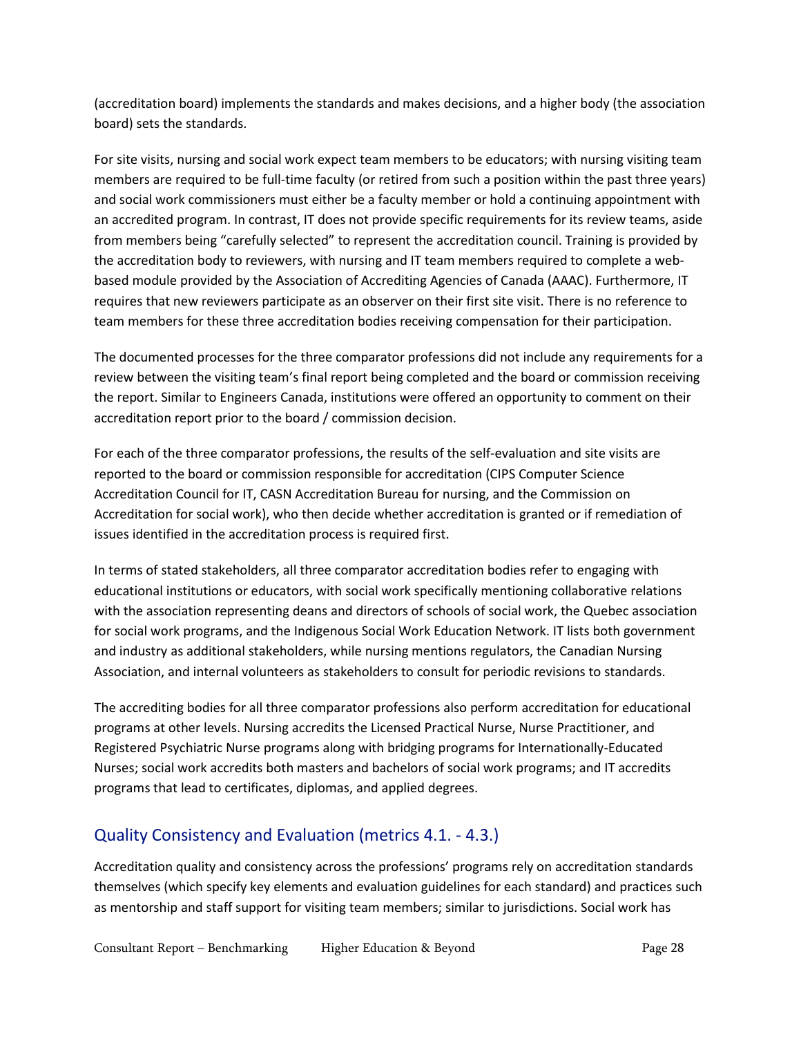(accreditation board) implements the standards and makes decisions, and a higher body (the association board) sets the standards.

For site visits, nursing and social work expect team members to be educators; with nursing visiting team members are required to be full-time faculty (or retired from such a position within the past three years) and social work commissioners must either be a faculty member or hold a continuing appointment with an accredited program. In contrast, IT does not provide specific requirements for its review teams, aside from members being “carefully selected” to represent the accreditation council. Training is provided by the accreditation body to reviewers, with nursing and IT team members required to complete a web-based module provided by the Association of Accrediting Agencies of Canada (AAAC). Furthermore, IT requires that new reviewers participate as an observer on their first site visit. There is no reference to team members for these three accreditation bodies receiving compensation for their participation.

The documented processes for the three comparator professions did not include any requirements for a review between the visiting team’s final report being completed and the board or commission receiving the report. Similar to Engineers Canada, institutions were offered an opportunity to comment on their accreditation report prior to the board / commission decision.

For each of the three comparator professions, the results of the self-evaluation and site visits are reported to the board or commission responsible for accreditation (CIPS Computer Science Accreditation Council for IT, CASN Accreditation Bureau for nursing, and the Commission on Accreditation for social work), who then decide whether accreditation is granted or if remediation of issues identified in the accreditation process is required first.

In terms of stated stakeholders, all three comparator accreditation bodies refer to engaging with educational institutions or educators, with social work specifically mentioning collaborative relations with the association representing deans and directors of schools of social work, the Quebec association for social work programs, and the Indigenous Social Work Education Network. IT lists both government and industry as additional stakeholders, while nursing mentions regulators, the Canadian Nursing Association, and internal volunteers as stakeholders to consult for periodic revisions to standards.

The accrediting bodies for all three comparator professions also perform accreditation for educational programs at other levels. Nursing accredits the Licensed Practical Nurse, Nurse Practitioner, and Registered Psychiatric Nurse programs along with bridging programs for Internationally-Educated Nurses; social work accredits both masters and bachelors of social work programs; and IT accredits programs that lead to certificates, diplomas, and applied degrees.

## Quality Consistency and Evaluation (metrics 4.1. - 4.3.)

Accreditation quality and consistency across the professions’ programs rely on accreditation standards themselves (which specify key elements and evaluation guidelines for each standard) and practices such as mentorship and staff support for visiting team members; similar to jurisdictions. Social work has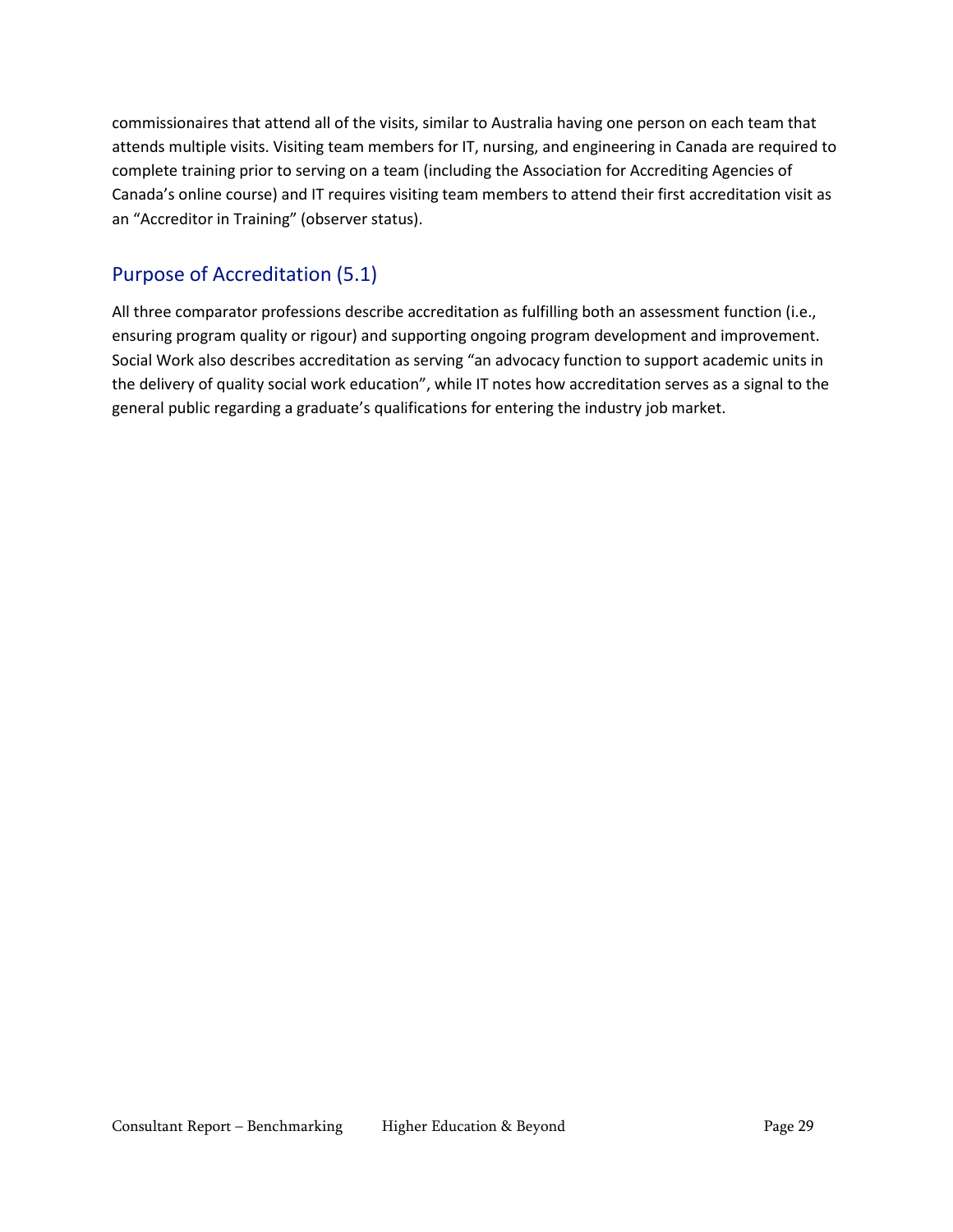commissionaires that attend all of the visits, similar to Australia having one person on each team that attends multiple visits. Visiting team members for IT, nursing, and engineering in Canada are required to complete training prior to serving on a team (including the Association for Accrediting Agencies of Canada's online course) and IT requires visiting team members to attend their first accreditation visit as an "Accreditor in Training" (observer status).

## Purpose of Accreditation (5.1)

All three comparator professions describe accreditation as fulfilling both an assessment function (i.e., ensuring program quality or rigour) and supporting ongoing program development and improvement. Social Work also describes accreditation as serving "an advocacy function to support academic units in the delivery of quality social work education", while IT notes how accreditation serves as a signal to the general public regarding a graduate's qualifications for entering the industry job market.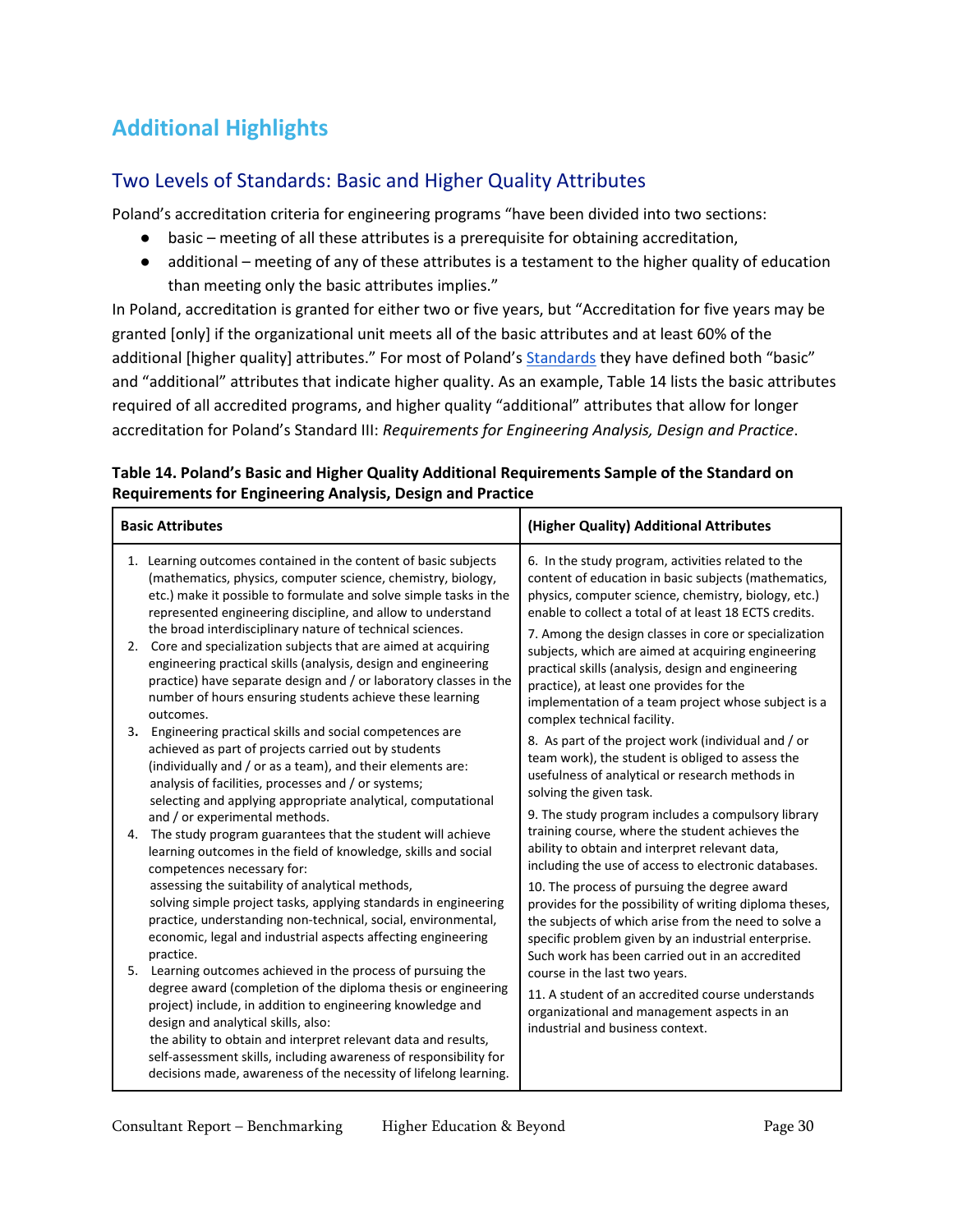## Additional Highlights

### Two Levels of Standards: Basic and Higher Quality Attributes

Poland's accreditation criteria for engineering programs "have been divided into two sections:

- basic – meeting of all these attributes is a prerequisite for obtaining accreditation,
- additional – meeting of any of these attributes is a testament to the higher quality of education than meeting only the basic attributes implies."

In Poland, accreditation is granted for either two or five years, but "Accreditation for five years may be granted [only] if the organizational unit meets all of the basic attributes and at least 60% of the additional [higher quality] attributes." For most of Poland's Standards they have defined both "basic" and "additional" attributes that indicate higher quality. As an example, Table 14 lists the basic attributes required of all accredited programs, and higher quality "additional" attributes that allow for longer accreditation for Poland's Standard III: *Requirements for Engineering Analysis, Design and Practice*.

**Table 14. Poland's Basic and Higher Quality Additional Requirements Sample of the Standard on Requirements for Engineering Analysis, Design and Practice**

| Basic Attributes | (Higher Quality) Additional Attributes |
|---|---|
| 1. Learning outcomes contained in the content of basic subjects (mathematics, physics, computer science, chemistry, biology, etc.) make it possible to formulate and solve simple tasks in the represented engineering discipline, and allow to understand the broad interdisciplinary nature of technical sciences.<br>2. Core and specialization subjects that are aimed at acquiring engineering practical skills (analysis, design and engineering practice) have separate design and / or laboratory classes in the number of hours ensuring students achieve these learning outcomes.<br>3. Engineering practical skills and social competences are achieved as part of projects carried out by students (individually and / or as a team), and their elements are: analysis of facilities, processes and / or systems; selecting and applying appropriate analytical, computational and / or experimental methods.<br>4. The study program guarantees that the student will achieve learning outcomes in the field of knowledge, skills and social competences necessary for: assessing the suitability of analytical methods, solving simple project tasks, applying standards in engineering practice, understanding non-technical, social, environmental, economic, legal and industrial aspects affecting engineering practice.<br>5. Learning outcomes achieved in the process of pursuing the degree award (completion of the diploma thesis or engineering project) include, in addition to engineering knowledge and design and analytical skills, also: the ability to obtain and interpret relevant data and results, self-assessment skills, including awareness of responsibility for decisions made, awareness of the necessity of lifelong learning. | 6. In the study program, activities related to the content of education in basic subjects (mathematics, physics, computer science, chemistry, biology, etc.) enable to collect a total of at least 18 ECTS credits.<br>7. Among the design classes in core or specialization subjects, which are aimed at acquiring engineering practical skills (analysis, design and engineering practice), at least one provides for the implementation of a team project whose subject is a complex technical facility.<br>8. As part of the project work (individual and / or team work), the student is obliged to assess the usefulness of analytical or research methods in solving the given task.<br>9. The study program includes a compulsory library training course, where the student achieves the ability to obtain and interpret relevant data, including the use of access to electronic databases.<br>10. The process of pursuing the degree award provides for the possibility of writing diploma theses, the subjects of which arise from the need to solve a specific problem given by an industrial enterprise. Such work has been carried out in an accredited course in the last two years.<br>11. A student of an accredited course understands organizational and management aspects in an industrial and business context. |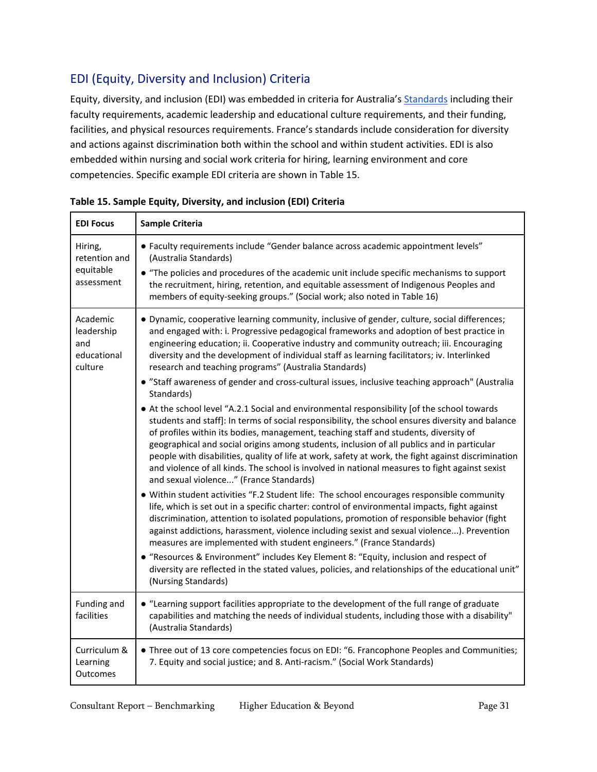## EDI (Equity, Diversity and Inclusion) Criteria

Equity, diversity, and inclusion (EDI) was embedded in criteria for Australia's Standards including their faculty requirements, academic leadership and educational culture requirements, and their funding, facilities, and physical resources requirements. France's standards include consideration for diversity and actions against discrimination both within the school and within student activities. EDI is also embedded within nursing and social work criteria for hiring, learning environment and core competencies. Specific example EDI criteria are shown in Table 15.

**Table 15. Sample Equity, Diversity, and inclusion (EDI) Criteria**

| EDI Focus | Sample Criteria |
|---|---|
| Hiring, retention and equitable assessment | ● Faculty requirements include "Gender balance across academic appointment levels" (Australia Standards)<br>● "The policies and procedures of the academic unit include specific mechanisms to support the recruitment, hiring, retention, and equitable assessment of Indigenous Peoples and members of equity-seeking groups." (Social work; also noted in Table 16) |
| Academic leadership and educational culture | ● Dynamic, cooperative learning community, inclusive of gender, culture, social differences; and engaged with: i. Progressive pedagogical frameworks and adoption of best practice in engineering education; ii. Cooperative industry and community outreach; iii. Encouraging diversity and the development of individual staff as learning facilitators; iv. Interlinked research and teaching programs" (Australia Standards)<br>● "Staff awareness of gender and cross-cultural issues, inclusive teaching approach" (Australia Standards)<br>● At the school level "A.2.1 Social and environmental responsibility [of the school towards students and staff]: In terms of social responsibility, the school ensures diversity and balance of profiles within its bodies, management, teaching staff and students, diversity of geographical and social origins among students, inclusion of all publics and in particular people with disabilities, quality of life at work, safety at work, the fight against discrimination and violence of all kinds. The school is involved in national measures to fight against sexist and sexual violence..." (France Standards)<br>● Within student activities "F.2 Student life: The school encourages responsible community life, which is set out in a specific charter: control of environmental impacts, fight against discrimination, attention to isolated populations, promotion of responsible behavior (fight against addictions, harassment, violence including sexist and sexual violence...). Prevention measures are implemented with student engineers." (France Standards)<br>● "Resources & Environment" includes Key Element 8: "Equity, inclusion and respect of diversity are reflected in the stated values, policies, and relationships of the educational unit" (Nursing Standards) |
| Funding and facilities | ● "Learning support facilities appropriate to the development of the full range of graduate capabilities and matching the needs of individual students, including those with a disability" (Australia Standards) |
| Curriculum & Learning Outcomes | ● Three out of 13 core competencies focus on EDI: "6. Francophone Peoples and Communities; 7. Equity and social justice; and 8. Anti-racism." (Social Work Standards) |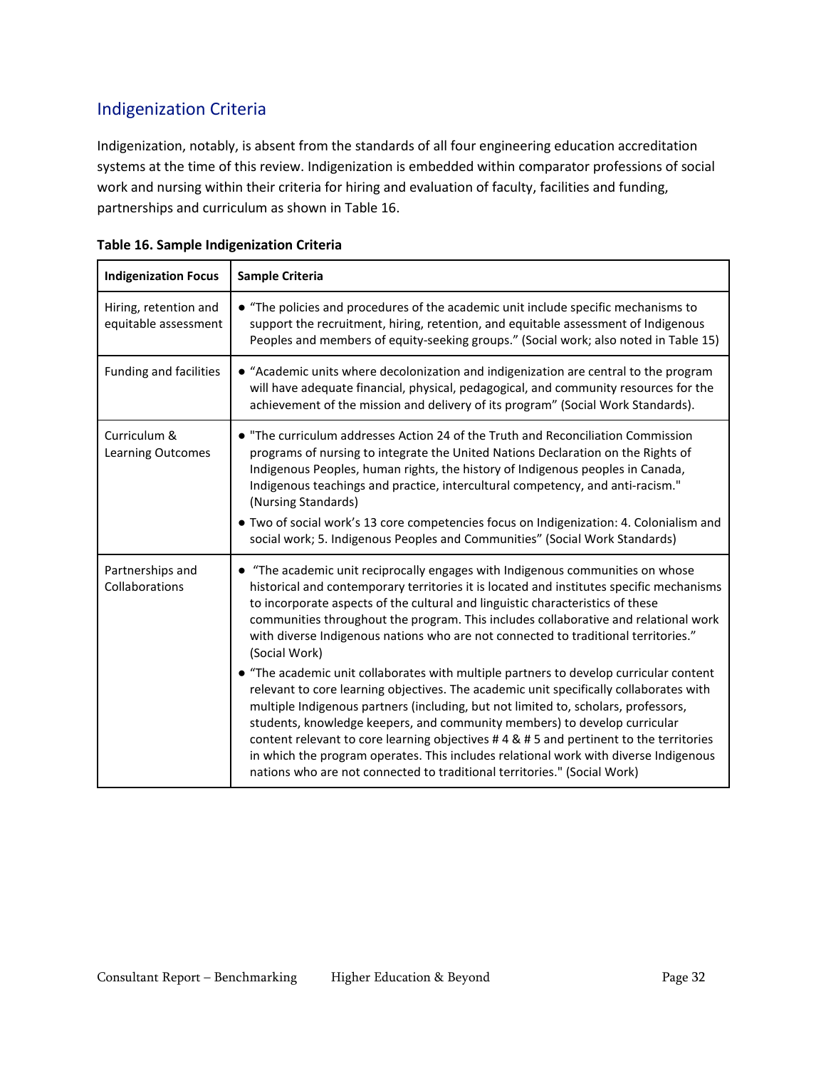## Indigenization Criteria

Indigenization, notably, is absent from the standards of all four engineering education accreditation systems at the time of this review. Indigenization is embedded within comparator professions of social work and nursing within their criteria for hiring and evaluation of faculty, facilities and funding, partnerships and curriculum as shown in Table 16.

**Table 16. Sample Indigenization Criteria**

| Indigenization Focus | Sample Criteria |
|---|---|
| Hiring, retention and equitable assessment | ● "The policies and procedures of the academic unit include specific mechanisms to support the recruitment, hiring, retention, and equitable assessment of Indigenous Peoples and members of equity-seeking groups." (Social work; also noted in Table 15) |
| Funding and facilities | ● "Academic units where decolonization and indigenization are central to the program will have adequate financial, physical, pedagogical, and community resources for the achievement of the mission and delivery of its program" (Social Work Standards). |
| Curriculum & Learning Outcomes | ● "The curriculum addresses Action 24 of the Truth and Reconciliation Commission programs of nursing to integrate the United Nations Declaration on the Rights of Indigenous Peoples, human rights, the history of Indigenous peoples in Canada, Indigenous teachings and practice, intercultural competency, and anti-racism." (Nursing Standards)<br>● Two of social work's 13 core competencies focus on Indigenization: 4. Colonialism and social work; 5. Indigenous Peoples and Communities" (Social Work Standards) |
| Partnerships and Collaborations | ● "The academic unit reciprocally engages with Indigenous communities on whose historical and contemporary territories it is located and institutes specific mechanisms to incorporate aspects of the cultural and linguistic characteristics of these communities throughout the program. This includes collaborative and relational work with diverse Indigenous nations who are not connected to traditional territories." (Social Work)<br>● "The academic unit collaborates with multiple partners to develop curricular content relevant to core learning objectives. The academic unit specifically collaborates with multiple Indigenous partners (including, but not limited to, scholars, professors, students, knowledge keepers, and community members) to develop curricular content relevant to core learning objectives # 4 & # 5 and pertinent to the territories in which the program operates. This includes relational work with diverse Indigenous nations who are not connected to traditional territories." (Social Work) |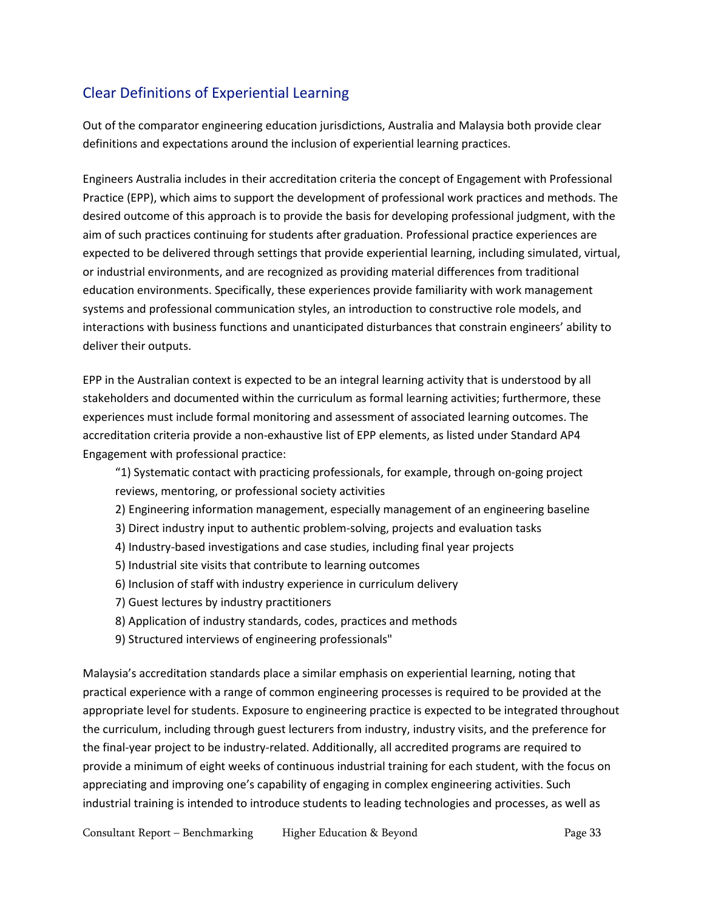## Clear Definitions of Experiential Learning

Out of the comparator engineering education jurisdictions, Australia and Malaysia both provide clear definitions and expectations around the inclusion of experiential learning practices.

Engineers Australia includes in their accreditation criteria the concept of Engagement with Professional Practice (EPP), which aims to support the development of professional work practices and methods. The desired outcome of this approach is to provide the basis for developing professional judgment, with the aim of such practices continuing for students after graduation. Professional practice experiences are expected to be delivered through settings that provide experiential learning, including simulated, virtual, or industrial environments, and are recognized as providing material differences from traditional education environments. Specifically, these experiences provide familiarity with work management systems and professional communication styles, an introduction to constructive role models, and interactions with business functions and unanticipated disturbances that constrain engineers' ability to deliver their outputs.

EPP in the Australian context is expected to be an integral learning activity that is understood by all stakeholders and documented within the curriculum as formal learning activities; furthermore, these experiences must include formal monitoring and assessment of associated learning outcomes. The accreditation criteria provide a non-exhaustive list of EPP elements, as listed under Standard AP4 Engagement with professional practice:

> "1) Systematic contact with practicing professionals, for example, through on-going project reviews, mentoring, or professional society activities
> 2) Engineering information management, especially management of an engineering baseline
> 3) Direct industry input to authentic problem-solving, projects and evaluation tasks
> 4) Industry-based investigations and case studies, including final year projects
> 5) Industrial site visits that contribute to learning outcomes
> 6) Inclusion of staff with industry experience in curriculum delivery
> 7) Guest lectures by industry practitioners
> 8) Application of industry standards, codes, practices and methods
> 9) Structured interviews of engineering professionals"

Malaysia's accreditation standards place a similar emphasis on experiential learning, noting that practical experience with a range of common engineering processes is required to be provided at the appropriate level for students. Exposure to engineering practice is expected to be integrated throughout the curriculum, including through guest lecturers from industry, industry visits, and the preference for the final-year project to be industry-related. Additionally, all accredited programs are required to provide a minimum of eight weeks of continuous industrial training for each student, with the focus on appreciating and improving one's capability of engaging in complex engineering activities. Such industrial training is intended to introduce students to leading technologies and processes, as well as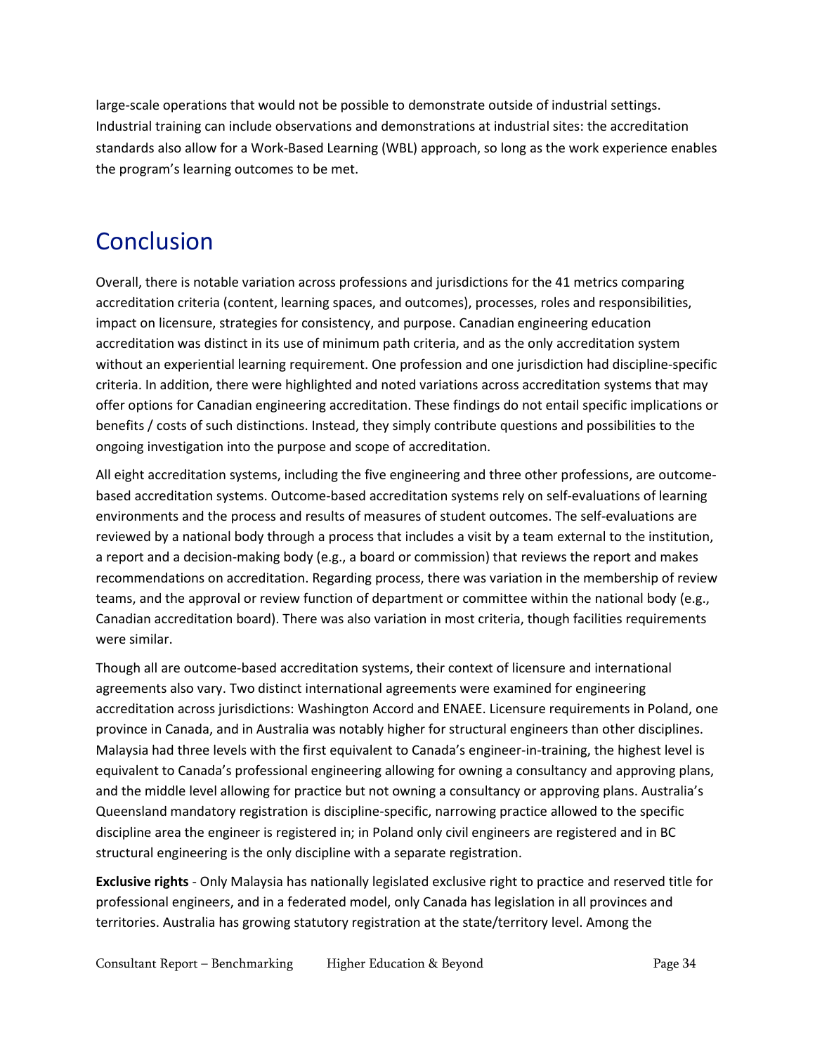large-scale operations that would not be possible to demonstrate outside of industrial settings. Industrial training can include observations and demonstrations at industrial sites: the accreditation standards also allow for a Work-Based Learning (WBL) approach, so long as the work experience enables the program's learning outcomes to be met.

# Conclusion

Overall, there is notable variation across professions and jurisdictions for the 41 metrics comparing accreditation criteria (content, learning spaces, and outcomes), processes, roles and responsibilities, impact on licensure, strategies for consistency, and purpose. Canadian engineering education accreditation was distinct in its use of minimum path criteria, and as the only accreditation system without an experiential learning requirement. One profession and one jurisdiction had discipline-specific criteria. In addition, there were highlighted and noted variations across accreditation systems that may offer options for Canadian engineering accreditation. These findings do not entail specific implications or benefits / costs of such distinctions. Instead, they simply contribute questions and possibilities to the ongoing investigation into the purpose and scope of accreditation.

All eight accreditation systems, including the five engineering and three other professions, are outcome-based accreditation systems. Outcome-based accreditation systems rely on self-evaluations of learning environments and the process and results of measures of student outcomes. The self-evaluations are reviewed by a national body through a process that includes a visit by a team external to the institution, a report and a decision-making body (e.g., a board or commission) that reviews the report and makes recommendations on accreditation. Regarding process, there was variation in the membership of review teams, and the approval or review function of department or committee within the national body (e.g., Canadian accreditation board). There was also variation in most criteria, though facilities requirements were similar.

Though all are outcome-based accreditation systems, their context of licensure and international agreements also vary. Two distinct international agreements were examined for engineering accreditation across jurisdictions: Washington Accord and ENAEE. Licensure requirements in Poland, one province in Canada, and in Australia was notably higher for structural engineers than other disciplines. Malaysia had three levels with the first equivalent to Canada's engineer-in-training, the highest level is equivalent to Canada's professional engineering allowing for owning a consultancy and approving plans, and the middle level allowing for practice but not owning a consultancy or approving plans. Australia's Queensland mandatory registration is discipline-specific, narrowing practice allowed to the specific discipline area the engineer is registered in; in Poland only civil engineers are registered and in BC structural engineering is the only discipline with a separate registration.

**Exclusive rights** - Only Malaysia has nationally legislated exclusive right to practice and reserved title for professional engineers, and in a federated model, only Canada has legislation in all provinces and territories. Australia has growing statutory registration at the state/territory level. Among the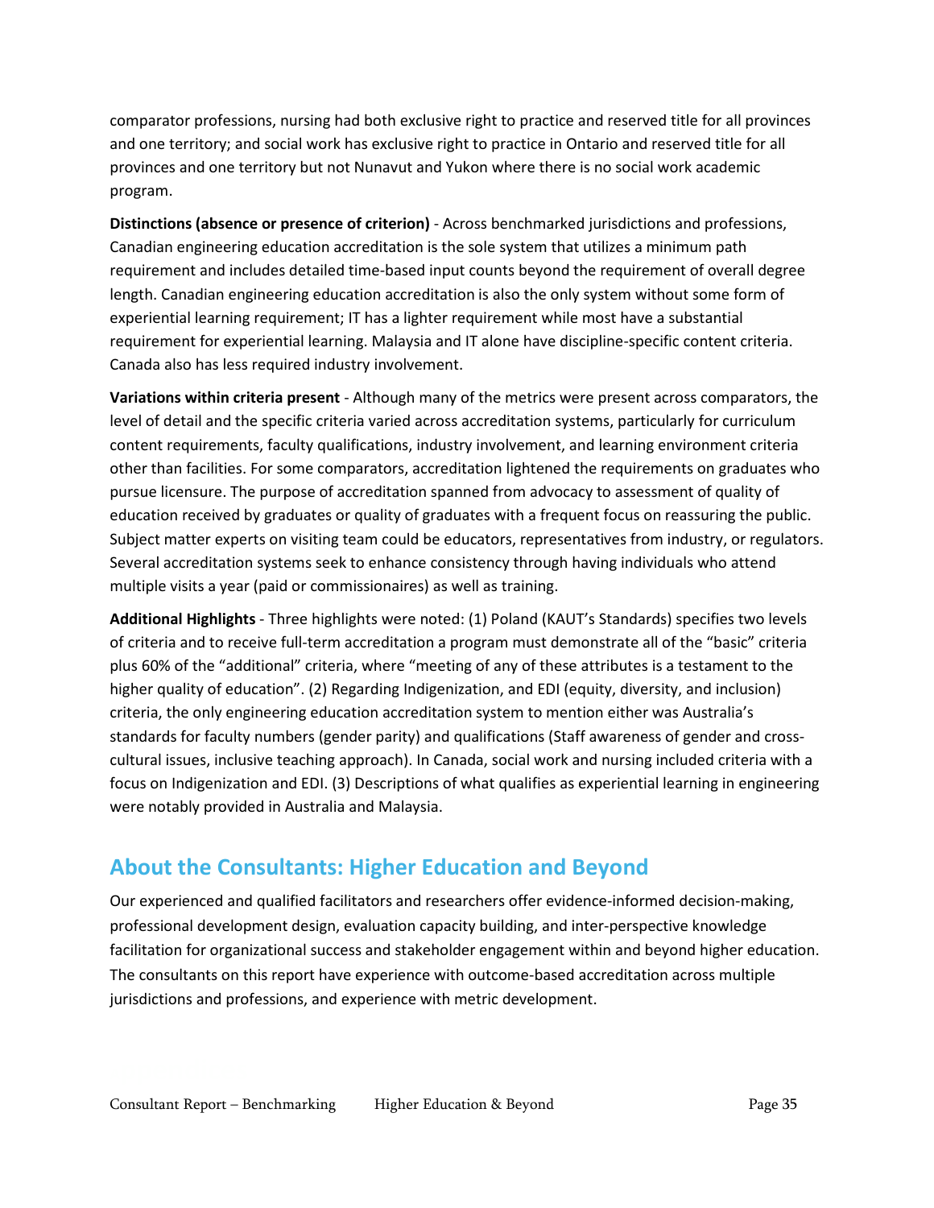comparator professions, nursing had both exclusive right to practice and reserved title for all provinces and one territory; and social work has exclusive right to practice in Ontario and reserved title for all provinces and one territory but not Nunavut and Yukon where there is no social work academic program.

**Distinctions (absence or presence of criterion)** - Across benchmarked jurisdictions and professions, Canadian engineering education accreditation is the sole system that utilizes a minimum path requirement and includes detailed time-based input counts beyond the requirement of overall degree length. Canadian engineering education accreditation is also the only system without some form of experiential learning requirement; IT has a lighter requirement while most have a substantial requirement for experiential learning. Malaysia and IT alone have discipline-specific content criteria. Canada also has less required industry involvement.

**Variations within criteria present** - Although many of the metrics were present across comparators, the level of detail and the specific criteria varied across accreditation systems, particularly for curriculum content requirements, faculty qualifications, industry involvement, and learning environment criteria other than facilities. For some comparators, accreditation lightened the requirements on graduates who pursue licensure. The purpose of accreditation spanned from advocacy to assessment of quality of education received by graduates or quality of graduates with a frequent focus on reassuring the public. Subject matter experts on visiting team could be educators, representatives from industry, or regulators. Several accreditation systems seek to enhance consistency through having individuals who attend multiple visits a year (paid or commissionaires) as well as training.

**Additional Highlights** - Three highlights were noted: (1) Poland (KAUT's Standards) specifies two levels of criteria and to receive full-term accreditation a program must demonstrate all of the "basic" criteria plus 60% of the "additional" criteria, where "meeting of any of these attributes is a testament to the higher quality of education". (2) Regarding Indigenization, and EDI (equity, diversity, and inclusion) criteria, the only engineering education accreditation system to mention either was Australia's standards for faculty numbers (gender parity) and qualifications (Staff awareness of gender and cross-cultural issues, inclusive teaching approach). In Canada, social work and nursing included criteria with a focus on Indigenization and EDI. (3) Descriptions of what qualifies as experiential learning in engineering were notably provided in Australia and Malaysia.

## About the Consultants: Higher Education and Beyond

Our experienced and qualified facilitators and researchers offer evidence-informed decision-making, professional development design, evaluation capacity building, and inter-perspective knowledge facilitation for organizational success and stakeholder engagement within and beyond higher education. The consultants on this report have experience with outcome-based accreditation across multiple jurisdictions and professions, and experience with metric development.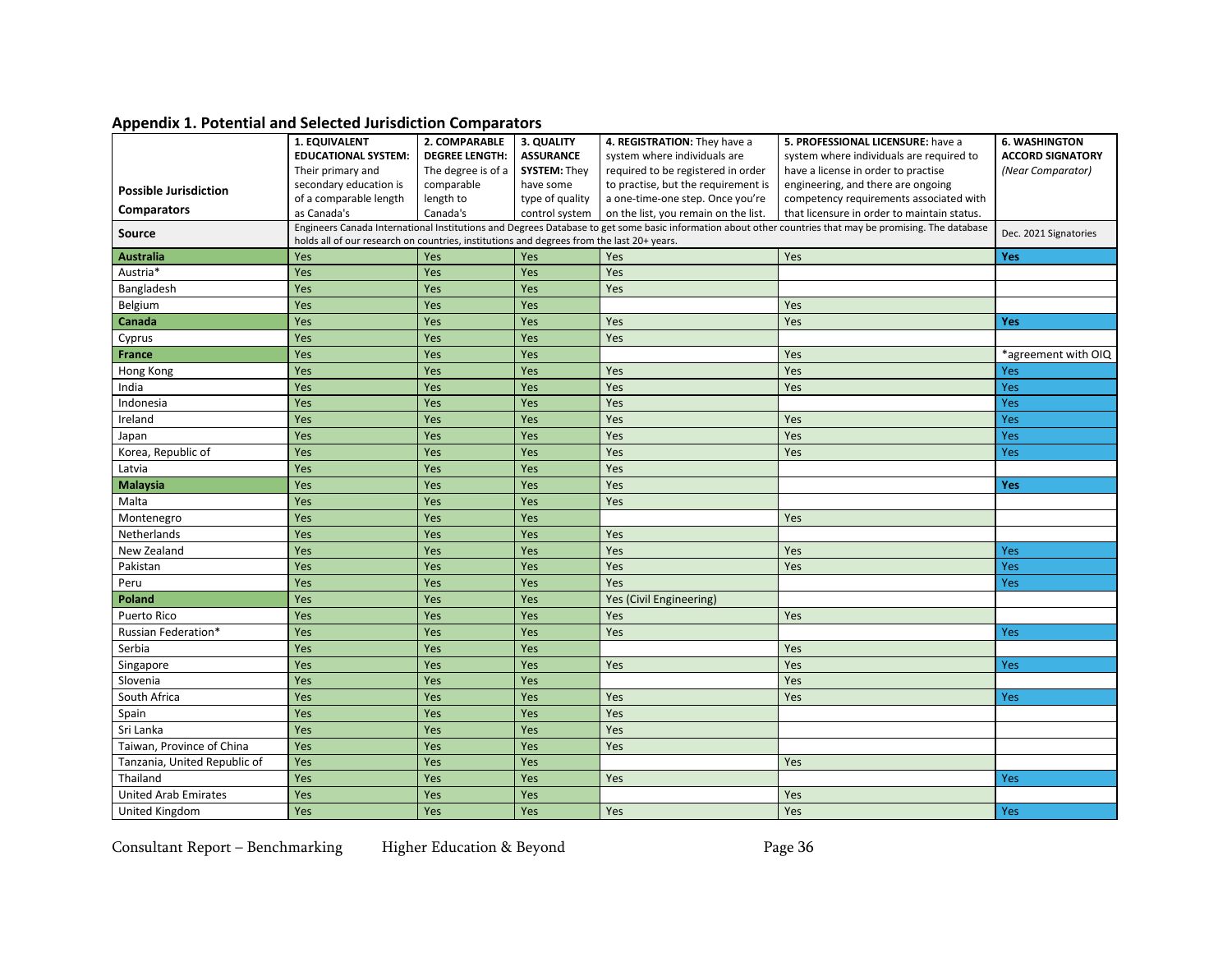## Appendix 1. Potential and Selected Jurisdiction Comparators

| Possible Jurisdiction Comparators | 1. EQUIVALENT EDUCATIONAL SYSTEM: Their primary and secondary education is of a comparable length as Canada's | 2. COMPARABLE DEGREE LENGTH: The degree is of a comparable length to Canada's | 3. QUALITY ASSURANCE SYSTEM: They have some type of quality control system | 4. REGISTRATION: They have a system where individuals are required to be registered in order to practise, but the requirement is a one-time-one step. Once you're on the list, you remain on the list. | 5. PROFESSIONAL LICENSURE: have a system where individuals are required to have a license in order to practise engineering, and there are ongoing competency requirements associated with that licensure in order to maintain status. | 6. WASHINGTON ACCORD SIGNATORY *(Near Comparator)* |
|---|---|---|---|---|---|---|
| **Source** | Engineers Canada International Institutions and Degrees Database to get some basic information about other countries that may be promising. The database holds all of our research on countries, institutions and degrees from the last 20+ years. | | | | | Dec. 2021 Signatories |
| **Australia** | Yes | Yes | Yes | Yes | Yes | **Yes** |
| Austria* | Yes | Yes | Yes | Yes | | |
| Bangladesh | Yes | Yes | Yes | Yes | | |
| Belgium | Yes | Yes | Yes | | Yes | |
| **Canada** | Yes | Yes | Yes | Yes | Yes | **Yes** |
| Cyprus | Yes | Yes | Yes | Yes | | |
| **France** | Yes | Yes | Yes | | Yes | *agreement with OIQ |
| Hong Kong | Yes | Yes | Yes | Yes | Yes | Yes |
| India | Yes | Yes | Yes | Yes | Yes | Yes |
| Indonesia | Yes | Yes | Yes | Yes | | Yes |
| Ireland | Yes | Yes | Yes | Yes | Yes | Yes |
| Japan | Yes | Yes | Yes | Yes | Yes | Yes |
| Korea, Republic of | Yes | Yes | Yes | Yes | Yes | Yes |
| Latvia | Yes | Yes | Yes | Yes | | |
| **Malaysia** | Yes | Yes | Yes | Yes | | **Yes** |
| Malta | Yes | Yes | Yes | Yes | | |
| Montenegro | Yes | Yes | Yes | | Yes | |
| Netherlands | Yes | Yes | Yes | Yes | | |
| New Zealand | Yes | Yes | Yes | Yes | Yes | Yes |
| Pakistan | Yes | Yes | Yes | Yes | Yes | Yes |
| Peru | Yes | Yes | Yes | Yes | | Yes |
| **Poland** | Yes | Yes | Yes | Yes (Civil Engineering) | | |
| Puerto Rico | Yes | Yes | Yes | Yes | Yes | |
| Russian Federation* | Yes | Yes | Yes | Yes | | Yes |
| Serbia | Yes | Yes | Yes | | Yes | |
| Singapore | Yes | Yes | Yes | Yes | Yes | Yes |
| Slovenia | Yes | Yes | Yes | | Yes | |
| South Africa | Yes | Yes | Yes | Yes | Yes | Yes |
| Spain | Yes | Yes | Yes | Yes | | |
| Sri Lanka | Yes | Yes | Yes | Yes | | |
| Taiwan, Province of China | Yes | Yes | Yes | Yes | | |
| Tanzania, United Republic of | Yes | Yes | Yes | | Yes | |
| Thailand | Yes | Yes | Yes | Yes | | Yes |
| United Arab Emirates | Yes | Yes | Yes | | Yes | |
| United Kingdom | Yes | Yes | Yes | Yes | Yes | Yes |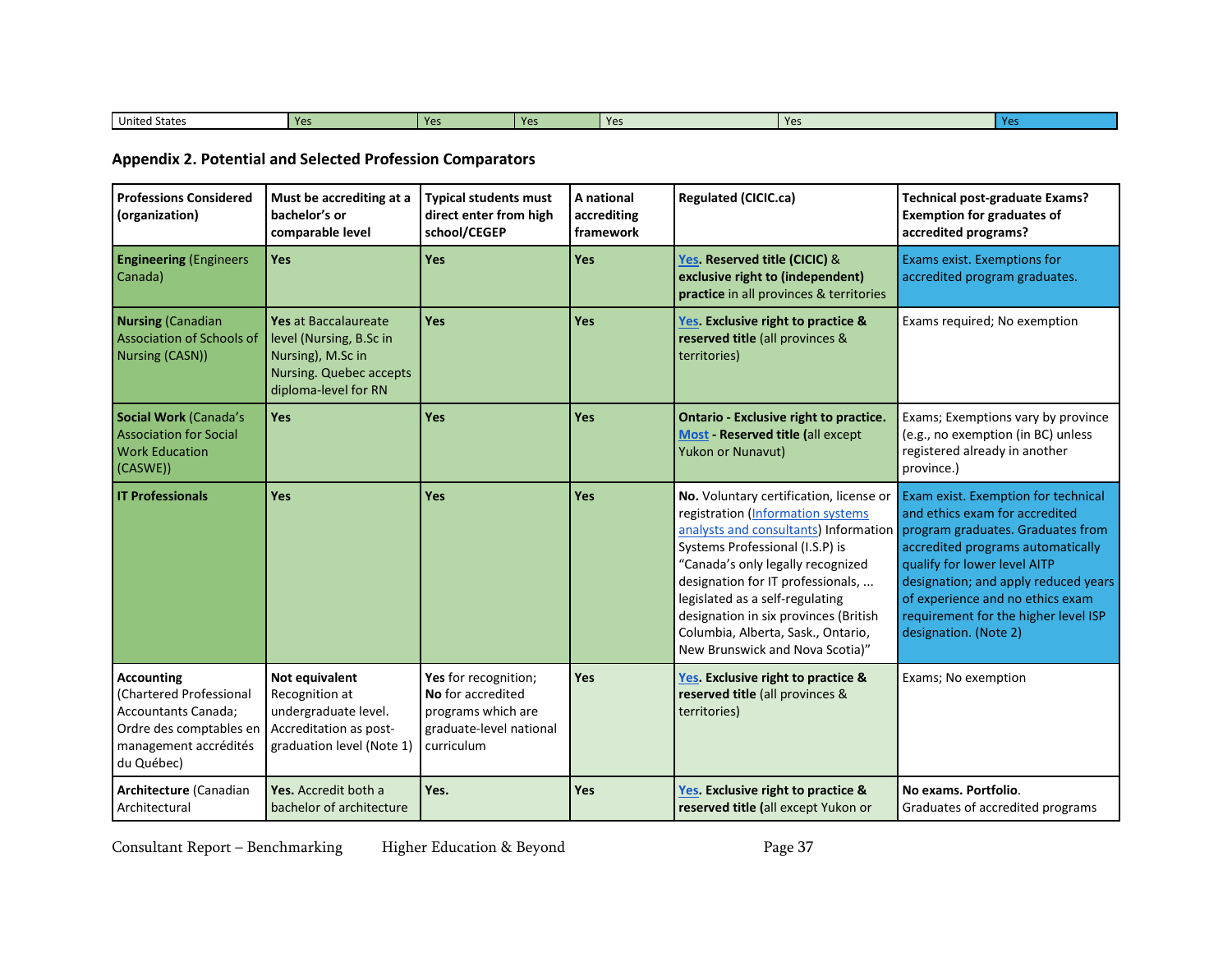| United States | Yes | Yes | Yes | Yes | Yes | Yes |
|---|---|---|---|---|---|---|

## Appendix 2. Potential and Selected Profession Comparators

| Professions Considered (organization) | Must be accrediting at a bachelor's or comparable level | Typical students must direct enter from high school/CEGEP | A national accrediting framework | Regulated (CICIC.ca) | Technical post-graduate Exams? Exemption for graduates of accredited programs? |
|---|---|---|---|---|---|
| **Engineering** (Engineers Canada) | **Yes** | **Yes** | **Yes** | **Yes. Reserved title (CICIC)** & **exclusive right to (independent) practice** in all provinces & territories | Exams exist. Exemptions for accredited program graduates. |
| **Nursing** (Canadian Association of Schools of Nursing (CASN)) | **Yes** at Baccalaureate level (Nursing, B.Sc in Nursing), M.Sc in Nursing. Quebec accepts diploma-level for RN | **Yes** | **Yes** | **Yes. Exclusive right to practice & reserved title** (all provinces & territories) | Exams required; No exemption |
| **Social Work** (Canada's Association for Social Work Education (CASWE)) | **Yes** | **Yes** | **Yes** | **Ontario - Exclusive right to practice. Most - Reserved title (**all except Yukon or Nunavut) | Exams; Exemptions vary by province (e.g., no exemption (in BC) unless registered already in another province.) |
| **IT Professionals** | **Yes** | **Yes** | **Yes** | **No.** Voluntary certification, license or registration (Information systems analysts and consultants) Information Systems Professional (I.S.P) is "Canada's only legally recognized designation for IT professionals, ... legislated as a self-regulating designation in six provinces (British Columbia, Alberta, Sask., Ontario, New Brunswick and Nova Scotia)" | Exam exist. Exemption for technical and ethics exam for accredited program graduates. Graduates from accredited programs automatically qualify for lower level AITP designation; and apply reduced years of experience and no ethics exam requirement for the higher level ISP designation. (Note 2) |
| **Accounting** (Chartered Professional Accountants Canada; Ordre des comptables en management accrédités du Québec) | **Not equivalent** Recognition at undergraduate level. Accreditation as post-graduation level (Note 1) | **Yes** for recognition; **No** for accredited programs which are graduate-level national curriculum | **Yes** | **Yes. Exclusive right to practice & reserved title** (all provinces & territories) | Exams; No exemption |
| **Architecture** (Canadian Architectural | **Yes.** Accredit both a bachelor of architecture | **Yes.** | **Yes** | **Yes. Exclusive right to practice & reserved title (**all except Yukon or | **No exams. Portfolio.** Graduates of accredited programs |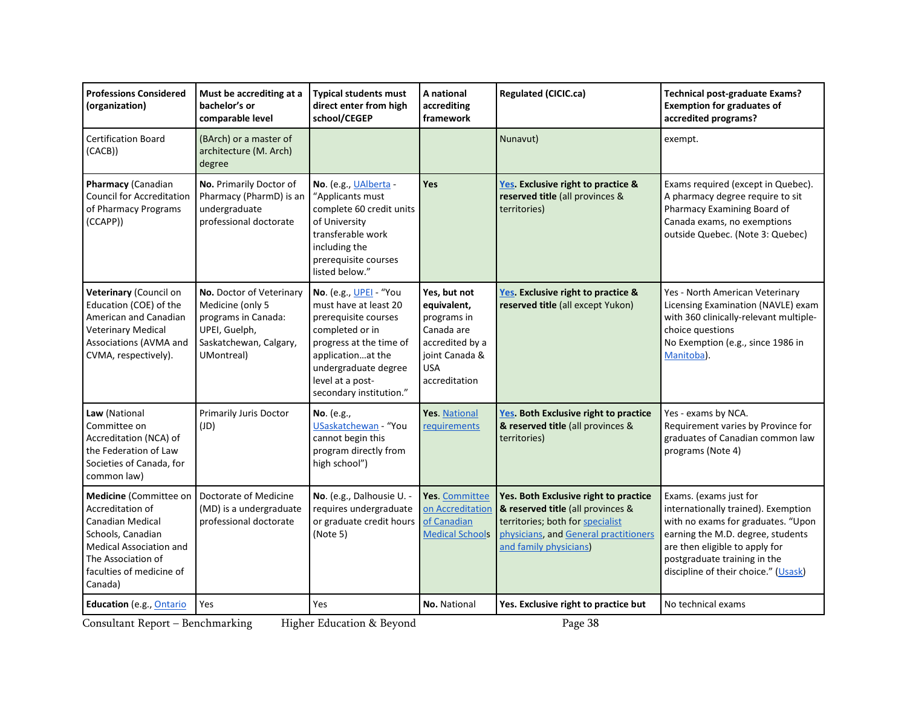| Professions Considered (organization) | Must be accrediting at a bachelor's or comparable level | Typical students must direct enter from high school/CEGEP | A national accrediting framework | Regulated (CICIC.ca) | Technical post-graduate Exams? Exemption for graduates of accredited programs? |
|---|---|---|---|---|---|
| Certification Board (CACB)) | (BArch) or a master of architecture (M. Arch) degree | | | Nunavut) | exempt. |
| **Pharmacy** (Canadian Council for Accreditation of Pharmacy Programs (CCAPP)) | **No.** Primarily Doctor of Pharmacy (PharmD) is an undergraduate professional doctorate | **No**. (e.g., UAlberta - "Applicants must complete 60 credit units of University transferable work including the prerequisite courses listed below." | **Yes** | **Yes. Exclusive right to practice & reserved title** (all provinces & territories) | Exams required (except in Quebec). A pharmacy degree require to sit Pharmacy Examining Board of Canada exams, no exemptions outside Quebec. (Note 3: Quebec) |
| **Veterinary** (Council on Education (COE) of the American and Canadian Veterinary Medical Associations (AVMA and CVMA, respectively). | **No.** Doctor of Veterinary Medicine (only 5 programs in Canada: UPEI, Guelph, Saskatchewan, Calgary, UMontreal) | **No**. (e.g., UPEI - "You must have at least 20 prerequisite courses completed or in progress at the time of application…at the undergraduate degree level at a post-secondary institution." | **Yes, but not equivalent,** programs in Canada are accredited by a joint Canada & USA accreditation | **Yes. Exclusive right to practice & reserved title** (all except Yukon) | Yes - North American Veterinary Licensing Examination (NAVLE) exam with 360 clinically-relevant multiple-choice questions<br>No Exemption (e.g., since 1986 in Manitoba). |
| **Law** (National Committee on Accreditation (NCA) of the Federation of Law Societies of Canada, for common law) | Primarily Juris Doctor (JD) | **No**. (e.g., USaskatchewan - "You cannot begin this program directly from high school") | **Yes**. National requirements | **Yes. Both Exclusive right to practice & reserved title** (all provinces & territories) | Yes - exams by NCA. Requirement varies by Province for graduates of Canadian common law programs (Note 4) |
| **Medicine** (Committee on Accreditation of Canadian Medical Schools, Canadian Medical Association and The Association of faculties of medicine of Canada) | Doctorate of Medicine (MD) is a undergraduate professional doctorate | **No**. (e.g., Dalhousie U. - requires undergraduate or graduate credit hours (Note 5) | **Yes**. Committee on Accreditation of Canadian Medical Schools | **Yes. Both Exclusive right to practice & reserved title** (all provinces & territories; both for specialist physicians, and General practitioners and family physicians) | Exams. (exams just for internationally trained). Exemption with no exams for graduates. "Upon earning the M.D. degree, students are then eligible to apply for postgraduate training in the discipline of their choice." (Usask) |
| **Education** (e.g., Ontario | Yes | Yes | **No.** National | **Yes. Exclusive right to practice but** | No technical exams |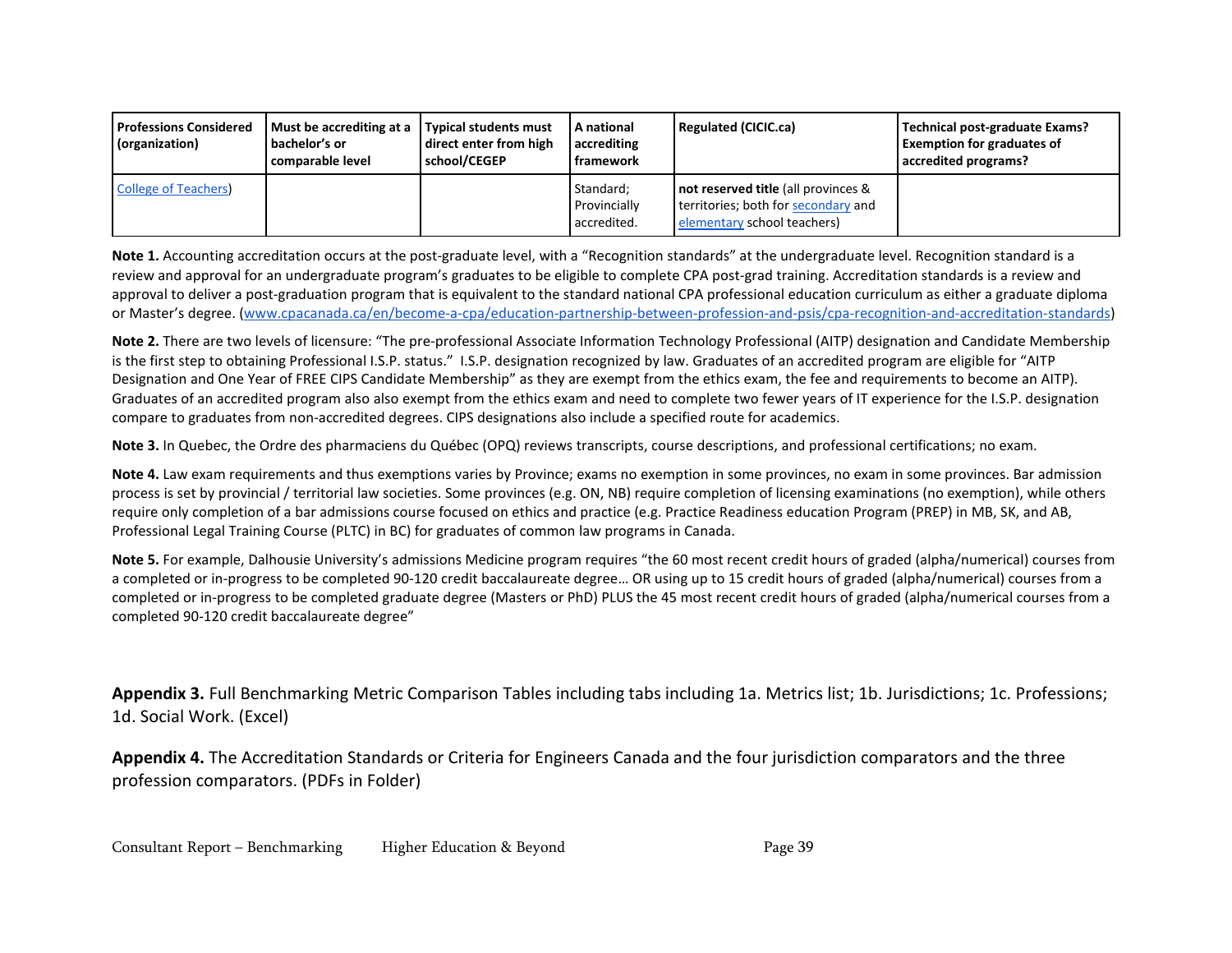| Professions Considered (organization) | Must be accrediting at a bachelor's or comparable level | Typical students must direct enter from high school/CEGEP | A national accrediting framework | Regulated (CICIC.ca) | Technical post-graduate Exams? Exemption for graduates of accredited programs? |
|---|---|---|---|---|---|
| College of Teachers) | | | Standard; Provincially accredited. | **not reserved title** (all provinces & territories; both for secondary and elementary school teachers) | |

**Note 1.** Accounting accreditation occurs at the post-graduate level, with a "Recognition standards" at the undergraduate level. Recognition standard is a review and approval for an undergraduate program's graduates to be eligible to complete CPA post-grad training. Accreditation standards is a review and approval to deliver a post-graduation program that is equivalent to the standard national CPA professional education curriculum as either a graduate diploma or Master's degree. (www.cpacanada.ca/en/become-a-cpa/education-partnership-between-profession-and-psis/cpa-recognition-and-accreditation-standards)

**Note 2.** There are two levels of licensure: "The pre-professional Associate Information Technology Professional (AITP) designation and Candidate Membership is the first step to obtaining Professional I.S.P. status." I.S.P. designation recognized by law. Graduates of an accredited program are eligible for "AITP Designation and One Year of FREE CIPS Candidate Membership" as they are exempt from the ethics exam, the fee and requirements to become an AITP). Graduates of an accredited program also also exempt from the ethics exam and need to complete two fewer years of IT experience for the I.S.P. designation compare to graduates from non-accredited degrees. CIPS designations also include a specified route for academics.

**Note 3.** In Quebec, the Ordre des pharmaciens du Québec (OPQ) reviews transcripts, course descriptions, and professional certifications; no exam.

**Note 4.** Law exam requirements and thus exemptions varies by Province; exams no exemption in some provinces, no exam in some provinces. Bar admission process is set by provincial / territorial law societies. Some provinces (e.g. ON, NB) require completion of licensing examinations (no exemption), while others require only completion of a bar admissions course focused on ethics and practice (e.g. Practice Readiness education Program (PREP) in MB, SK, and AB, Professional Legal Training Course (PLTC) in BC) for graduates of common law programs in Canada.

**Note 5.** For example, Dalhousie University's admissions Medicine program requires "the 60 most recent credit hours of graded (alpha/numerical) courses from a completed or in-progress to be completed 90-120 credit baccalaureate degree… OR using up to 15 credit hours of graded (alpha/numerical) courses from a completed or in-progress to be completed graduate degree (Masters or PhD) PLUS the 45 most recent credit hours of graded (alpha/numerical courses from a completed 90-120 credit baccalaureate degree"

**Appendix 3.** Full Benchmarking Metric Comparison Tables including tabs including 1a. Metrics list; 1b. Jurisdictions; 1c. Professions; 1d. Social Work. (Excel)

**Appendix 4.** The Accreditation Standards or Criteria for Engineers Canada and the four jurisdiction comparators and the three profession comparators. (PDFs in Folder)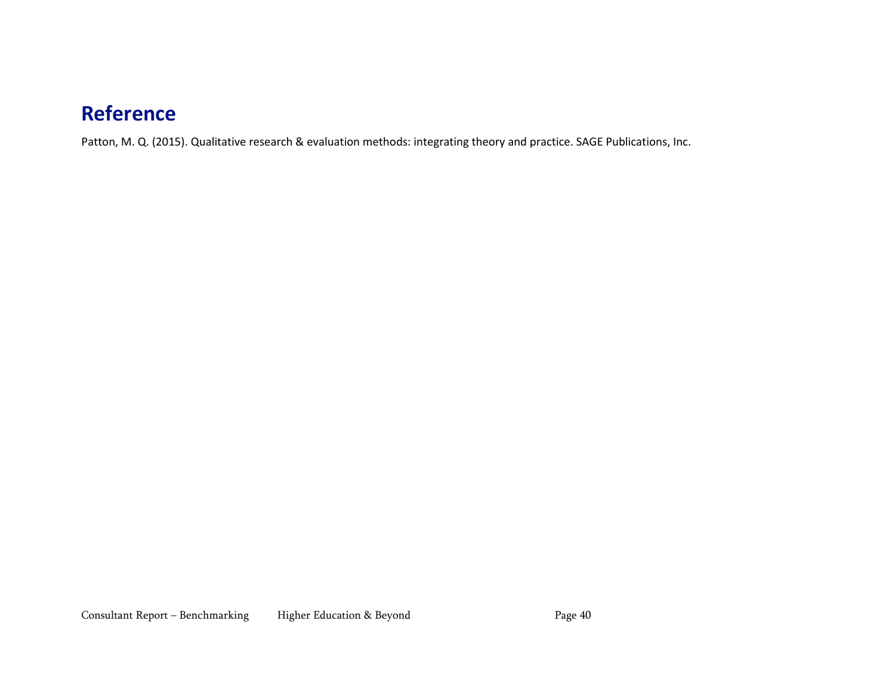## Reference

Patton, M. Q. (2015). Qualitative research & evaluation methods: integrating theory and practice. SAGE Publications, Inc.